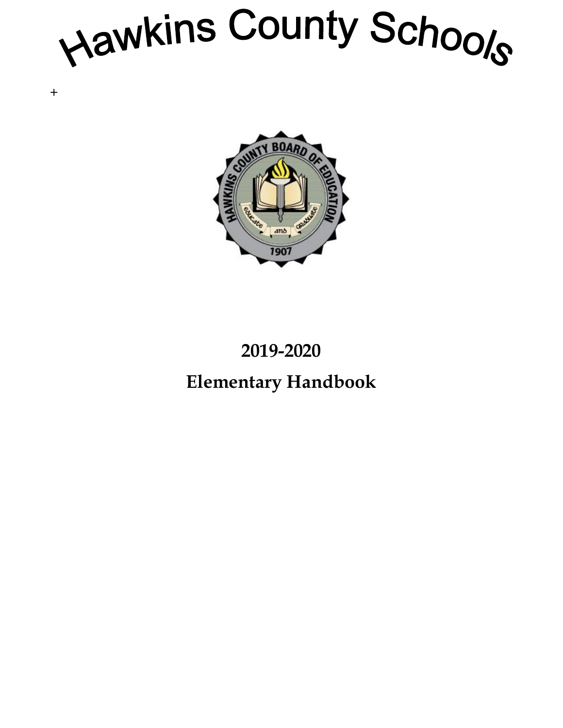# Hawkins County Schools

+

**2019-2020**

**Elementary Handbook**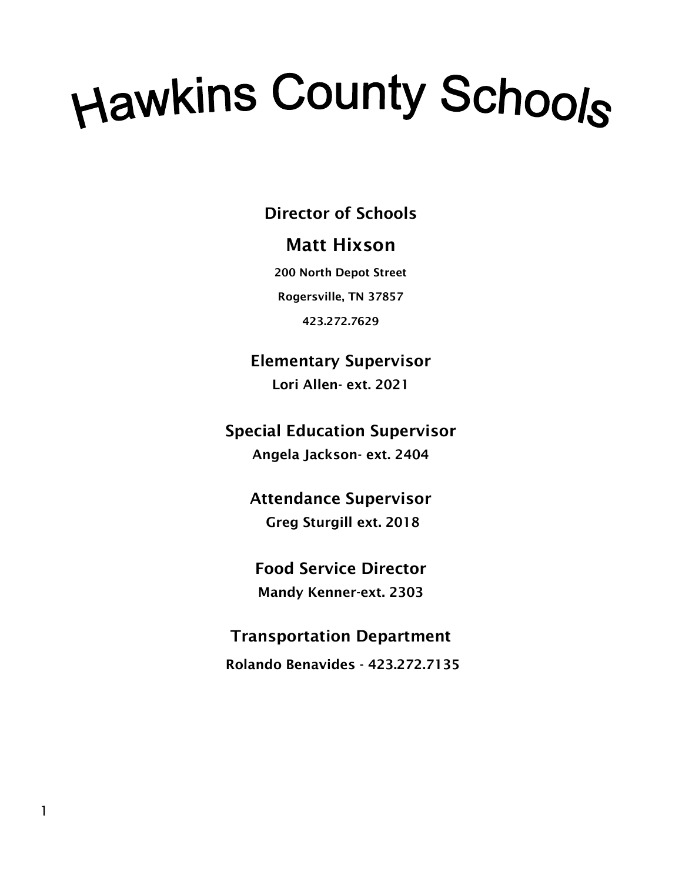# Hawkins County Schools

## Director of Schools

### Matt Hixson

200 North Depot Street

Rogersville, TN 37857

423.272.7629

## Elementary Supervisor

Lori Allen- ext. 2021

## Special Education Supervisor

Angela Jackson- ext. 2404

## Attendance Supervisor

Greg Sturgill ext. 2018

## Food Service Director

Mandy Kenner-ext. 2303

## Transportation Department

Rolando Benavides - 423.272.7135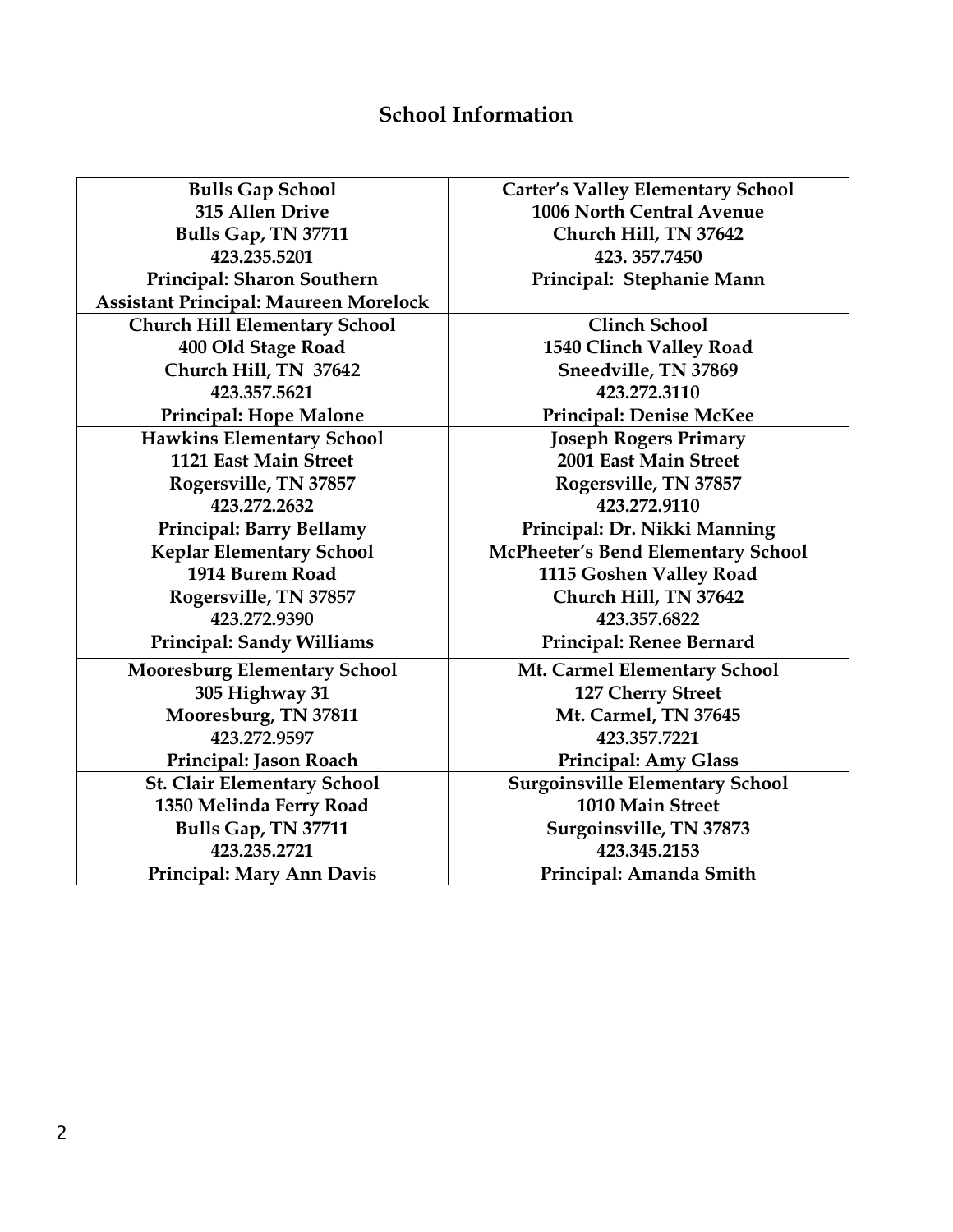## School Information

| **Bulls Gap School**<br>**315 Allen Drive**<br>**Bulls Gap, TN 37711**<br>**423.235.5201**<br>**Principal: Sharon Southern**<br>**Assistant Principal: Maureen Morelock** | **Carter's Valley Elementary School**<br>**1006 North Central Avenue**<br>**Church Hill, TN 37642**<br>**423. 357.7450**<br>**Principal: Stephanie Mann** |
|---|---|
| **Church Hill Elementary School**<br>**400 Old Stage Road**<br>**Church Hill, TN 37642**<br>**423.357.5621**<br>**Principal: Hope Malone** | **Clinch School**<br>**1540 Clinch Valley Road**<br>**Sneedville, TN 37869**<br>**423.272.3110**<br>**Principal: Denise McKee** |
| **Hawkins Elementary School**<br>**1121 East Main Street**<br>**Rogersville, TN 37857**<br>**423.272.2632**<br>**Principal: Barry Bellamy** | **Joseph Rogers Primary**<br>**2001 East Main Street**<br>**Rogersville, TN 37857**<br>**423.272.9110**<br>**Principal: Dr. Nikki Manning** |
| **Keplar Elementary School**<br>**1914 Burem Road**<br>**Rogersville, TN 37857**<br>**423.272.9390**<br>**Principal: Sandy Williams** | **McPheeter's Bend Elementary School**<br>**1115 Goshen Valley Road**<br>**Church Hill, TN 37642**<br>**423.357.6822**<br>**Principal: Renee Bernard** |
| **Mooresburg Elementary School**<br>**305 Highway 31**<br>**Mooresburg, TN 37811**<br>**423.272.9597**<br>**Principal: Jason Roach** | **Mt. Carmel Elementary School**<br>**127 Cherry Street**<br>**Mt. Carmel, TN 37645**<br>**423.357.7221**<br>**Principal: Amy Glass** |
| **St. Clair Elementary School**<br>**1350 Melinda Ferry Road**<br>**Bulls Gap, TN 37711**<br>**423.235.2721**<br>**Principal: Mary Ann Davis** | **Surgoinsville Elementary School**<br>**1010 Main Street**<br>**Surgoinsville, TN 37873**<br>**423.345.2153**<br>**Principal: Amanda Smith** |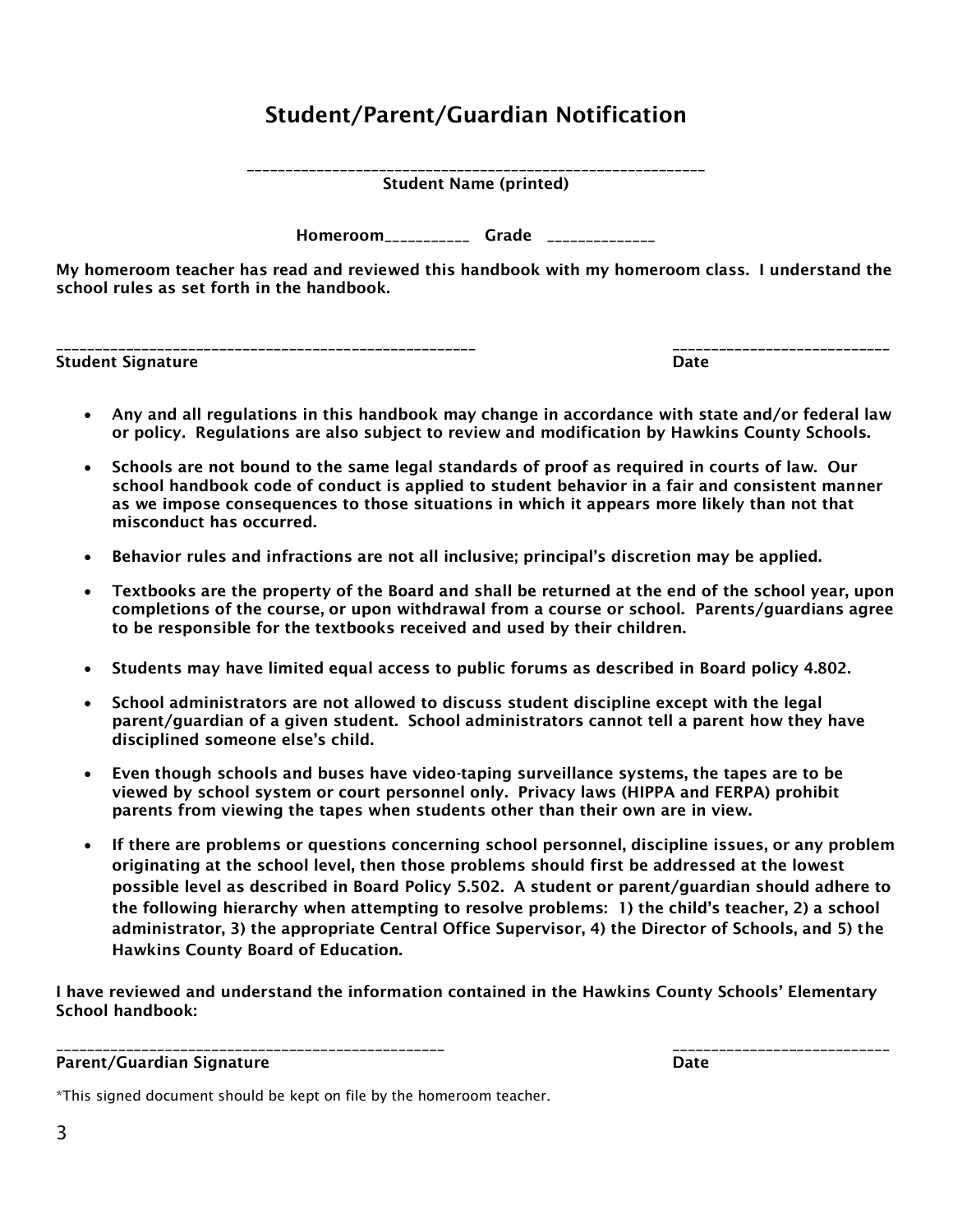# Student/Parent/Guardian Notification

___________________________________________________________

**Student Name (printed)**

**Homeroom___________ Grade ______________**

**My homeroom teacher has read and reviewed this handbook with my homeroom class. I understand the school rules as set forth in the handbook.**

_______________________________________________________ ____________________________

**Student Signature** **Date**

- **Any and all regulations in this handbook may change in accordance with state and/or federal law or policy. Regulations are also subject to review and modification by Hawkins County Schools.**
- **Schools are not bound to the same legal standards of proof as required in courts of law. Our school handbook code of conduct is applied to student behavior in a fair and consistent manner as we impose consequences to those situations in which it appears more likely than not that misconduct has occurred.**
- **Behavior rules and infractions are not all inclusive; principal's discretion may be applied.**
- **Textbooks are the property of the Board and shall be returned at the end of the school year, upon completions of the course, or upon withdrawal from a course or school. Parents/guardians agree to be responsible for the textbooks received and used by their children.**
- **Students may have limited equal access to public forums as described in Board policy 4.802.**
- **School administrators are not allowed to discuss student discipline except with the legal parent/guardian of a given student. School administrators cannot tell a parent how they have disciplined someone else's child.**
- **Even though schools and buses have video-taping surveillance systems, the tapes are to be viewed by school system or court personnel only. Privacy laws (HIPPA and FERPA) prohibit parents from viewing the tapes when students other than their own are in view.**
- **If there are problems or questions concerning school personnel, discipline issues, or any problem originating at the school level, then those problems should first be addressed at the lowest possible level as described in Board Policy 5.502. A student or parent/guardian should adhere to the following hierarchy when attempting to resolve problems: 1) the child's teacher, 2) a school administrator, 3) the appropriate Central Office Supervisor, 4) the Director of Schools, and 5) the Hawkins County Board of Education.**

**I have reviewed and understand the information contained in the Hawkins County Schools' Elementary School handbook:**

__________________________________________________ ____________________________

**Parent/Guardian Signature** **Date**

*This signed document should be kept on file by the homeroom teacher.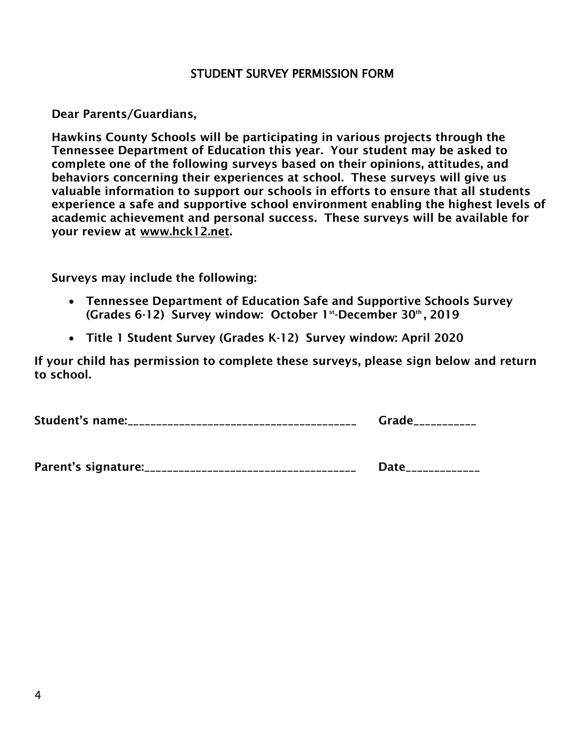# STUDENT SURVEY PERMISSION FORM

**Dear Parents/Guardians,**

**Hawkins County Schools will be participating in various projects through the Tennessee Department of Education this year. Your student may be asked to complete one of the following surveys based on their opinions, attitudes, and behaviors concerning their experiences at school. These surveys will give us valuable information to support our schools in efforts to ensure that all students experience a safe and supportive school environment enabling the highest levels of academic achievement and personal success. These surveys will be available for your review at www.hck12.net.**

**Surveys may include the following:**

- **Tennessee Department of Education Safe and Supportive Schools Survey (Grades 6-12) Survey window: October 1st-December 30th, 2019**
- **Title 1 Student Survey (Grades K-12) Survey window: April 2020**

**If your child has permission to complete these surveys, please sign below and return to school.**

**Student's name:**_______________________________________ **Grade**__________

**Parent's signature:**____________________________________ **Date**____________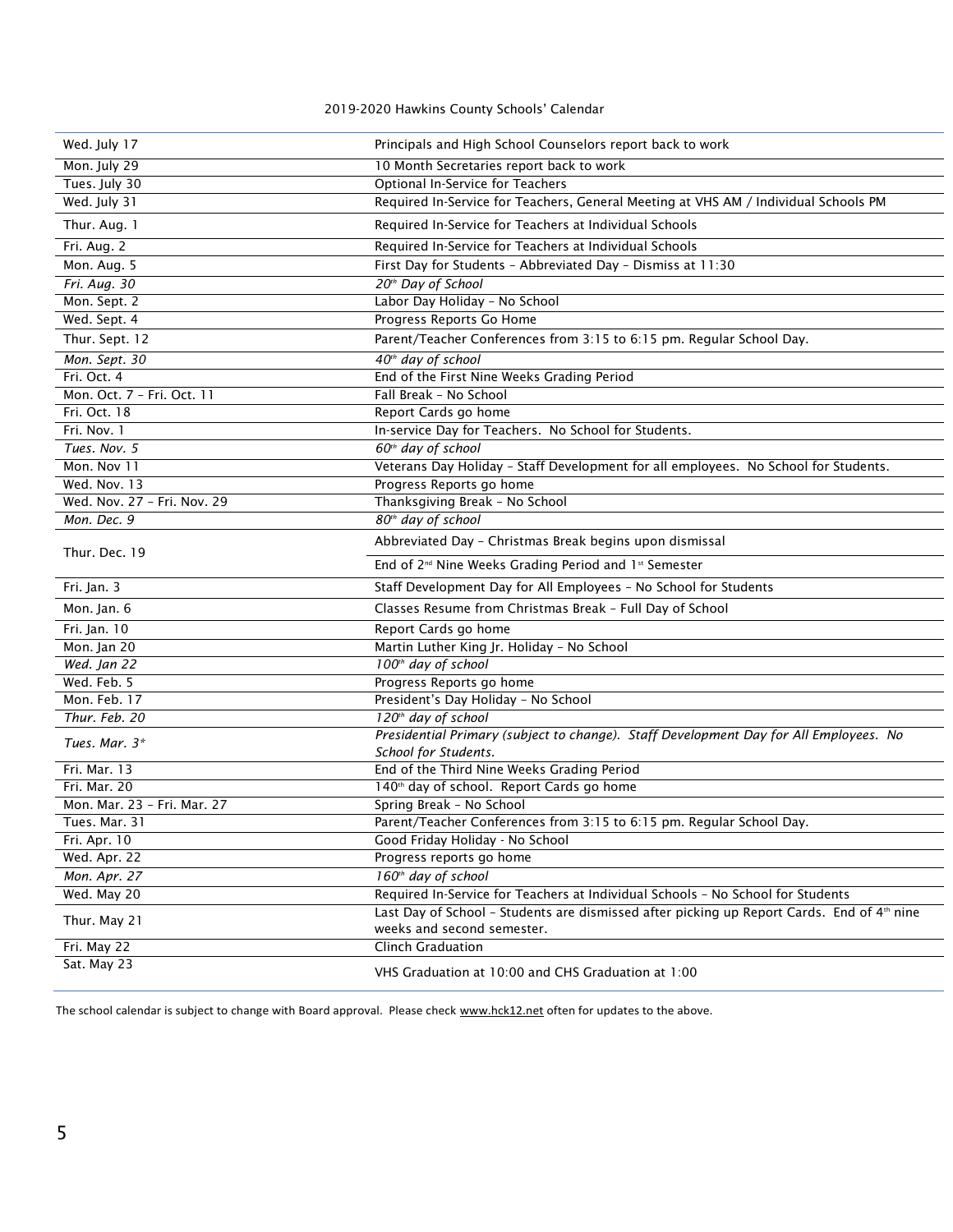2019-2020 Hawkins County Schools' Calendar

| | |
|---|---|
| Wed. July 17 | Principals and High School Counselors report back to work |
| Mon. July 29 | 10 Month Secretaries report back to work |
| Tues. July 30 | Optional In-Service for Teachers |
| Wed. July 31 | Required In-Service for Teachers, General Meeting at VHS AM / Individual Schools PM |
| Thur. Aug. 1 | Required In-Service for Teachers at Individual Schools |
| Fri. Aug. 2 | Required In-Service for Teachers at Individual Schools |
| Mon. Aug. 5 | First Day for Students – Abbreviated Day – Dismiss at 11:30 |
| *Fri. Aug. 30* | *20th Day of School* |
| Mon. Sept. 2 | Labor Day Holiday – No School |
| Wed. Sept. 4 | Progress Reports Go Home |
| Thur. Sept. 12 | Parent/Teacher Conferences from 3:15 to 6:15 pm. Regular School Day. |
| *Mon. Sept. 30* | *40th day of school* |
| Fri. Oct. 4 | End of the First Nine Weeks Grading Period |
| Mon. Oct. 7 – Fri. Oct. 11 | Fall Break – No School |
| Fri. Oct. 18 | Report Cards go home |
| Fri. Nov. 1 | In-service Day for Teachers. No School for Students. |
| *Tues. Nov. 5* | *60th day of school* |
| Mon. Nov 11 | Veterans Day Holiday – Staff Development for all employees. No School for Students. |
| Wed. Nov. 13 | Progress Reports go home |
| Wed. Nov. 27 – Fri. Nov. 29 | Thanksgiving Break – No School |
| *Mon. Dec. 9* | *80th day of school* |
| Thur. Dec. 19 | Abbreviated Day – Christmas Break begins upon dismissal |
| | End of 2nd Nine Weeks Grading Period and 1st Semester |
| Fri. Jan. 3 | Staff Development Day for All Employees – No School for Students |
| Mon. Jan. 6 | Classes Resume from Christmas Break – Full Day of School |
| Fri. Jan. 10 | Report Cards go home |
| Mon. Jan 20 | Martin Luther King Jr. Holiday – No School |
| *Wed. Jan 22* | *100th day of school* |
| Wed. Feb. 5 | Progress Reports go home |
| Mon. Feb. 17 | President's Day Holiday – No School |
| *Thur. Feb. 20* | *120th day of school* |
| *Tues. Mar. 3** | *Presidential Primary (subject to change). Staff Development Day for All Employees. No School for Students.* |
| Fri. Mar. 13 | End of the Third Nine Weeks Grading Period |
| Fri. Mar. 20 | 140th day of school. Report Cards go home |
| Mon. Mar. 23 – Fri. Mar. 27 | Spring Break – No School |
| Tues. Mar. 31 | Parent/Teacher Conferences from 3:15 to 6:15 pm. Regular School Day. |
| Fri. Apr. 10 | Good Friday Holiday - No School |
| Wed. Apr. 22 | Progress reports go home |
| *Mon. Apr. 27* | *160th day of school* |
| Wed. May 20 | Required In-Service for Teachers at Individual Schools – No School for Students |
| Thur. May 21 | Last Day of School – Students are dismissed after picking up Report Cards. End of 4th nine weeks and second semester. |
| Fri. May 22 | Clinch Graduation |
| Sat. May 23 | VHS Graduation at 10:00 and CHS Graduation at 1:00 |

The school calendar is subject to change with Board approval. Please check www.hck12.net often for updates to the above.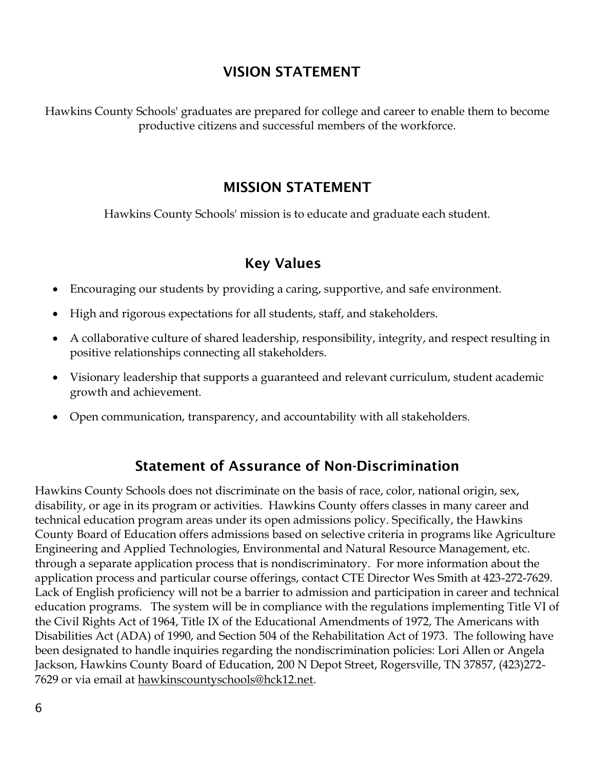## VISION STATEMENT

Hawkins County Schools' graduates are prepared for college and career to enable them to become productive citizens and successful members of the workforce.

## MISSION STATEMENT

Hawkins County Schools' mission is to educate and graduate each student.

## Key Values

- Encouraging our students by providing a caring, supportive, and safe environment.
- High and rigorous expectations for all students, staff, and stakeholders.
- A collaborative culture of shared leadership, responsibility, integrity, and respect resulting in positive relationships connecting all stakeholders.
- Visionary leadership that supports a guaranteed and relevant curriculum, student academic growth and achievement.
- Open communication, transparency, and accountability with all stakeholders.

## Statement of Assurance of Non-Discrimination

Hawkins County Schools does not discriminate on the basis of race, color, national origin, sex, disability, or age in its program or activities. Hawkins County offers classes in many career and technical education program areas under its open admissions policy. Specifically, the Hawkins County Board of Education offers admissions based on selective criteria in programs like Agriculture Engineering and Applied Technologies, Environmental and Natural Resource Management, etc. through a separate application process that is nondiscriminatory. For more information about the application process and particular course offerings, contact CTE Director Wes Smith at 423-272-7629. Lack of English proficiency will not be a barrier to admission and participation in career and technical education programs. The system will be in compliance with the regulations implementing Title VI of the Civil Rights Act of 1964, Title IX of the Educational Amendments of 1972, The Americans with Disabilities Act (ADA) of 1990, and Section 504 of the Rehabilitation Act of 1973. The following have been designated to handle inquiries regarding the nondiscrimination policies: Lori Allen or Angela Jackson, Hawkins County Board of Education, 200 N Depot Street, Rogersville, TN 37857, (423)272-7629 or via email at hawkinscountyschools@hck12.net.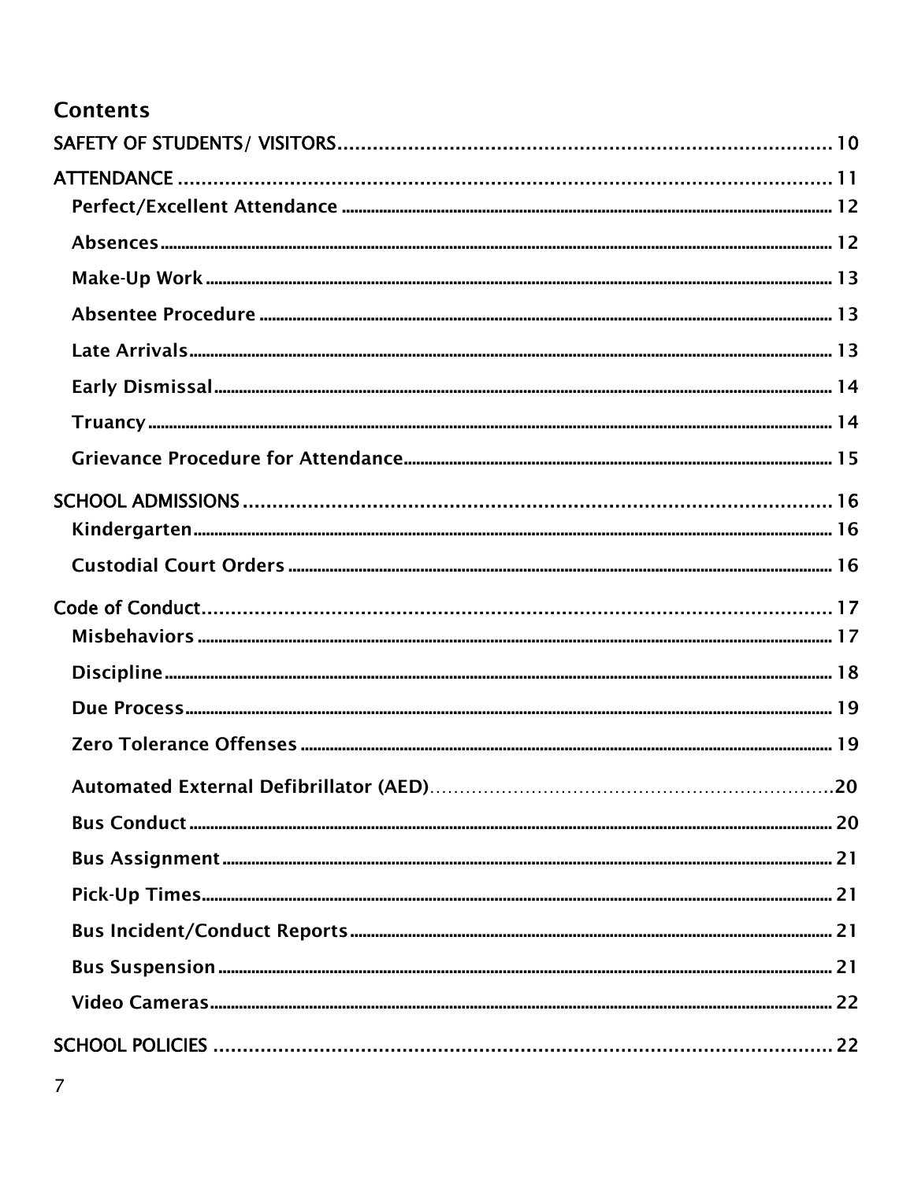# Contents

SAFETY OF STUDENTS/ VISITORS ........................................................................ 10

ATTENDANCE ........................................................................................................ 11

- Perfect/Excellent Attendance ........................................................................ 12
- Absences ........................................................................................................ 12
- Make-Up Work ................................................................................................ 13
- Absentee Procedure ...................................................................................... 13
- Late Arrivals .................................................................................................. 13
- Early Dismissal .............................................................................................. 14
- Truancy .......................................................................................................... 14
- Grievance Procedure for Attendance ............................................................ 15

SCHOOL ADMISSIONS ........................................................................................... 16

- Kindergarten .................................................................................................. 16
- Custodial Court Orders .................................................................................. 16

Code of Conduct ................................................................................................... 17

- Misbehaviors .................................................................................................. 17
- Discipline ........................................................................................................ 18
- Due Process .................................................................................................... 19
- Zero Tolerance Offenses ................................................................................ 19
- Automated External Defibrillator (AED) ....................................................... 20
- Bus Conduct ................................................................................................... 20
- Bus Assignment ............................................................................................. 21
- Pick-Up Times ................................................................................................. 21
- Bus Incident/Conduct Reports ....................................................................... 21
- Bus Suspension .............................................................................................. 21
- Video Cameras ............................................................................................... 22

SCHOOL POLICIES ................................................................................................ 22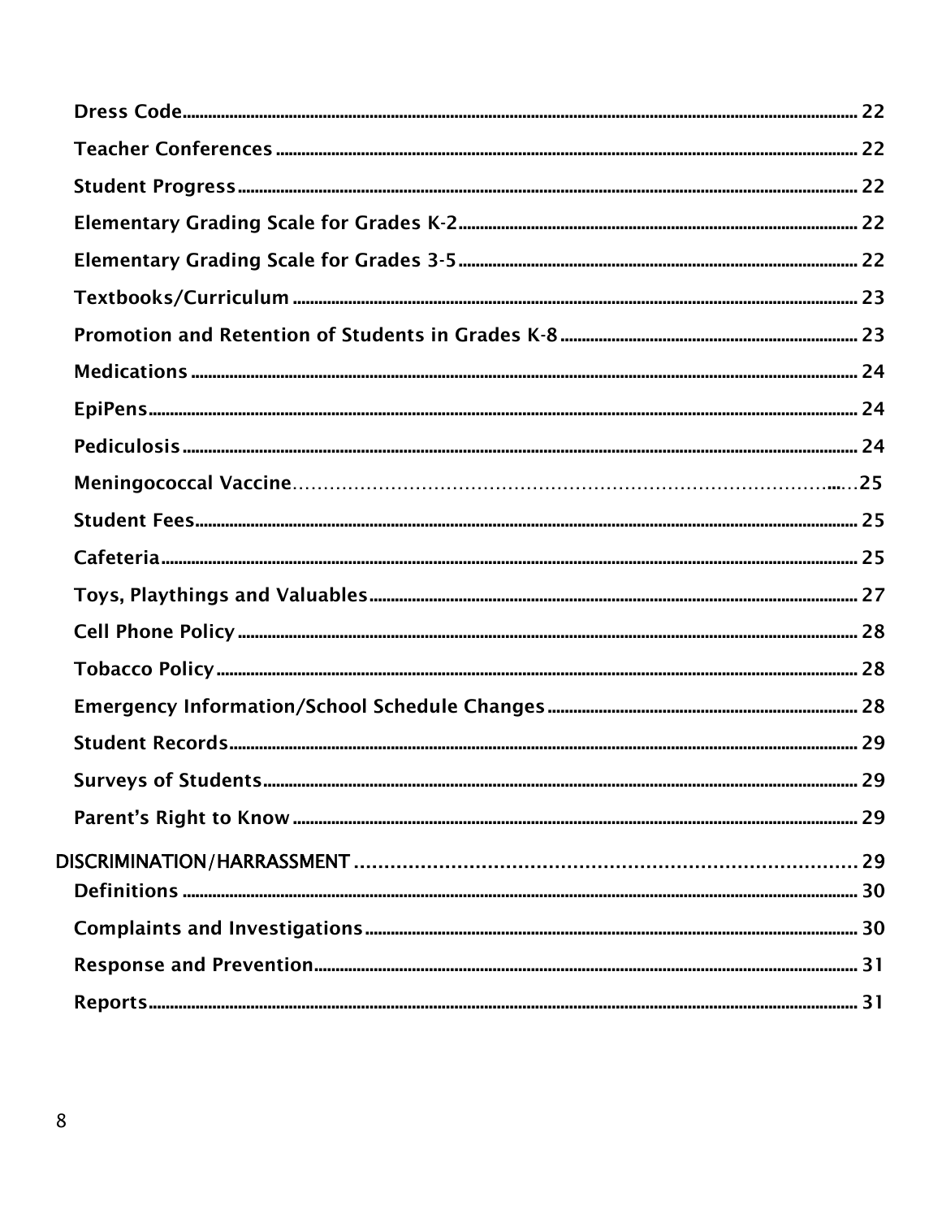**Dress Code** ........ 22

**Teacher Conferences** ........ 22

**Student Progress** ........ 22

**Elementary Grading Scale for Grades K-2** ........ 22

**Elementary Grading Scale for Grades 3-5** ........ 22

**Textbooks/Curriculum** ........ 23

**Promotion and Retention of Students in Grades K-8** ........ 23

**Medications** ........ 24

**EpiPens** ........ 24

**Pediculosis** ........ 24

**Meningococcal Vaccine** ........ 25

**Student Fees** ........ 25

**Cafeteria** ........ 25

**Toys, Playthings and Valuables** ........ 27

**Cell Phone Policy** ........ 28

**Tobacco Policy** ........ 28

**Emergency Information/School Schedule Changes** ........ 28

**Student Records** ........ 29

**Surveys of Students** ........ 29

**Parent's Right to Know** ........ 29

DISCRIMINATION/HARRASSMENT ........ 29

**Definitions** ........ 30

**Complaints and Investigations** ........ 30

**Response and Prevention** ........ 31

**Reports** ........ 31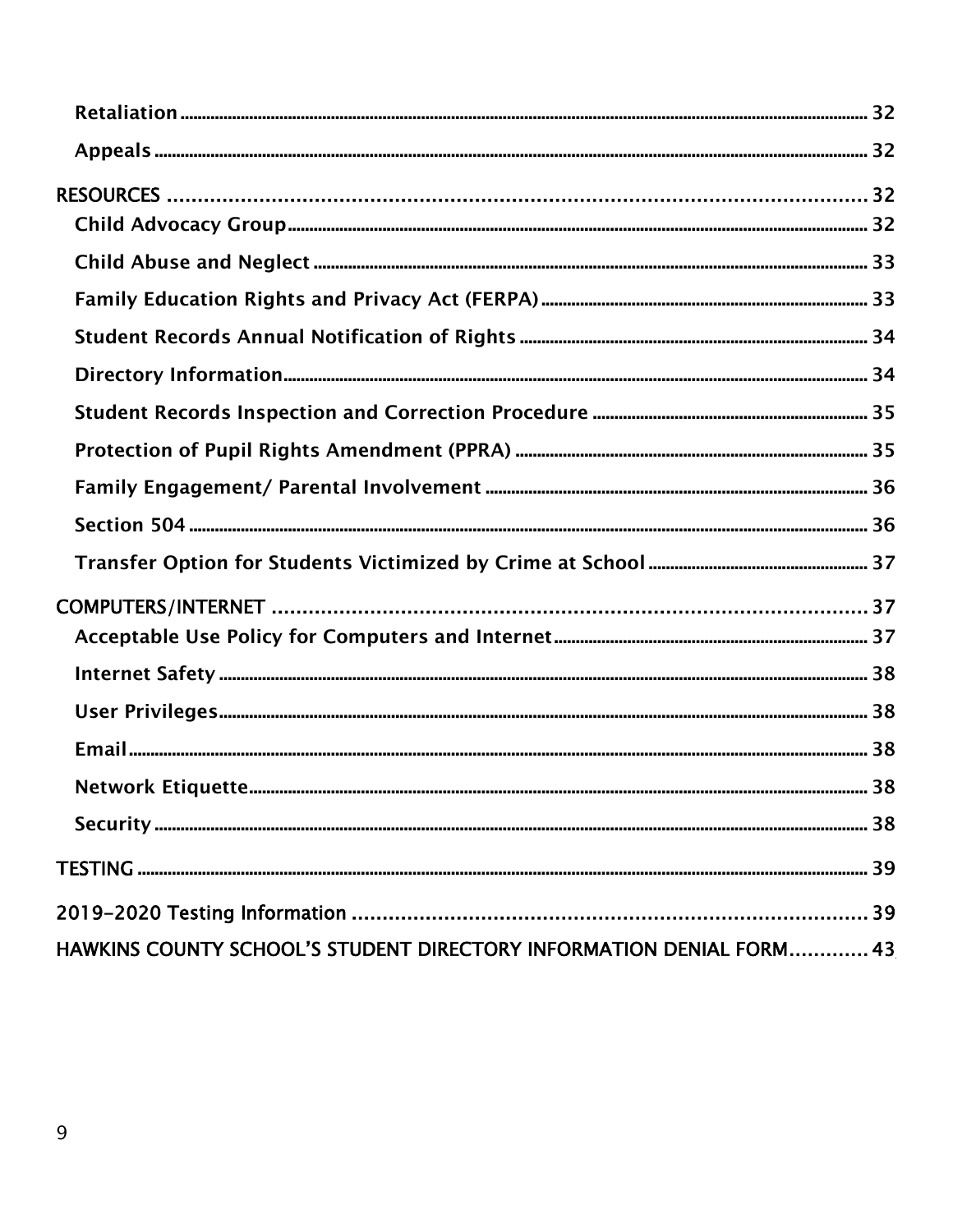Retaliation ..... 32

Appeals ..... 32

RESOURCES ..... 32

Child Advocacy Group ..... 32

Child Abuse and Neglect ..... 33

Family Education Rights and Privacy Act (FERPA) ..... 33

Student Records Annual Notification of Rights ..... 34

Directory Information ..... 34

Student Records Inspection and Correction Procedure ..... 35

Protection of Pupil Rights Amendment (PPRA) ..... 35

Family Engagement/ Parental Involvement ..... 36

Section 504 ..... 36

Transfer Option for Students Victimized by Crime at School ..... 37

COMPUTERS/INTERNET ..... 37

Acceptable Use Policy for Computers and Internet ..... 37

Internet Safety ..... 38

User Privileges ..... 38

Email ..... 38

Network Etiquette ..... 38

Security ..... 38

TESTING ..... 39

2019-2020 Testing Information ..... 39

HAWKINS COUNTY SCHOOL'S STUDENT DIRECTORY INFORMATION DENIAL FORM ..... 43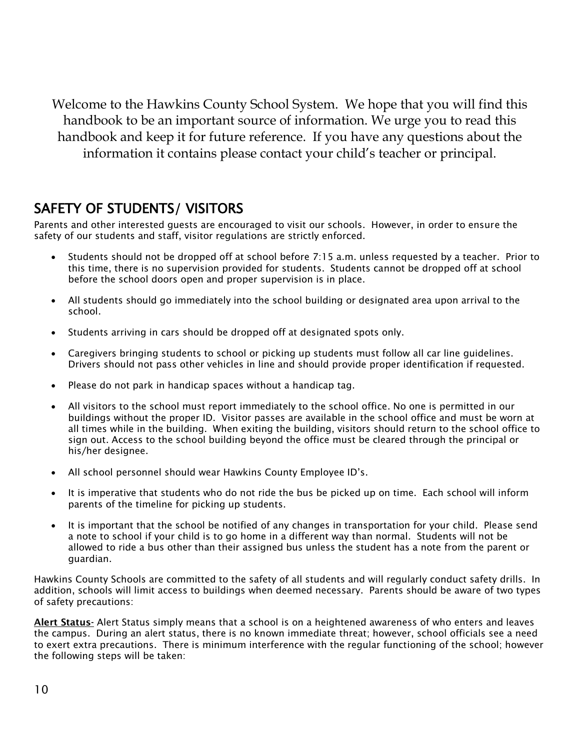Welcome to the Hawkins County School System. We hope that you will find this handbook to be an important source of information. We urge you to read this handbook and keep it for future reference. If you have any questions about the information it contains please contact your child's teacher or principal.

## SAFETY OF STUDENTS/ VISITORS

Parents and other interested guests are encouraged to visit our schools. However, in order to ensure the safety of our students and staff, visitor regulations are strictly enforced.

- Students should not be dropped off at school before 7:15 a.m. unless requested by a teacher. Prior to this time, there is no supervision provided for students. Students cannot be dropped off at school before the school doors open and proper supervision is in place.
- All students should go immediately into the school building or designated area upon arrival to the school.
- Students arriving in cars should be dropped off at designated spots only.
- Caregivers bringing students to school or picking up students must follow all car line guidelines. Drivers should not pass other vehicles in line and should provide proper identification if requested.
- Please do not park in handicap spaces without a handicap tag.
- All visitors to the school must report immediately to the school office. No one is permitted in our buildings without the proper ID. Visitor passes are available in the school office and must be worn at all times while in the building. When exiting the building, visitors should return to the school office to sign out. Access to the school building beyond the office must be cleared through the principal or his/her designee.
- All school personnel should wear Hawkins County Employee ID's.
- It is imperative that students who do not ride the bus be picked up on time. Each school will inform parents of the timeline for picking up students.
- It is important that the school be notified of any changes in transportation for your child. Please send a note to school if your child is to go home in a different way than normal. Students will not be allowed to ride a bus other than their assigned bus unless the student has a note from the parent or guardian.

Hawkins County Schools are committed to the safety of all students and will regularly conduct safety drills. In addition, schools will limit access to buildings when deemed necessary. Parents should be aware of two types of safety precautions:

**Alert Status**- Alert Status simply means that a school is on a heightened awareness of who enters and leaves the campus. During an alert status, there is no known immediate threat; however, school officials see a need to exert extra precautions. There is minimum interference with the regular functioning of the school; however the following steps will be taken: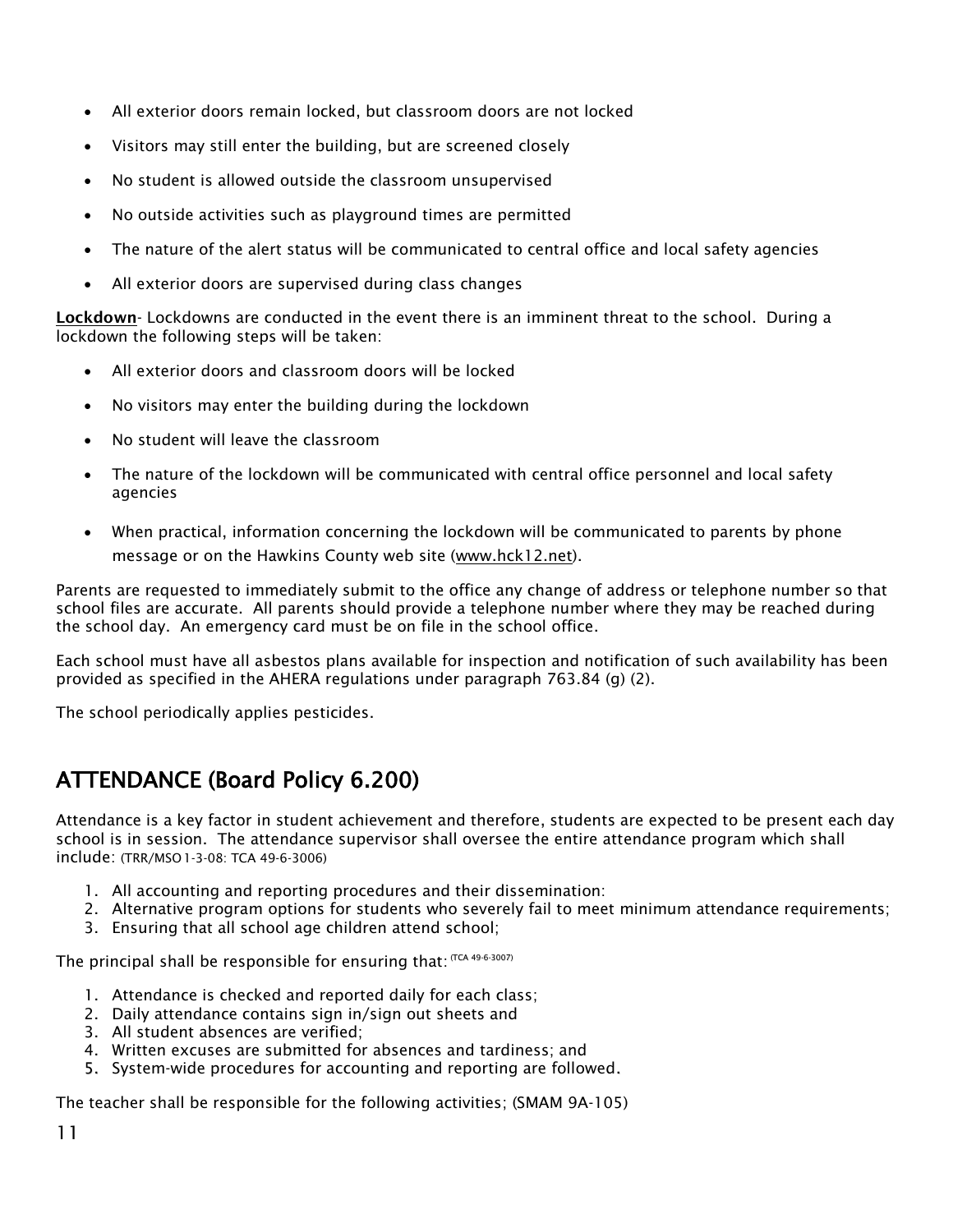- All exterior doors remain locked, but classroom doors are not locked
- Visitors may still enter the building, but are screened closely
- No student is allowed outside the classroom unsupervised
- No outside activities such as playground times are permitted
- The nature of the alert status will be communicated to central office and local safety agencies
- All exterior doors are supervised during class changes

**Lockdown**- Lockdowns are conducted in the event there is an imminent threat to the school. During a lockdown the following steps will be taken:

- All exterior doors and classroom doors will be locked
- No visitors may enter the building during the lockdown
- No student will leave the classroom
- The nature of the lockdown will be communicated with central office personnel and local safety agencies
- When practical, information concerning the lockdown will be communicated to parents by phone message or on the Hawkins County web site (www.hck12.net).

Parents are requested to immediately submit to the office any change of address or telephone number so that school files are accurate. All parents should provide a telephone number where they may be reached during the school day. An emergency card must be on file in the school office.

Each school must have all asbestos plans available for inspection and notification of such availability has been provided as specified in the AHERA regulations under paragraph 763.84 (g) (2).

The school periodically applies pesticides.

## ATTENDANCE (Board Policy 6.200)

Attendance is a key factor in student achievement and therefore, students are expected to be present each day school is in session. The attendance supervisor shall oversee the entire attendance program which shall include: (TRR/MSO 1-3-08: TCA 49-6-3006)

1. All accounting and reporting procedures and their dissemination:
2. Alternative program options for students who severely fail to meet minimum attendance requirements;
3. Ensuring that all school age children attend school;

The principal shall be responsible for ensuring that: (TCA 49-6-3007)

1. Attendance is checked and reported daily for each class;
2. Daily attendance contains sign in/sign out sheets and
3. All student absences are verified;
4. Written excuses are submitted for absences and tardiness; and
5. System-wide procedures for accounting and reporting are followed.

The teacher shall be responsible for the following activities; (SMAM 9A-105)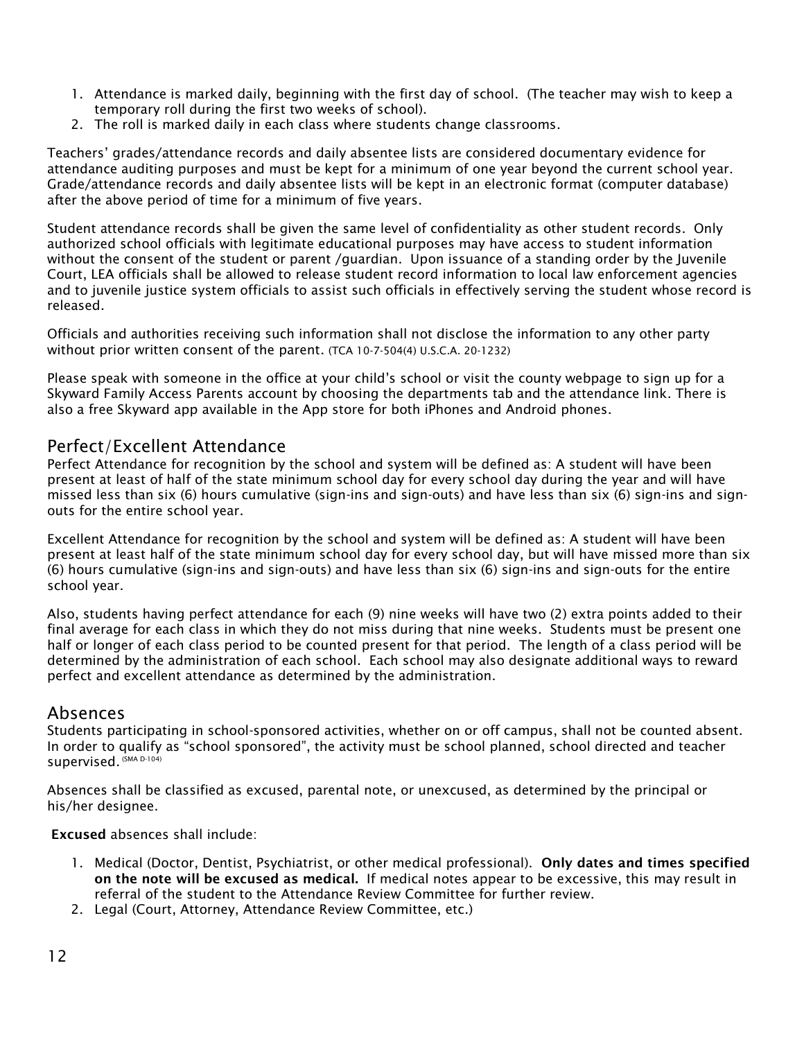1. Attendance is marked daily, beginning with the first day of school. (The teacher may wish to keep a temporary roll during the first two weeks of school).
2. The roll is marked daily in each class where students change classrooms.

Teachers' grades/attendance records and daily absentee lists are considered documentary evidence for attendance auditing purposes and must be kept for a minimum of one year beyond the current school year. Grade/attendance records and daily absentee lists will be kept in an electronic format (computer database) after the above period of time for a minimum of five years.

Student attendance records shall be given the same level of confidentiality as other student records. Only authorized school officials with legitimate educational purposes may have access to student information without the consent of the student or parent /guardian. Upon issuance of a standing order by the Juvenile Court, LEA officials shall be allowed to release student record information to local law enforcement agencies and to juvenile justice system officials to assist such officials in effectively serving the student whose record is released.

Officials and authorities receiving such information shall not disclose the information to any other party without prior written consent of the parent. (TCA 10-7-504(4) U.S.C.A. 20-1232)

Please speak with someone in the office at your child's school or visit the county webpage to sign up for a Skyward Family Access Parents account by choosing the departments tab and the attendance link. There is also a free Skyward app available in the App store for both iPhones and Android phones.

## Perfect/Excellent Attendance

Perfect Attendance for recognition by the school and system will be defined as: A student will have been present at least of half of the state minimum school day for every school day during the year and will have missed less than six (6) hours cumulative (sign-ins and sign-outs) and have less than six (6) sign-ins and sign-outs for the entire school year.

Excellent Attendance for recognition by the school and system will be defined as: A student will have been present at least half of the state minimum school day for every school day, but will have missed more than six (6) hours cumulative (sign-ins and sign-outs) and have less than six (6) sign-ins and sign-outs for the entire school year.

Also, students having perfect attendance for each (9) nine weeks will have two (2) extra points added to their final average for each class in which they do not miss during that nine weeks. Students must be present one half or longer of each class period to be counted present for that period. The length of a class period will be determined by the administration of each school. Each school may also designate additional ways to reward perfect and excellent attendance as determined by the administration.

## Absences

Students participating in school-sponsored activities, whether on or off campus, shall not be counted absent. In order to qualify as "school sponsored", the activity must be school planned, school directed and teacher supervised. (SMA D-104)

Absences shall be classified as excused, parental note, or unexcused, as determined by the principal or his/her designee.

**Excused** absences shall include:

1. Medical (Doctor, Dentist, Psychiatrist, or other medical professional). **Only dates and times specified on the note will be excused as medical.** If medical notes appear to be excessive, this may result in referral of the student to the Attendance Review Committee for further review.
2. Legal (Court, Attorney, Attendance Review Committee, etc.)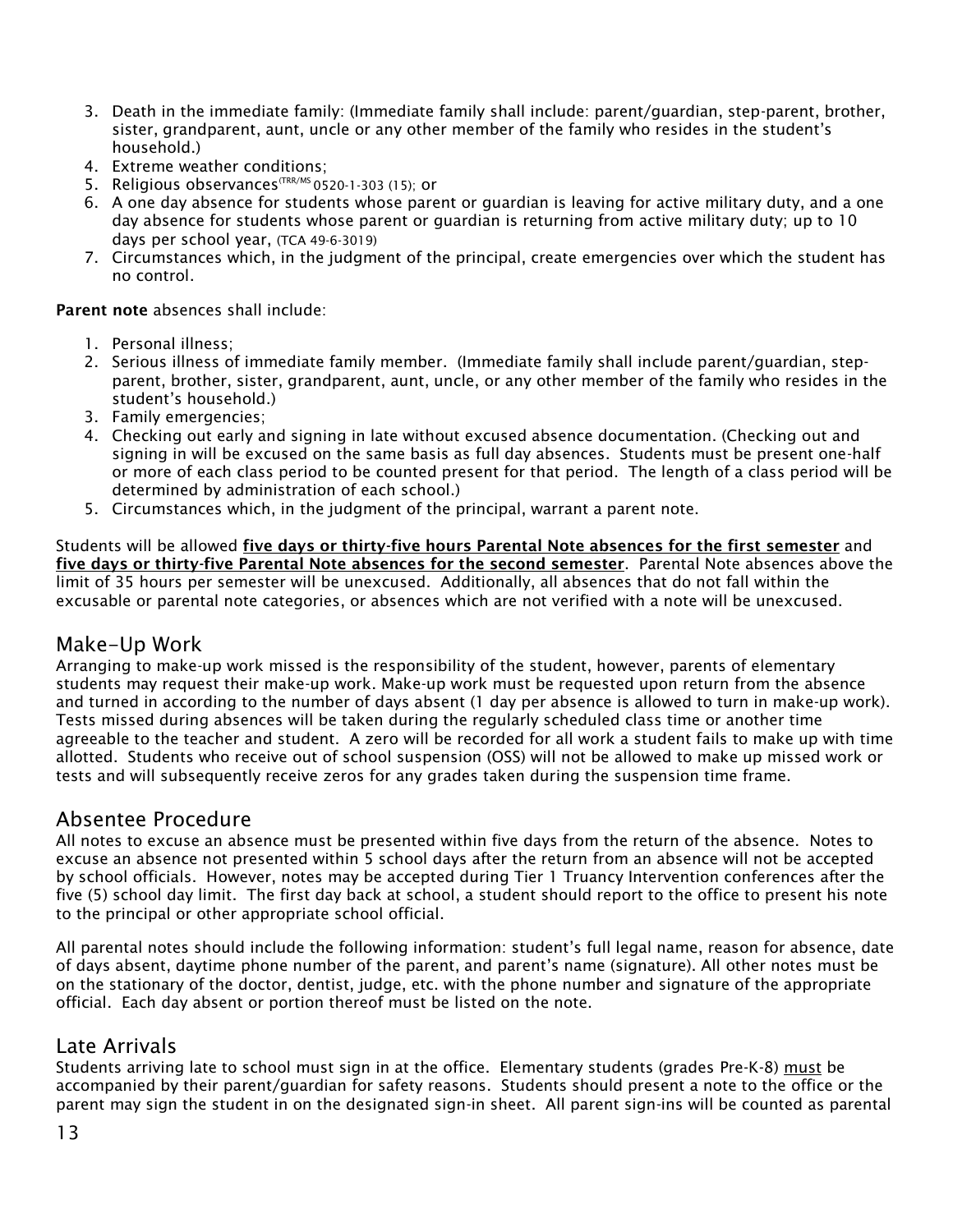3. Death in the immediate family: (Immediate family shall include: parent/guardian, step-parent, brother, sister, grandparent, aunt, uncle or any other member of the family who resides in the student's household.)
4. Extreme weather conditions;
5. Religious observances(TRR/MS 0520-1-303 (15); or
6. A one day absence for students whose parent or guardian is leaving for active military duty, and a one day absence for students whose parent or guardian is returning from active military duty; up to 10 days per school year, (TCA 49-6-3019)
7. Circumstances which, in the judgment of the principal, create emergencies over which the student has no control.

**Parent note** absences shall include:

1. Personal illness;
2. Serious illness of immediate family member. (Immediate family shall include parent/guardian, step-parent, brother, sister, grandparent, aunt, uncle, or any other member of the family who resides in the student's household.)
3. Family emergencies;
4. Checking out early and signing in late without excused absence documentation. (Checking out and signing in will be excused on the same basis as full day absences. Students must be present one-half or more of each class period to be counted present for that period. The length of a class period will be determined by administration of each school.)
5. Circumstances which, in the judgment of the principal, warrant a parent note.

Students will be allowed **five days or thirty-five hours Parental Note absences for the first semester** and **five days or thirty-five Parental Note absences for the second semester**. Parental Note absences above the limit of 35 hours per semester will be unexcused. Additionally, all absences that do not fall within the excusable or parental note categories, or absences which are not verified with a note will be unexcused.

## Make-Up Work

Arranging to make-up work missed is the responsibility of the student, however, parents of elementary students may request their make-up work. Make-up work must be requested upon return from the absence and turned in according to the number of days absent (1 day per absence is allowed to turn in make-up work). Tests missed during absences will be taken during the regularly scheduled class time or another time agreeable to the teacher and student. A zero will be recorded for all work a student fails to make up with time allotted. Students who receive out of school suspension (OSS) will not be allowed to make up missed work or tests and will subsequently receive zeros for any grades taken during the suspension time frame.

## Absentee Procedure

All notes to excuse an absence must be presented within five days from the return of the absence. Notes to excuse an absence not presented within 5 school days after the return from an absence will not be accepted by school officials. However, notes may be accepted during Tier 1 Truancy Intervention conferences after the five (5) school day limit. The first day back at school, a student should report to the office to present his note to the principal or other appropriate school official.

All parental notes should include the following information: student's full legal name, reason for absence, date of days absent, daytime phone number of the parent, and parent's name (signature). All other notes must be on the stationary of the doctor, dentist, judge, etc. with the phone number and signature of the appropriate official. Each day absent or portion thereof must be listed on the note.

## Late Arrivals

Students arriving late to school must sign in at the office. Elementary students (grades Pre-K-8) must be accompanied by their parent/guardian for safety reasons. Students should present a note to the office or the parent may sign the student in on the designated sign-in sheet. All parent sign-ins will be counted as parental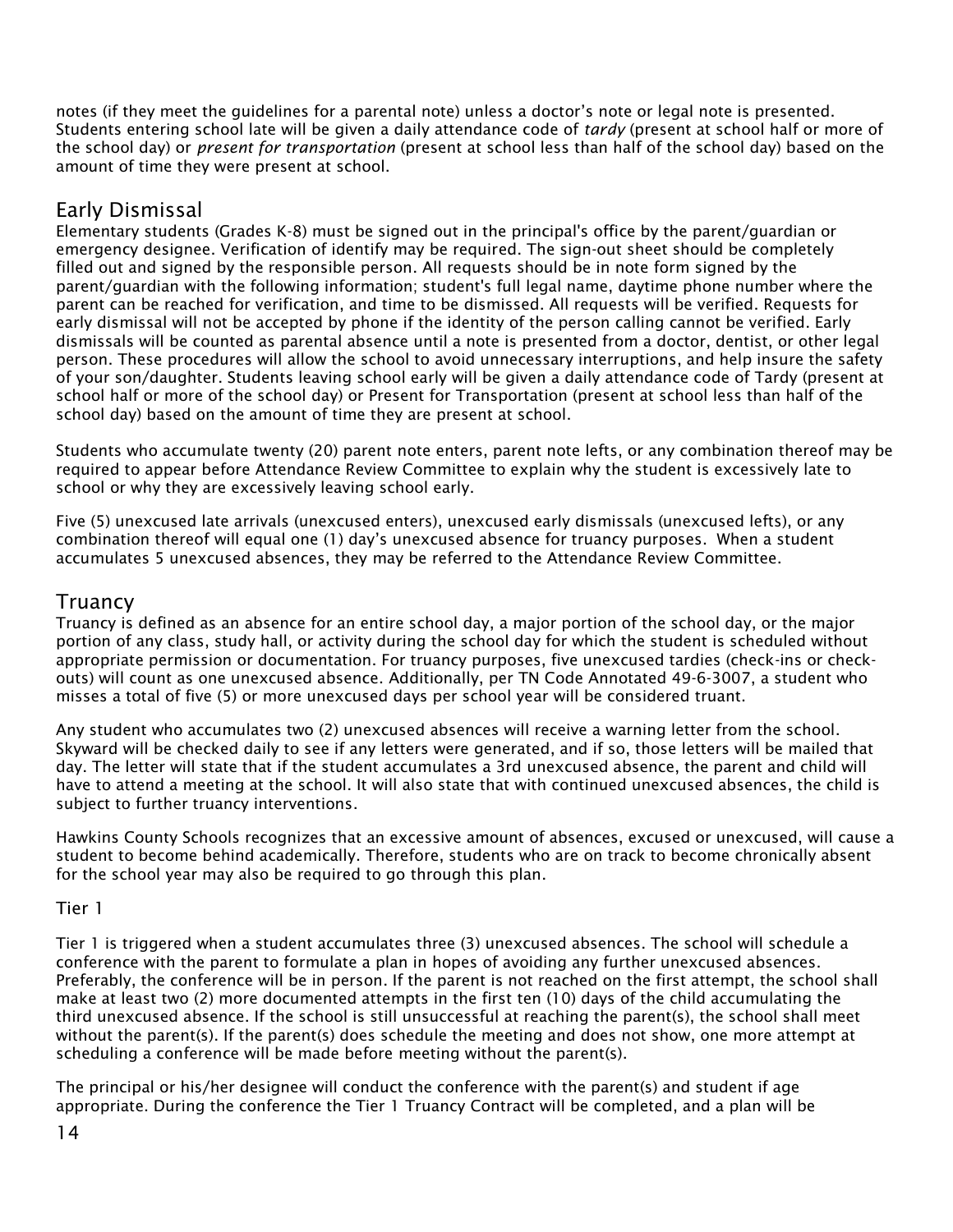notes (if they meet the guidelines for a parental note) unless a doctor's note or legal note is presented. Students entering school late will be given a daily attendance code of *tardy* (present at school half or more of the school day) or *present for transportation* (present at school less than half of the school day) based on the amount of time they were present at school.

## Early Dismissal

Elementary students (Grades K-8) must be signed out in the principal's office by the parent/guardian or emergency designee. Verification of identify may be required. The sign-out sheet should be completely filled out and signed by the responsible person. All requests should be in note form signed by the parent/guardian with the following information; student's full legal name, daytime phone number where the parent can be reached for verification, and time to be dismissed. All requests will be verified. Requests for early dismissal will not be accepted by phone if the identity of the person calling cannot be verified. Early dismissals will be counted as parental absence until a note is presented from a doctor, dentist, or other legal person. These procedures will allow the school to avoid unnecessary interruptions, and help insure the safety of your son/daughter. Students leaving school early will be given a daily attendance code of Tardy (present at school half or more of the school day) or Present for Transportation (present at school less than half of the school day) based on the amount of time they are present at school.

Students who accumulate twenty (20) parent note enters, parent note lefts, or any combination thereof may be required to appear before Attendance Review Committee to explain why the student is excessively late to school or why they are excessively leaving school early.

Five (5) unexcused late arrivals (unexcused enters), unexcused early dismissals (unexcused lefts), or any combination thereof will equal one (1) day's unexcused absence for truancy purposes. When a student accumulates 5 unexcused absences, they may be referred to the Attendance Review Committee.

## Truancy

Truancy is defined as an absence for an entire school day, a major portion of the school day, or the major portion of any class, study hall, or activity during the school day for which the student is scheduled without appropriate permission or documentation. For truancy purposes, five unexcused tardies (check-ins or check-outs) will count as one unexcused absence. Additionally, per TN Code Annotated 49-6-3007, a student who misses a total of five (5) or more unexcused days per school year will be considered truant.

Any student who accumulates two (2) unexcused absences will receive a warning letter from the school. Skyward will be checked daily to see if any letters were generated, and if so, those letters will be mailed that day. The letter will state that if the student accumulates a 3rd unexcused absence, the parent and child will have to attend a meeting at the school. It will also state that with continued unexcused absences, the child is subject to further truancy interventions.

Hawkins County Schools recognizes that an excessive amount of absences, excused or unexcused, will cause a student to become behind academically. Therefore, students who are on track to become chronically absent for the school year may also be required to go through this plan.

### Tier 1

Tier 1 is triggered when a student accumulates three (3) unexcused absences. The school will schedule a conference with the parent to formulate a plan in hopes of avoiding any further unexcused absences. Preferably, the conference will be in person. If the parent is not reached on the first attempt, the school shall make at least two (2) more documented attempts in the first ten (10) days of the child accumulating the third unexcused absence. If the school is still unsuccessful at reaching the parent(s), the school shall meet without the parent(s). If the parent(s) does schedule the meeting and does not show, one more attempt at scheduling a conference will be made before meeting without the parent(s).

The principal or his/her designee will conduct the conference with the parent(s) and student if age appropriate. During the conference the Tier 1 Truancy Contract will be completed, and a plan will be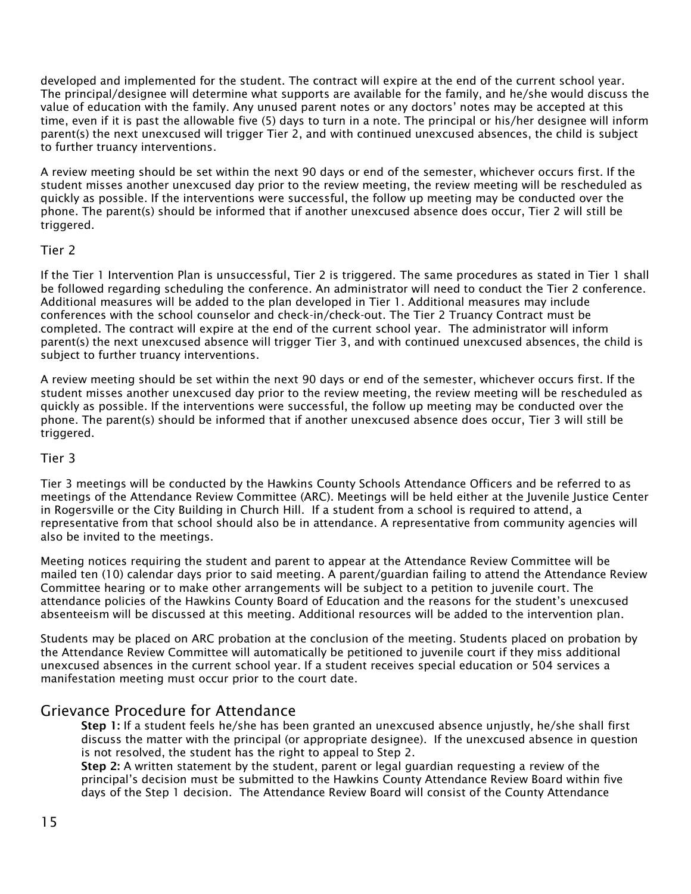developed and implemented for the student. The contract will expire at the end of the current school year. The principal/designee will determine what supports are available for the family, and he/she would discuss the value of education with the family. Any unused parent notes or any doctors' notes may be accepted at this time, even if it is past the allowable five (5) days to turn in a note. The principal or his/her designee will inform parent(s) the next unexcused will trigger Tier 2, and with continued unexcused absences, the child is subject to further truancy interventions.

A review meeting should be set within the next 90 days or end of the semester, whichever occurs first. If the student misses another unexcused day prior to the review meeting, the review meeting will be rescheduled as quickly as possible. If the interventions were successful, the follow up meeting may be conducted over the phone. The parent(s) should be informed that if another unexcused absence does occur, Tier 2 will still be triggered.

### Tier 2

If the Tier 1 Intervention Plan is unsuccessful, Tier 2 is triggered. The same procedures as stated in Tier 1 shall be followed regarding scheduling the conference. An administrator will need to conduct the Tier 2 conference. Additional measures will be added to the plan developed in Tier 1. Additional measures may include conferences with the school counselor and check-in/check-out. The Tier 2 Truancy Contract must be completed. The contract will expire at the end of the current school year. The administrator will inform parent(s) the next unexcused absence will trigger Tier 3, and with continued unexcused absences, the child is subject to further truancy interventions.

A review meeting should be set within the next 90 days or end of the semester, whichever occurs first. If the student misses another unexcused day prior to the review meeting, the review meeting will be rescheduled as quickly as possible. If the interventions were successful, the follow up meeting may be conducted over the phone. The parent(s) should be informed that if another unexcused absence does occur, Tier 3 will still be triggered.

### Tier 3

Tier 3 meetings will be conducted by the Hawkins County Schools Attendance Officers and be referred to as meetings of the Attendance Review Committee (ARC). Meetings will be held either at the Juvenile Justice Center in Rogersville or the City Building in Church Hill. If a student from a school is required to attend, a representative from that school should also be in attendance. A representative from community agencies will also be invited to the meetings.

Meeting notices requiring the student and parent to appear at the Attendance Review Committee will be mailed ten (10) calendar days prior to said meeting. A parent/guardian failing to attend the Attendance Review Committee hearing or to make other arrangements will be subject to a petition to juvenile court. The attendance policies of the Hawkins County Board of Education and the reasons for the student's unexcused absenteeism will be discussed at this meeting. Additional resources will be added to the intervention plan.

Students may be placed on ARC probation at the conclusion of the meeting. Students placed on probation by the Attendance Review Committee will automatically be petitioned to juvenile court if they miss additional unexcused absences in the current school year. If a student receives special education or 504 services a manifestation meeting must occur prior to the court date.

## Grievance Procedure for Attendance

**Step 1:** If a student feels he/she has been granted an unexcused absence unjustly, he/she shall first discuss the matter with the principal (or appropriate designee). If the unexcused absence in question is not resolved, the student has the right to appeal to Step 2.

**Step 2:** A written statement by the student, parent or legal guardian requesting a review of the principal's decision must be submitted to the Hawkins County Attendance Review Board within five days of the Step 1 decision. The Attendance Review Board will consist of the County Attendance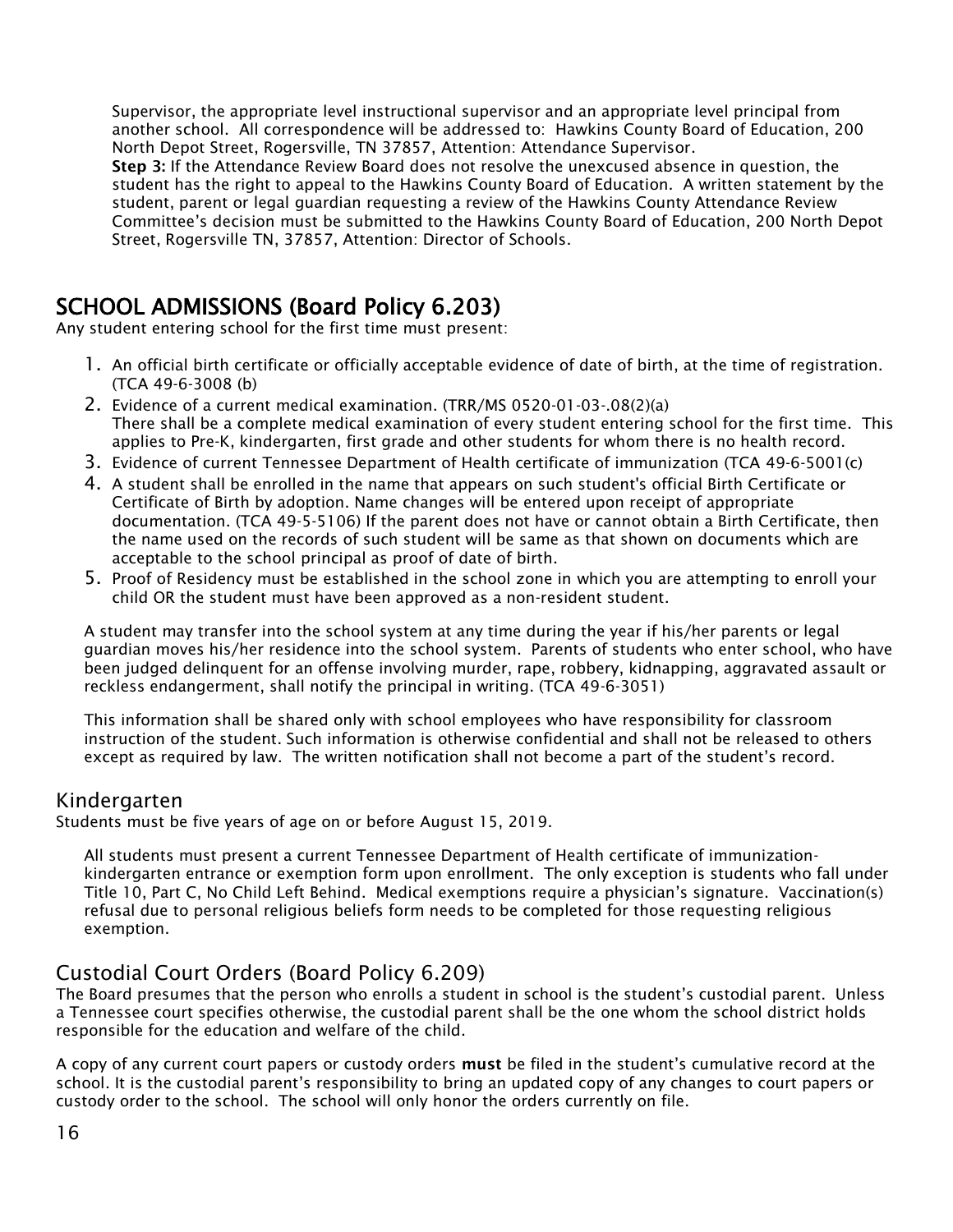Supervisor, the appropriate level instructional supervisor and an appropriate level principal from another school. All correspondence will be addressed to: Hawkins County Board of Education, 200 North Depot Street, Rogersville, TN 37857, Attention: Attendance Supervisor.

**Step 3:** If the Attendance Review Board does not resolve the unexcused absence in question, the student has the right to appeal to the Hawkins County Board of Education. A written statement by the student, parent or legal guardian requesting a review of the Hawkins County Attendance Review Committee's decision must be submitted to the Hawkins County Board of Education, 200 North Depot Street, Rogersville TN, 37857, Attention: Director of Schools.

# SCHOOL ADMISSIONS (Board Policy 6.203)

Any student entering school for the first time must present:

1. An official birth certificate or officially acceptable evidence of date of birth, at the time of registration. (TCA 49-6-3008 (b)
2. Evidence of a current medical examination. (TRR/MS 0520-01-03-.08(2)(a)
   There shall be a complete medical examination of every student entering school for the first time. This applies to Pre-K, kindergarten, first grade and other students for whom there is no health record.
3. Evidence of current Tennessee Department of Health certificate of immunization (TCA 49-6-5001(c)
4. A student shall be enrolled in the name that appears on such student's official Birth Certificate or Certificate of Birth by adoption. Name changes will be entered upon receipt of appropriate documentation. (TCA 49-5-5106) If the parent does not have or cannot obtain a Birth Certificate, then the name used on the records of such student will be same as that shown on documents which are acceptable to the school principal as proof of date of birth.
5. Proof of Residency must be established in the school zone in which you are attempting to enroll your child OR the student must have been approved as a non-resident student.

A student may transfer into the school system at any time during the year if his/her parents or legal guardian moves his/her residence into the school system. Parents of students who enter school, who have been judged delinquent for an offense involving murder, rape, robbery, kidnapping, aggravated assault or reckless endangerment, shall notify the principal in writing. (TCA 49-6-3051)

This information shall be shared only with school employees who have responsibility for classroom instruction of the student. Such information is otherwise confidential and shall not be released to others except as required by law. The written notification shall not become a part of the student's record.

## Kindergarten

Students must be five years of age on or before August 15, 2019.

All students must present a current Tennessee Department of Health certificate of immunization-kindergarten entrance or exemption form upon enrollment. The only exception is students who fall under Title 10, Part C, No Child Left Behind. Medical exemptions require a physician's signature. Vaccination(s) refusal due to personal religious beliefs form needs to be completed for those requesting religious exemption.

## Custodial Court Orders (Board Policy 6.209)

The Board presumes that the person who enrolls a student in school is the student's custodial parent. Unless a Tennessee court specifies otherwise, the custodial parent shall be the one whom the school district holds responsible for the education and welfare of the child.

A copy of any current court papers or custody orders **must** be filed in the student's cumulative record at the school. It is the custodial parent's responsibility to bring an updated copy of any changes to court papers or custody order to the school. The school will only honor the orders currently on file.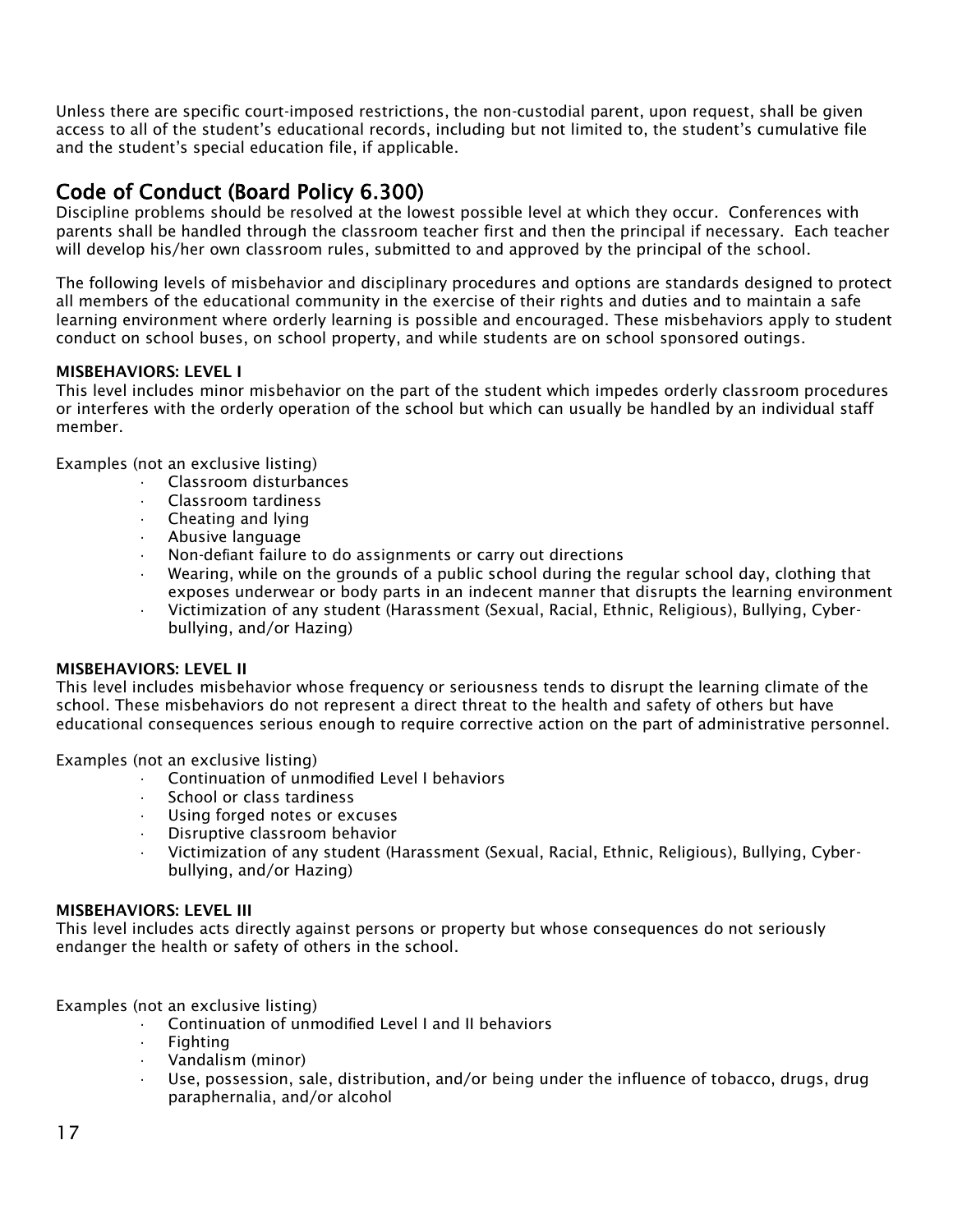Unless there are specific court-imposed restrictions, the non-custodial parent, upon request, shall be given access to all of the student's educational records, including but not limited to, the student's cumulative file and the student's special education file, if applicable.

## Code of Conduct (Board Policy 6.300)

Discipline problems should be resolved at the lowest possible level at which they occur. Conferences with parents shall be handled through the classroom teacher first and then the principal if necessary. Each teacher will develop his/her own classroom rules, submitted to and approved by the principal of the school.

The following levels of misbehavior and disciplinary procedures and options are standards designed to protect all members of the educational community in the exercise of their rights and duties and to maintain a safe learning environment where orderly learning is possible and encouraged. These misbehaviors apply to student conduct on school buses, on school property, and while students are on school sponsored outings.

**MISBEHAVIORS: LEVEL I**

This level includes minor misbehavior on the part of the student which impedes orderly classroom procedures or interferes with the orderly operation of the school but which can usually be handled by an individual staff member.

Examples (not an exclusive listing)

- Classroom disturbances
- Classroom tardiness
- Cheating and lying
- Abusive language
- Non-defiant failure to do assignments or carry out directions
- Wearing, while on the grounds of a public school during the regular school day, clothing that exposes underwear or body parts in an indecent manner that disrupts the learning environment
- Victimization of any student (Harassment (Sexual, Racial, Ethnic, Religious), Bullying, Cyber-bullying, and/or Hazing)

**MISBEHAVIORS: LEVEL II**

This level includes misbehavior whose frequency or seriousness tends to disrupt the learning climate of the school. These misbehaviors do not represent a direct threat to the health and safety of others but have educational consequences serious enough to require corrective action on the part of administrative personnel.

Examples (not an exclusive listing)

- Continuation of unmodified Level I behaviors
- School or class tardiness
- Using forged notes or excuses
- Disruptive classroom behavior
- Victimization of any student (Harassment (Sexual, Racial, Ethnic, Religious), Bullying, Cyber-bullying, and/or Hazing)

**MISBEHAVIORS: LEVEL III**

This level includes acts directly against persons or property but whose consequences do not seriously endanger the health or safety of others in the school.

Examples (not an exclusive listing)

- Continuation of unmodified Level I and II behaviors
- Fighting
- Vandalism (minor)
- Use, possession, sale, distribution, and/or being under the influence of tobacco, drugs, drug paraphernalia, and/or alcohol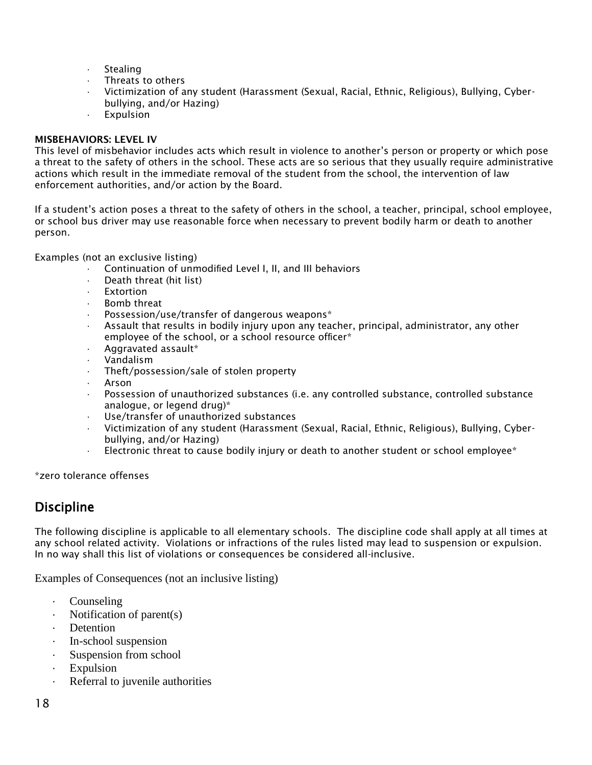- Stealing
- Threats to others
- Victimization of any student (Harassment (Sexual, Racial, Ethnic, Religious), Bullying, Cyber-bullying, and/or Hazing)
- Expulsion

**MISBEHAVIORS: LEVEL IV**

This level of misbehavior includes acts which result in violence to another's person or property or which pose a threat to the safety of others in the school. These acts are so serious that they usually require administrative actions which result in the immediate removal of the student from the school, the intervention of law enforcement authorities, and/or action by the Board.

If a student's action poses a threat to the safety of others in the school, a teacher, principal, school employee, or school bus driver may use reasonable force when necessary to prevent bodily harm or death to another person.

Examples (not an exclusive listing)

- Continuation of unmodified Level I, II, and III behaviors
- Death threat (hit list)
- Extortion
- Bomb threat
- Possession/use/transfer of dangerous weapons*
- Assault that results in bodily injury upon any teacher, principal, administrator, any other employee of the school, or a school resource officer*
- Aggravated assault*
- Vandalism
- Theft/possession/sale of stolen property
- Arson
- Possession of unauthorized substances (i.e. any controlled substance, controlled substance analogue, or legend drug)*
- Use/transfer of unauthorized substances
- Victimization of any student (Harassment (Sexual, Racial, Ethnic, Religious), Bullying, Cyber-bullying, and/or Hazing)
- Electronic threat to cause bodily injury or death to another student or school employee*

*zero tolerance offenses

## Discipline

The following discipline is applicable to all elementary schools. The discipline code shall apply at all times at any school related activity. Violations or infractions of the rules listed may lead to suspension or expulsion. In no way shall this list of violations or consequences be considered all-inclusive.

Examples of Consequences (not an inclusive listing)

- Counseling
- Notification of parent(s)
- Detention
- In-school suspension
- Suspension from school
- Expulsion
- Referral to juvenile authorities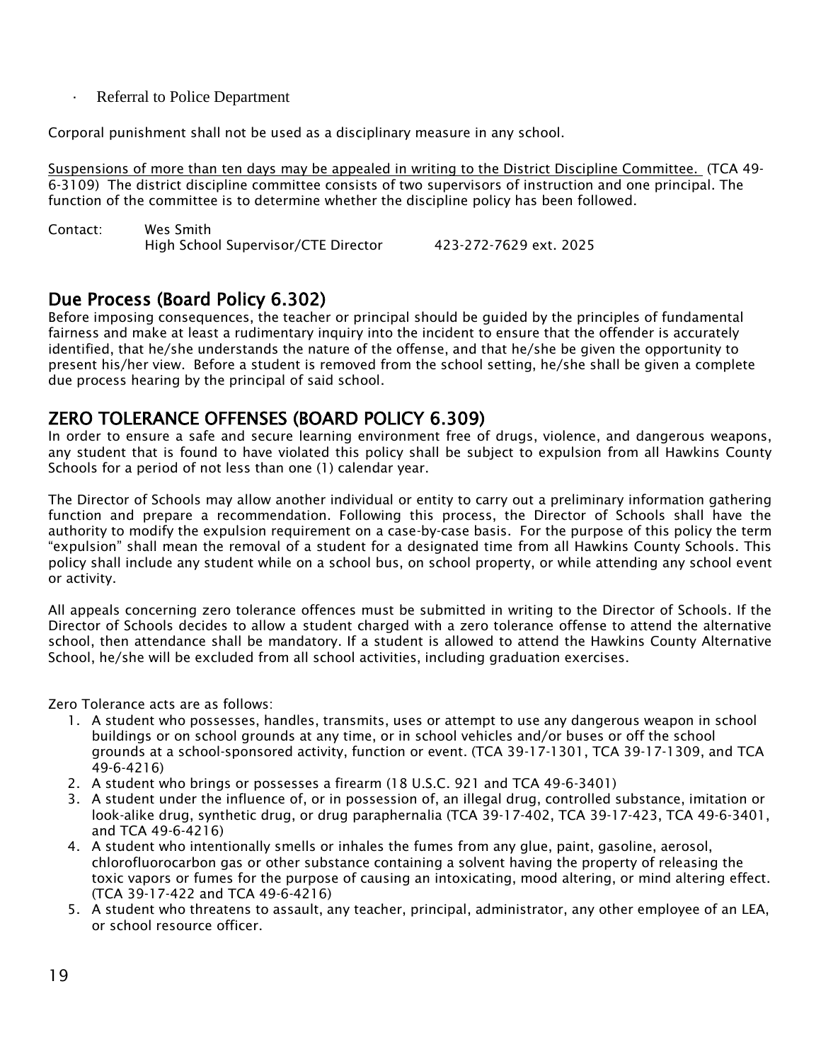- Referral to Police Department

Corporal punishment shall not be used as a disciplinary measure in any school.

Suspensions of more than ten days may be appealed in writing to the District Discipline Committee. (TCA 49-6-3109) The district discipline committee consists of two supervisors of instruction and one principal. The function of the committee is to determine whether the discipline policy has been followed.

Contact: Wes Smith
High School Supervisor/CTE Director 423-272-7629 ext. 2025

## Due Process (Board Policy 6.302)

Before imposing consequences, the teacher or principal should be guided by the principles of fundamental fairness and make at least a rudimentary inquiry into the incident to ensure that the offender is accurately identified, that he/she understands the nature of the offense, and that he/she be given the opportunity to present his/her view. Before a student is removed from the school setting, he/she shall be given a complete due process hearing by the principal of said school.

## ZERO TOLERANCE OFFENSES (BOARD POLICY 6.309)

In order to ensure a safe and secure learning environment free of drugs, violence, and dangerous weapons, any student that is found to have violated this policy shall be subject to expulsion from all Hawkins County Schools for a period of not less than one (1) calendar year.

The Director of Schools may allow another individual or entity to carry out a preliminary information gathering function and prepare a recommendation. Following this process, the Director of Schools shall have the authority to modify the expulsion requirement on a case-by-case basis. For the purpose of this policy the term "expulsion" shall mean the removal of a student for a designated time from all Hawkins County Schools. This policy shall include any student while on a school bus, on school property, or while attending any school event or activity.

All appeals concerning zero tolerance offences must be submitted in writing to the Director of Schools. If the Director of Schools decides to allow a student charged with a zero tolerance offense to attend the alternative school, then attendance shall be mandatory. If a student is allowed to attend the Hawkins County Alternative School, he/she will be excluded from all school activities, including graduation exercises.

Zero Tolerance acts are as follows:

1. A student who possesses, handles, transmits, uses or attempt to use any dangerous weapon in school buildings or on school grounds at any time, or in school vehicles and/or buses or off the school grounds at a school-sponsored activity, function or event. (TCA 39-17-1301, TCA 39-17-1309, and TCA 49-6-4216)
2. A student who brings or possesses a firearm (18 U.S.C. 921 and TCA 49-6-3401)
3. A student under the influence of, or in possession of, an illegal drug, controlled substance, imitation or look-alike drug, synthetic drug, or drug paraphernalia (TCA 39-17-402, TCA 39-17-423, TCA 49-6-3401, and TCA 49-6-4216)
4. A student who intentionally smells or inhales the fumes from any glue, paint, gasoline, aerosol, chlorofluorocarbon gas or other substance containing a solvent having the property of releasing the toxic vapors or fumes for the purpose of causing an intoxicating, mood altering, or mind altering effect. (TCA 39-17-422 and TCA 49-6-4216)
5. A student who threatens to assault, any teacher, principal, administrator, any other employee of an LEA, or school resource officer.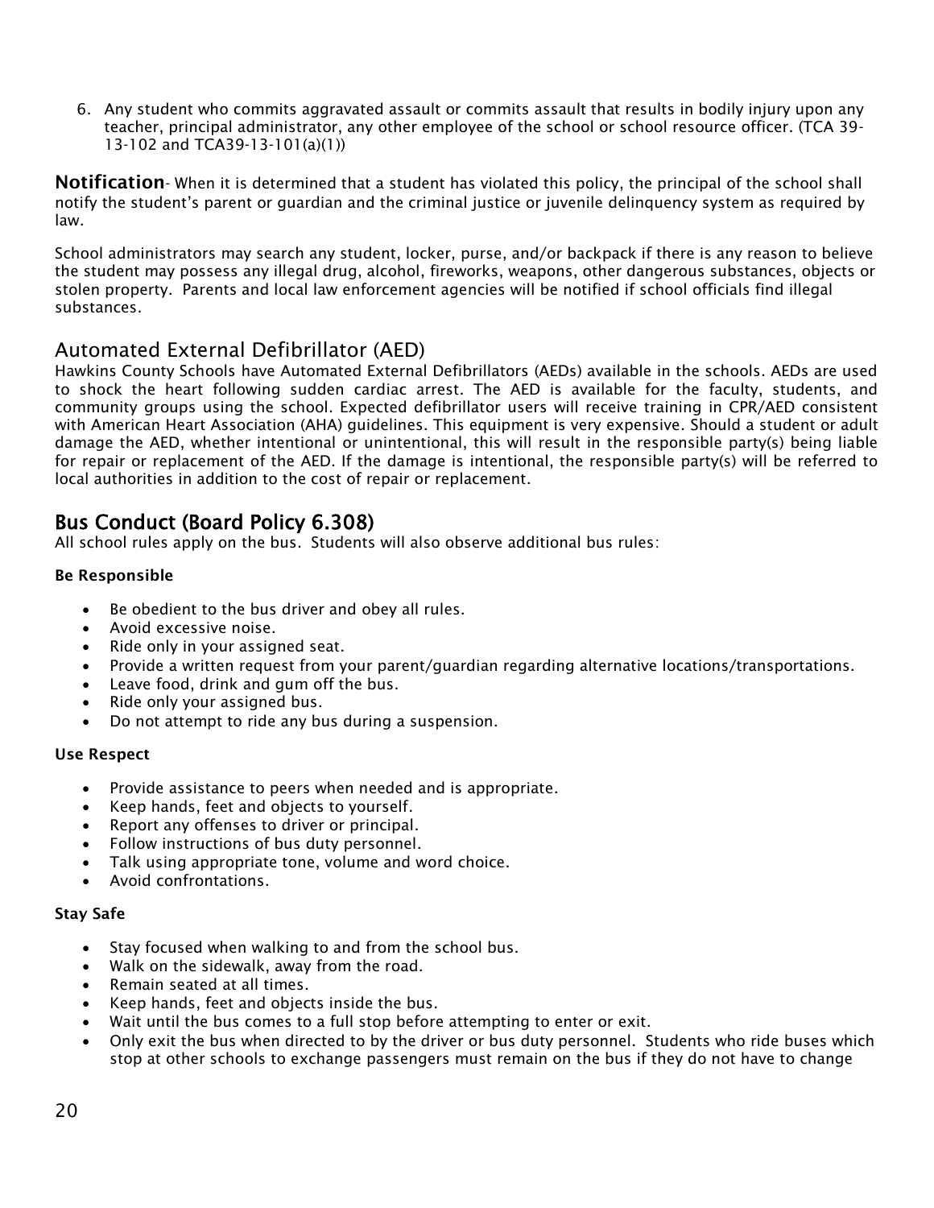6. Any student who commits aggravated assault or commits assault that results in bodily injury upon any teacher, principal administrator, any other employee of the school or school resource officer. (TCA 39-13-102 and TCA39-13-101(a)(1))

**Notification**- When it is determined that a student has violated this policy, the principal of the school shall notify the student's parent or guardian and the criminal justice or juvenile delinquency system as required by law.

School administrators may search any student, locker, purse, and/or backpack if there is any reason to believe the student may possess any illegal drug, alcohol, fireworks, weapons, other dangerous substances, objects or stolen property. Parents and local law enforcement agencies will be notified if school officials find illegal substances.

## Automated External Defibrillator (AED)

Hawkins County Schools have Automated External Defibrillators (AEDs) available in the schools. AEDs are used to shock the heart following sudden cardiac arrest. The AED is available for the faculty, students, and community groups using the school. Expected defibrillator users will receive training in CPR/AED consistent with American Heart Association (AHA) guidelines. This equipment is very expensive. Should a student or adult damage the AED, whether intentional or unintentional, this will result in the responsible party(s) being liable for repair or replacement of the AED. If the damage is intentional, the responsible party(s) will be referred to local authorities in addition to the cost of repair or replacement.

## Bus Conduct (Board Policy 6.308)

All school rules apply on the bus. Students will also observe additional bus rules:

**Be Responsible**

- Be obedient to the bus driver and obey all rules.
- Avoid excessive noise.
- Ride only in your assigned seat.
- Provide a written request from your parent/guardian regarding alternative locations/transportations.
- Leave food, drink and gum off the bus.
- Ride only your assigned bus.
- Do not attempt to ride any bus during a suspension.

**Use Respect**

- Provide assistance to peers when needed and is appropriate.
- Keep hands, feet and objects to yourself.
- Report any offenses to driver or principal.
- Follow instructions of bus duty personnel.
- Talk using appropriate tone, volume and word choice.
- Avoid confrontations.

**Stay Safe**

- Stay focused when walking to and from the school bus.
- Walk on the sidewalk, away from the road.
- Remain seated at all times.
- Keep hands, feet and objects inside the bus.
- Wait until the bus comes to a full stop before attempting to enter or exit.
- Only exit the bus when directed to by the driver or bus duty personnel. Students who ride buses which stop at other schools to exchange passengers must remain on the bus if they do not have to change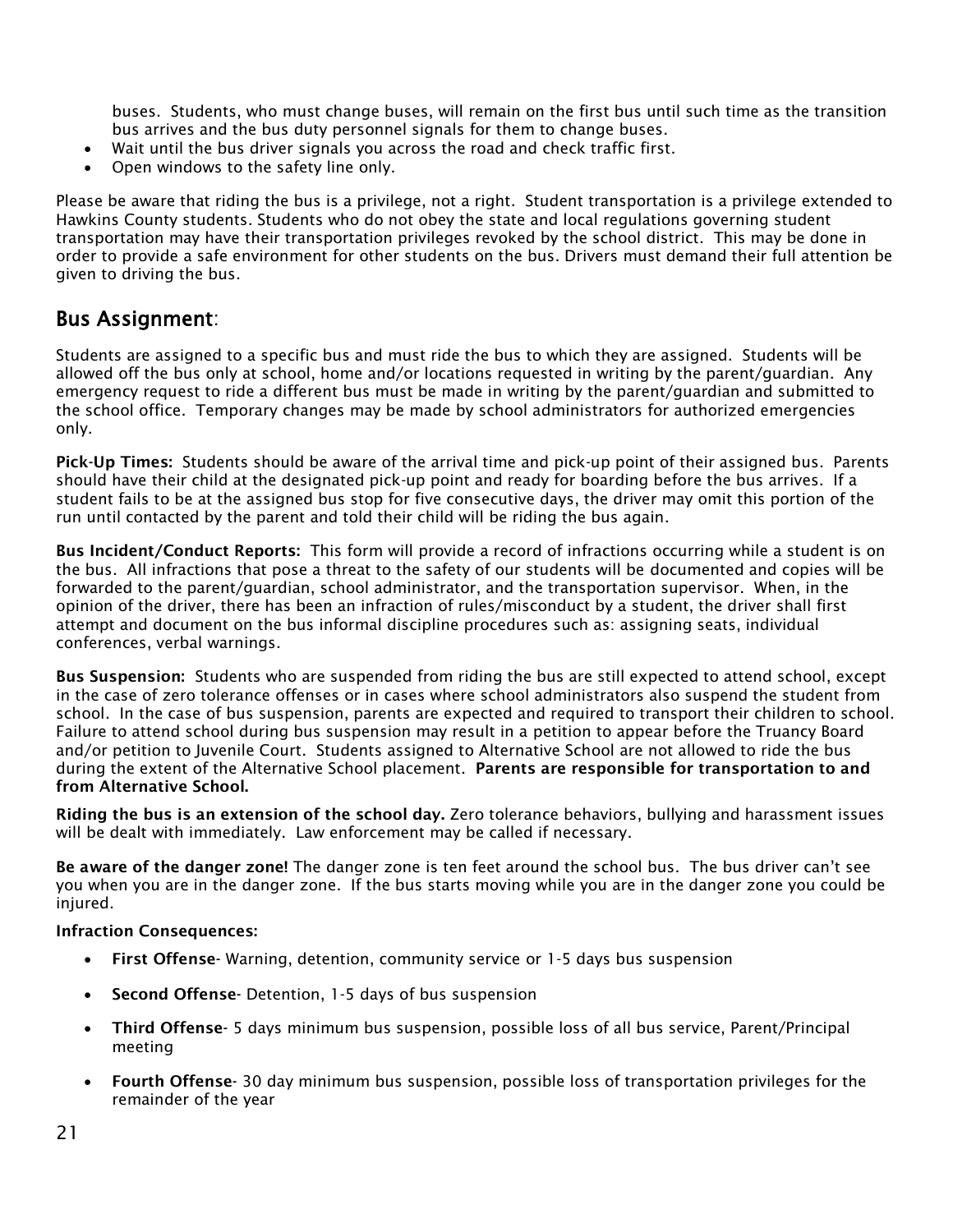buses. Students, who must change buses, will remain on the first bus until such time as the transition bus arrives and the bus duty personnel signals for them to change buses.

- Wait until the bus driver signals you across the road and check traffic first.
- Open windows to the safety line only.

Please be aware that riding the bus is a privilege, not a right. Student transportation is a privilege extended to Hawkins County students. Students who do not obey the state and local regulations governing student transportation may have their transportation privileges revoked by the school district. This may be done in order to provide a safe environment for other students on the bus. Drivers must demand their full attention be given to driving the bus.

## Bus Assignment:

Students are assigned to a specific bus and must ride the bus to which they are assigned. Students will be allowed off the bus only at school, home and/or locations requested in writing by the parent/guardian. Any emergency request to ride a different bus must be made in writing by the parent/guardian and submitted to the school office. Temporary changes may be made by school administrators for authorized emergencies only.

**Pick-Up Times:** Students should be aware of the arrival time and pick-up point of their assigned bus. Parents should have their child at the designated pick-up point and ready for boarding before the bus arrives. If a student fails to be at the assigned bus stop for five consecutive days, the driver may omit this portion of the run until contacted by the parent and told their child will be riding the bus again.

**Bus Incident/Conduct Reports:** This form will provide a record of infractions occurring while a student is on the bus. All infractions that pose a threat to the safety of our students will be documented and copies will be forwarded to the parent/guardian, school administrator, and the transportation supervisor. When, in the opinion of the driver, there has been an infraction of rules/misconduct by a student, the driver shall first attempt and document on the bus informal discipline procedures such as: assigning seats, individual conferences, verbal warnings.

**Bus Suspension:** Students who are suspended from riding the bus are still expected to attend school, except in the case of zero tolerance offenses or in cases where school administrators also suspend the student from school. In the case of bus suspension, parents are expected and required to transport their children to school. Failure to attend school during bus suspension may result in a petition to appear before the Truancy Board and/or petition to Juvenile Court. Students assigned to Alternative School are not allowed to ride the bus during the extent of the Alternative School placement. **Parents are responsible for transportation to and from Alternative School.**

**Riding the bus is an extension of the school day.** Zero tolerance behaviors, bullying and harassment issues will be dealt with immediately. Law enforcement may be called if necessary.

**Be aware of the danger zone!** The danger zone is ten feet around the school bus. The bus driver can't see you when you are in the danger zone. If the bus starts moving while you are in the danger zone you could be injured.

**Infraction Consequences:**

- **First Offense**- Warning, detention, community service or 1-5 days bus suspension
- **Second Offense**- Detention, 1-5 days of bus suspension
- **Third Offense**- 5 days minimum bus suspension, possible loss of all bus service, Parent/Principal meeting
- **Fourth Offense**- 30 day minimum bus suspension, possible loss of transportation privileges for the remainder of the year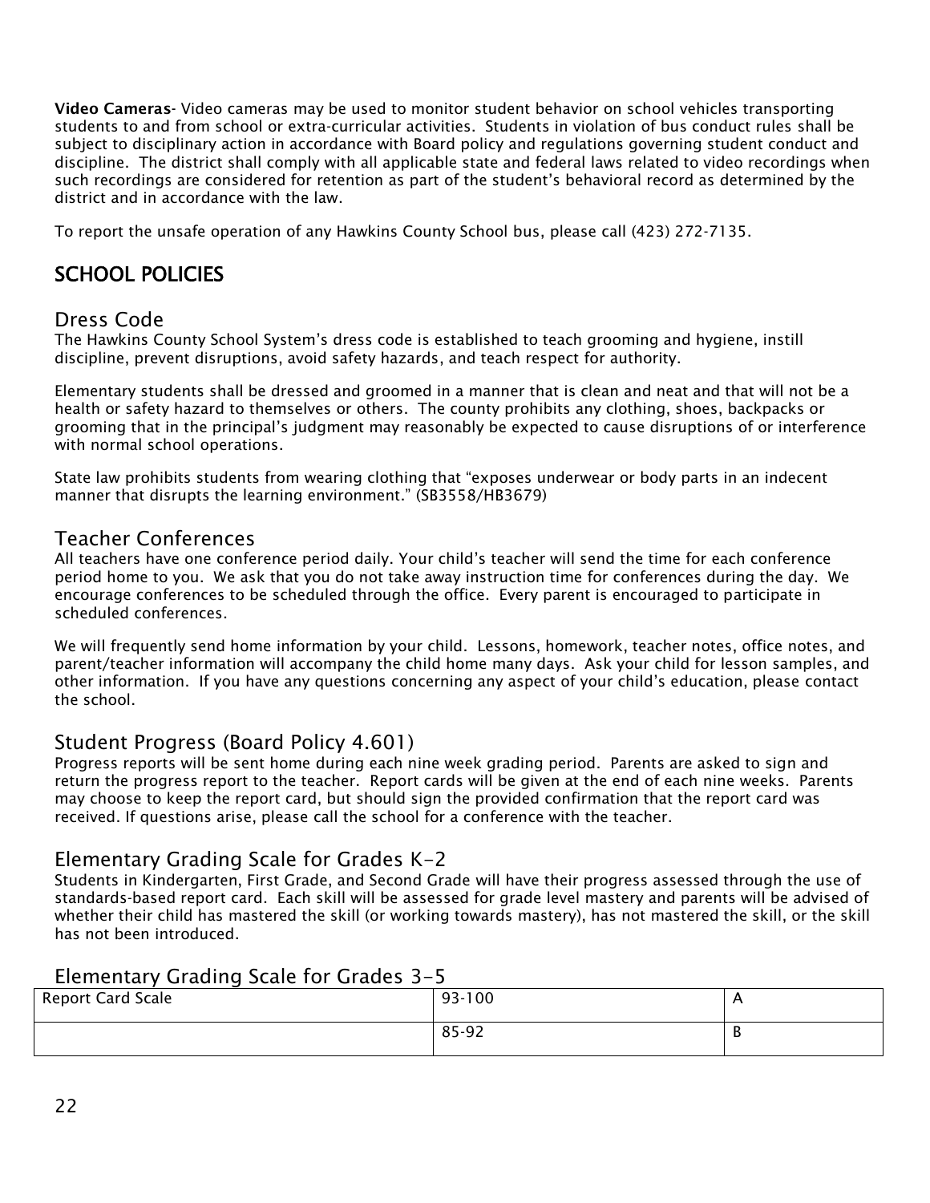**Video Cameras**- Video cameras may be used to monitor student behavior on school vehicles transporting students to and from school or extra-curricular activities. Students in violation of bus conduct rules shall be subject to disciplinary action in accordance with Board policy and regulations governing student conduct and discipline. The district shall comply with all applicable state and federal laws related to video recordings when such recordings are considered for retention as part of the student's behavioral record as determined by the district and in accordance with the law.

To report the unsafe operation of any Hawkins County School bus, please call (423) 272-7135.

# SCHOOL POLICIES

## Dress Code

The Hawkins County School System's dress code is established to teach grooming and hygiene, instill discipline, prevent disruptions, avoid safety hazards, and teach respect for authority.

Elementary students shall be dressed and groomed in a manner that is clean and neat and that will not be a health or safety hazard to themselves or others. The county prohibits any clothing, shoes, backpacks or grooming that in the principal's judgment may reasonably be expected to cause disruptions of or interference with normal school operations.

State law prohibits students from wearing clothing that "exposes underwear or body parts in an indecent manner that disrupts the learning environment." (SB3558/HB3679)

## Teacher Conferences

All teachers have one conference period daily. Your child's teacher will send the time for each conference period home to you. We ask that you do not take away instruction time for conferences during the day. We encourage conferences to be scheduled through the office. Every parent is encouraged to participate in scheduled conferences.

We will frequently send home information by your child. Lessons, homework, teacher notes, office notes, and parent/teacher information will accompany the child home many days. Ask your child for lesson samples, and other information. If you have any questions concerning any aspect of your child's education, please contact the school.

## Student Progress (Board Policy 4.601)

Progress reports will be sent home during each nine week grading period. Parents are asked to sign and return the progress report to the teacher. Report cards will be given at the end of each nine weeks. Parents may choose to keep the report card, but should sign the provided confirmation that the report card was received. If questions arise, please call the school for a conference with the teacher.

## Elementary Grading Scale for Grades K-2

Students in Kindergarten, First Grade, and Second Grade will have their progress assessed through the use of standards-based report card. Each skill will be assessed for grade level mastery and parents will be advised of whether their child has mastered the skill (or working towards mastery), has not mastered the skill, or the skill has not been introduced.

## Elementary Grading Scale for Grades 3-5

| Report Card Scale | 93-100 | A |
|---|---|---|
| | 85-92 | B |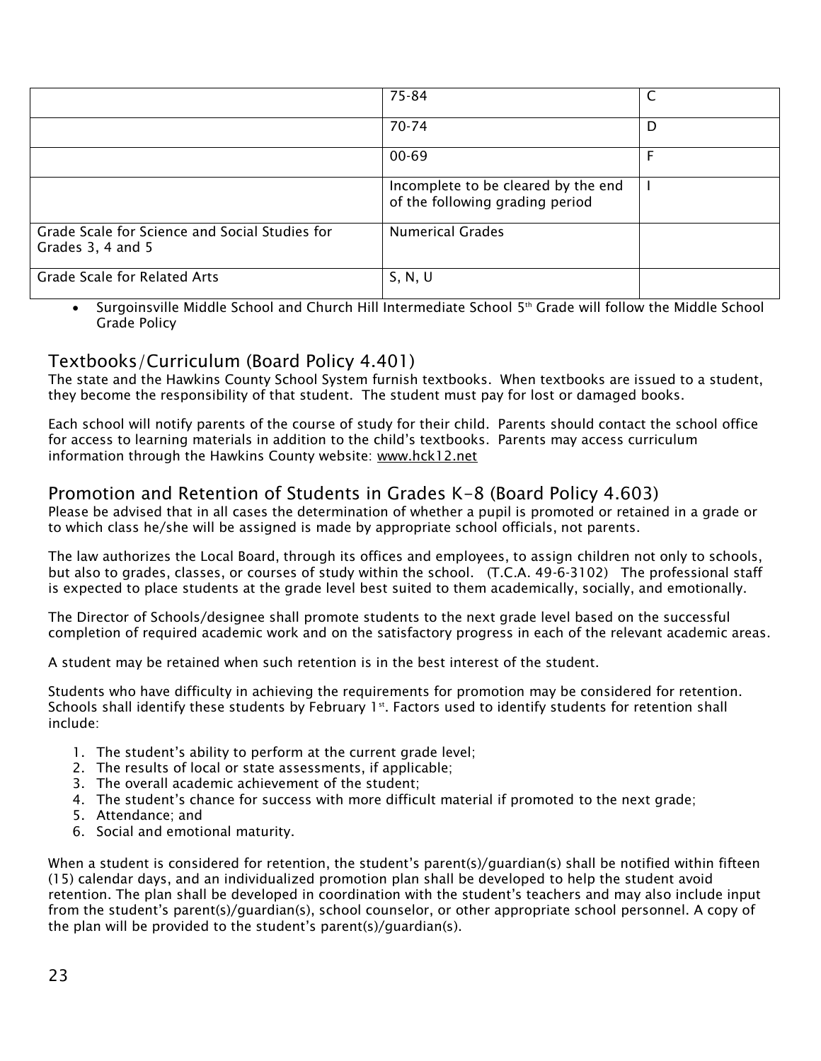| | | |
|---|---|---|
| | 75-84 | C |
| | 70-74 | D |
| | 00-69 | F |
| | Incomplete to be cleared by the end of the following grading period | I |
| Grade Scale for Science and Social Studies for Grades 3, 4 and 5 | Numerical Grades | |
| Grade Scale for Related Arts | S, N, U | |

- Surgoinsville Middle School and Church Hill Intermediate School 5th Grade will follow the Middle School Grade Policy

## Textbooks/Curriculum (Board Policy 4.401)

The state and the Hawkins County School System furnish textbooks. When textbooks are issued to a student, they become the responsibility of that student. The student must pay for lost or damaged books.

Each school will notify parents of the course of study for their child. Parents should contact the school office for access to learning materials in addition to the child's textbooks. Parents may access curriculum information through the Hawkins County website: www.hck12.net

## Promotion and Retention of Students in Grades K-8 (Board Policy 4.603)

Please be advised that in all cases the determination of whether a pupil is promoted or retained in a grade or to which class he/she will be assigned is made by appropriate school officials, not parents.

The law authorizes the Local Board, through its offices and employees, to assign children not only to schools, but also to grades, classes, or courses of study within the school. (T.C.A. 49-6-3102) The professional staff is expected to place students at the grade level best suited to them academically, socially, and emotionally.

The Director of Schools/designee shall promote students to the next grade level based on the successful completion of required academic work and on the satisfactory progress in each of the relevant academic areas.

A student may be retained when such retention is in the best interest of the student.

Students who have difficulty in achieving the requirements for promotion may be considered for retention. Schools shall identify these students by February 1st. Factors used to identify students for retention shall include:

1. The student's ability to perform at the current grade level;
2. The results of local or state assessments, if applicable;
3. The overall academic achievement of the student;
4. The student's chance for success with more difficult material if promoted to the next grade;
5. Attendance; and
6. Social and emotional maturity.

When a student is considered for retention, the student's parent(s)/guardian(s) shall be notified within fifteen (15) calendar days, and an individualized promotion plan shall be developed to help the student avoid retention. The plan shall be developed in coordination with the student's teachers and may also include input from the student's parent(s)/guardian(s), school counselor, or other appropriate school personnel. A copy of the plan will be provided to the student's parent(s)/guardian(s).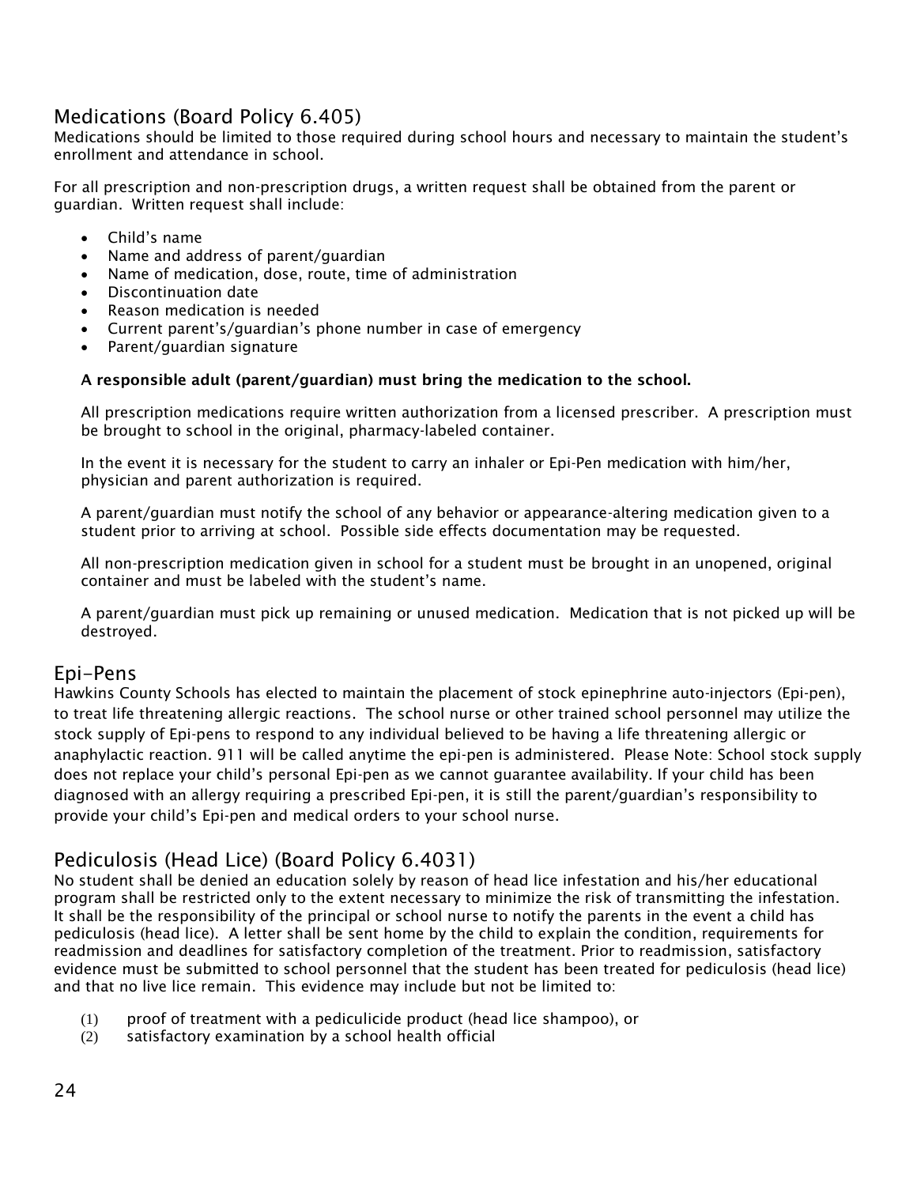## Medications (Board Policy 6.405)

Medications should be limited to those required during school hours and necessary to maintain the student's enrollment and attendance in school.

For all prescription and non-prescription drugs, a written request shall be obtained from the parent or guardian. Written request shall include:

- Child's name
- Name and address of parent/guardian
- Name of medication, dose, route, time of administration
- Discontinuation date
- Reason medication is needed
- Current parent's/guardian's phone number in case of emergency
- Parent/guardian signature

**A responsible adult (parent/guardian) must bring the medication to the school.**

All prescription medications require written authorization from a licensed prescriber. A prescription must be brought to school in the original, pharmacy-labeled container.

In the event it is necessary for the student to carry an inhaler or Epi-Pen medication with him/her, physician and parent authorization is required.

A parent/guardian must notify the school of any behavior or appearance-altering medication given to a student prior to arriving at school. Possible side effects documentation may be requested.

All non-prescription medication given in school for a student must be brought in an unopened, original container and must be labeled with the student's name.

A parent/guardian must pick up remaining or unused medication. Medication that is not picked up will be destroyed.

## Epi-Pens

Hawkins County Schools has elected to maintain the placement of stock epinephrine auto-injectors (Epi-pen), to treat life threatening allergic reactions. The school nurse or other trained school personnel may utilize the stock supply of Epi-pens to respond to any individual believed to be having a life threatening allergic or anaphylactic reaction. 911 will be called anytime the epi-pen is administered. Please Note: School stock supply does not replace your child's personal Epi-pen as we cannot guarantee availability. If your child has been diagnosed with an allergy requiring a prescribed Epi-pen, it is still the parent/guardian's responsibility to provide your child's Epi-pen and medical orders to your school nurse.

## Pediculosis (Head Lice) (Board Policy 6.4031)

No student shall be denied an education solely by reason of head lice infestation and his/her educational program shall be restricted only to the extent necessary to minimize the risk of transmitting the infestation. It shall be the responsibility of the principal or school nurse to notify the parents in the event a child has pediculosis (head lice). A letter shall be sent home by the child to explain the condition, requirements for readmission and deadlines for satisfactory completion of the treatment. Prior to readmission, satisfactory evidence must be submitted to school personnel that the student has been treated for pediculosis (head lice) and that no live lice remain. This evidence may include but not be limited to:

(1) proof of treatment with a pediculicide product (head lice shampoo), or
(2) satisfactory examination by a school health official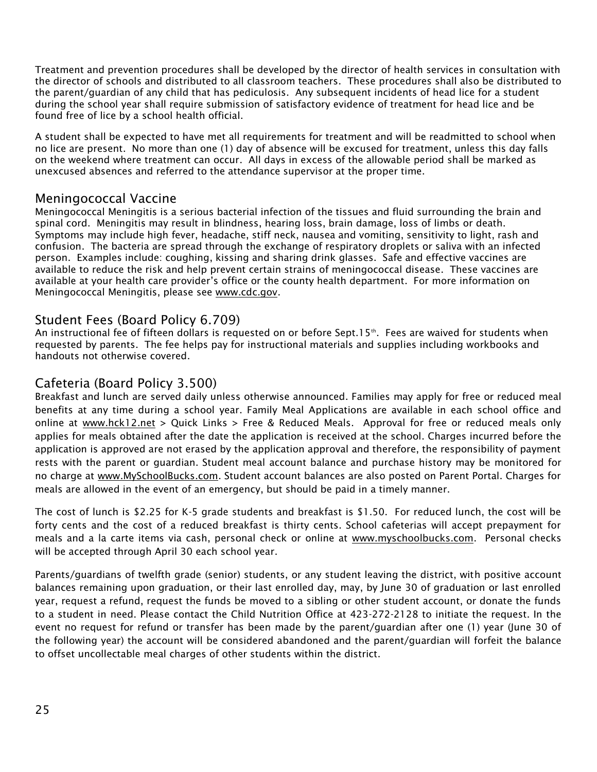Treatment and prevention procedures shall be developed by the director of health services in consultation with the director of schools and distributed to all classroom teachers. These procedures shall also be distributed to the parent/guardian of any child that has pediculosis. Any subsequent incidents of head lice for a student during the school year shall require submission of satisfactory evidence of treatment for head lice and be found free of lice by a school health official.

A student shall be expected to have met all requirements for treatment and will be readmitted to school when no lice are present. No more than one (1) day of absence will be excused for treatment, unless this day falls on the weekend where treatment can occur. All days in excess of the allowable period shall be marked as unexcused absences and referred to the attendance supervisor at the proper time.

## Meningococcal Vaccine

Meningococcal Meningitis is a serious bacterial infection of the tissues and fluid surrounding the brain and spinal cord. Meningitis may result in blindness, hearing loss, brain damage, loss of limbs or death. Symptoms may include high fever, headache, stiff neck, nausea and vomiting, sensitivity to light, rash and confusion. The bacteria are spread through the exchange of respiratory droplets or saliva with an infected person. Examples include: coughing, kissing and sharing drink glasses. Safe and effective vaccines are available to reduce the risk and help prevent certain strains of meningococcal disease. These vaccines are available at your health care provider's office or the county health department. For more information on Meningococcal Meningitis, please see www.cdc.gov.

## Student Fees (Board Policy 6.709)

An instructional fee of fifteen dollars is requested on or before Sept.15th. Fees are waived for students when requested by parents. The fee helps pay for instructional materials and supplies including workbooks and handouts not otherwise covered.

## Cafeteria (Board Policy 3.500)

Breakfast and lunch are served daily unless otherwise announced. Families may apply for free or reduced meal benefits at any time during a school year. Family Meal Applications are available in each school office and online at www.hck12.net > Quick Links > Free & Reduced Meals. Approval for free or reduced meals only applies for meals obtained after the date the application is received at the school. Charges incurred before the application is approved are not erased by the application approval and therefore, the responsibility of payment rests with the parent or guardian. Student meal account balance and purchase history may be monitored for no charge at www.MySchoolBucks.com. Student account balances are also posted on Parent Portal. Charges for meals are allowed in the event of an emergency, but should be paid in a timely manner.

The cost of lunch is $2.25 for K-5 grade students and breakfast is $1.50. For reduced lunch, the cost will be forty cents and the cost of a reduced breakfast is thirty cents. School cafeterias will accept prepayment for meals and a la carte items via cash, personal check or online at www.myschoolbucks.com. Personal checks will be accepted through April 30 each school year.

Parents/guardians of twelfth grade (senior) students, or any student leaving the district, with positive account balances remaining upon graduation, or their last enrolled day, may, by June 30 of graduation or last enrolled year, request a refund, request the funds be moved to a sibling or other student account, or donate the funds to a student in need. Please contact the Child Nutrition Office at 423-272-2128 to initiate the request. In the event no request for refund or transfer has been made by the parent/guardian after one (1) year (June 30 of the following year) the account will be considered abandoned and the parent/guardian will forfeit the balance to offset uncollectable meal charges of other students within the district.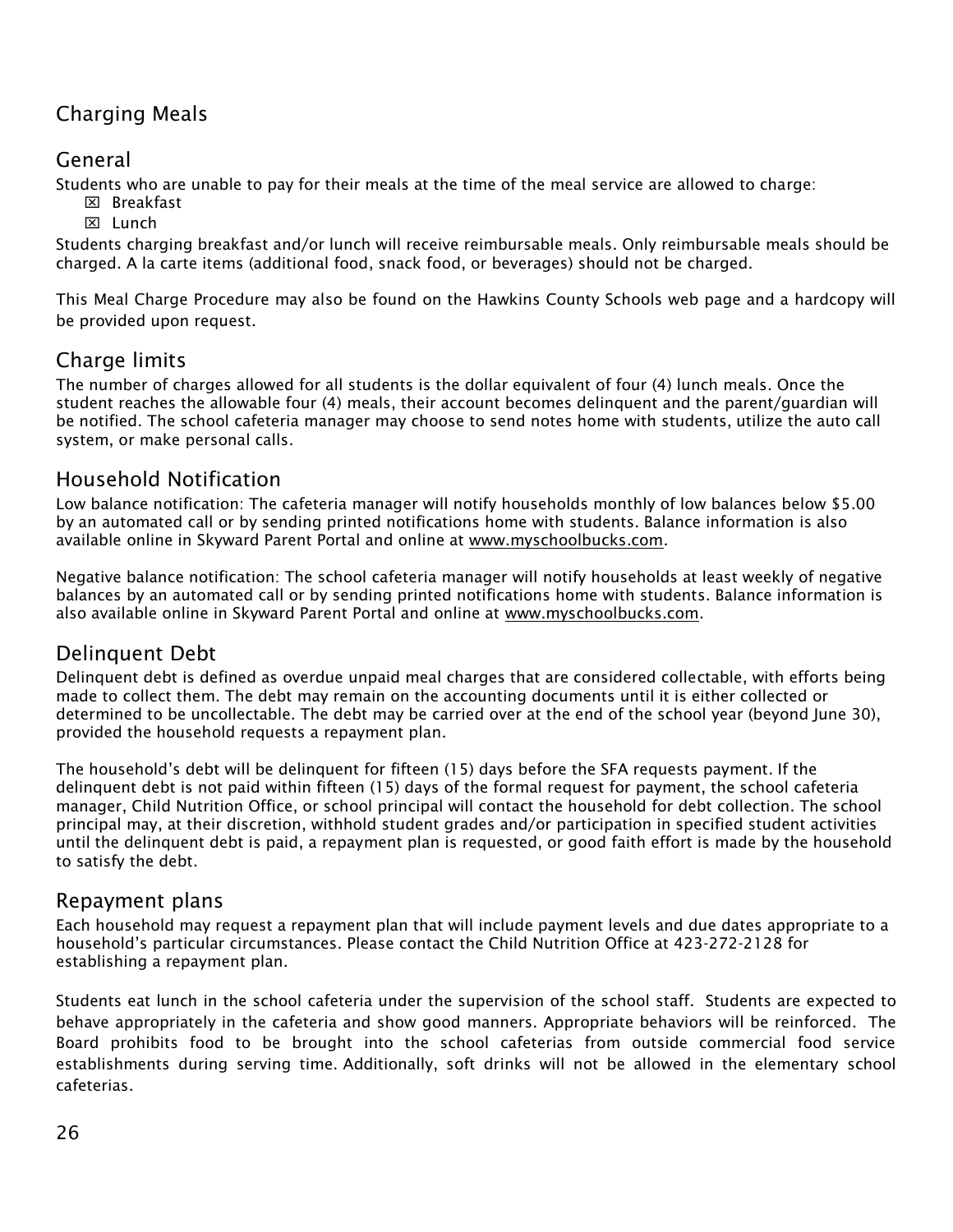## Charging Meals

### General

Students who are unable to pay for their meals at the time of the meal service are allowed to charge:

- ☒ Breakfast
- ☒ Lunch

Students charging breakfast and/or lunch will receive reimbursable meals. Only reimbursable meals should be charged. A la carte items (additional food, snack food, or beverages) should not be charged.

This Meal Charge Procedure may also be found on the Hawkins County Schools web page and a hardcopy will be provided upon request.

### Charge limits

The number of charges allowed for all students is the dollar equivalent of four (4) lunch meals. Once the student reaches the allowable four (4) meals, their account becomes delinquent and the parent/guardian will be notified. The school cafeteria manager may choose to send notes home with students, utilize the auto call system, or make personal calls.

### Household Notification

Low balance notification: The cafeteria manager will notify households monthly of low balances below $5.00 by an automated call or by sending printed notifications home with students. Balance information is also available online in Skyward Parent Portal and online at www.myschoolbucks.com.

Negative balance notification: The school cafeteria manager will notify households at least weekly of negative balances by an automated call or by sending printed notifications home with students. Balance information is also available online in Skyward Parent Portal and online at www.myschoolbucks.com.

### Delinquent Debt

Delinquent debt is defined as overdue unpaid meal charges that are considered collectable, with efforts being made to collect them. The debt may remain on the accounting documents until it is either collected or determined to be uncollectable. The debt may be carried over at the end of the school year (beyond June 30), provided the household requests a repayment plan.

The household's debt will be delinquent for fifteen (15) days before the SFA requests payment. If the delinquent debt is not paid within fifteen (15) days of the formal request for payment, the school cafeteria manager, Child Nutrition Office, or school principal will contact the household for debt collection. The school principal may, at their discretion, withhold student grades and/or participation in specified student activities until the delinquent debt is paid, a repayment plan is requested, or good faith effort is made by the household to satisfy the debt.

### Repayment plans

Each household may request a repayment plan that will include payment levels and due dates appropriate to a household's particular circumstances. Please contact the Child Nutrition Office at 423-272-2128 for establishing a repayment plan.

Students eat lunch in the school cafeteria under the supervision of the school staff. Students are expected to behave appropriately in the cafeteria and show good manners. Appropriate behaviors will be reinforced. The Board prohibits food to be brought into the school cafeterias from outside commercial food service establishments during serving time. Additionally, soft drinks will not be allowed in the elementary school cafeterias.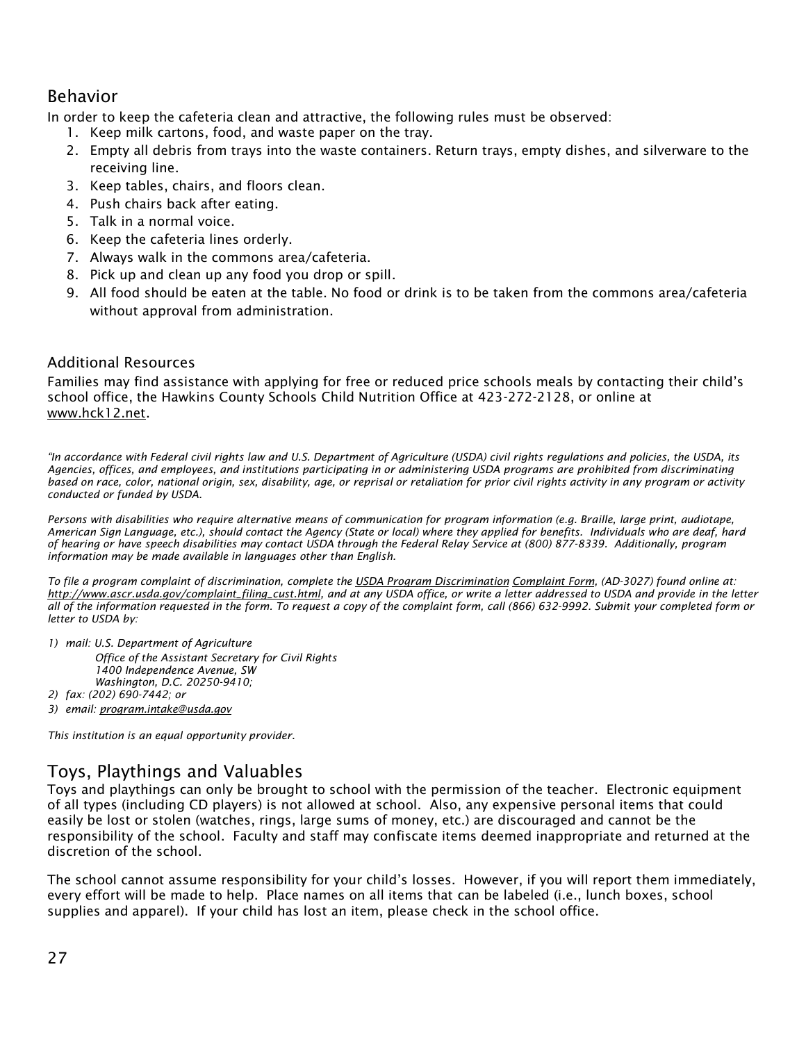## Behavior

In order to keep the cafeteria clean and attractive, the following rules must be observed:

1. Keep milk cartons, food, and waste paper on the tray.
2. Empty all debris from trays into the waste containers. Return trays, empty dishes, and silverware to the receiving line.
3. Keep tables, chairs, and floors clean.
4. Push chairs back after eating.
5. Talk in a normal voice.
6. Keep the cafeteria lines orderly.
7. Always walk in the commons area/cafeteria.
8. Pick up and clean up any food you drop or spill.
9. All food should be eaten at the table. No food or drink is to be taken from the commons area/cafeteria without approval from administration.

### Additional Resources

Families may find assistance with applying for free or reduced price schools meals by contacting their child's school office, the Hawkins County Schools Child Nutrition Office at 423-272-2128, or online at www.hck12.net.

*"In accordance with Federal civil rights law and U.S. Department of Agriculture (USDA) civil rights regulations and policies, the USDA, its Agencies, offices, and employees, and institutions participating in or administering USDA programs are prohibited from discriminating based on race, color, national origin, sex, disability, age, or reprisal or retaliation for prior civil rights activity in any program or activity conducted or funded by USDA.*

*Persons with disabilities who require alternative means of communication for program information (e.g. Braille, large print, audiotape, American Sign Language, etc.), should contact the Agency (State or local) where they applied for benefits. Individuals who are deaf, hard of hearing or have speech disabilities may contact USDA through the Federal Relay Service at (800) 877-8339. Additionally, program information may be made available in languages other than English.*

*To file a program complaint of discrimination, complete the USDA Program Discrimination Complaint Form, (AD-3027) found online at: http://www.ascr.usda.gov/complaint_filing_cust.html, and at any USDA office, or write a letter addressed to USDA and provide in the letter all of the information requested in the form. To request a copy of the complaint form, call (866) 632-9992. Submit your completed form or letter to USDA by:*

1) *mail: U.S. Department of Agriculture*
   *Office of the Assistant Secretary for Civil Rights*
   *1400 Independence Avenue, SW*
   *Washington, D.C. 20250-9410;*
2) *fax: (202) 690-7442; or*
3) *email: program.intake@usda.gov*

*This institution is an equal opportunity provider.*

## Toys, Playthings and Valuables

Toys and playthings can only be brought to school with the permission of the teacher. Electronic equipment of all types (including CD players) is not allowed at school. Also, any expensive personal items that could easily be lost or stolen (watches, rings, large sums of money, etc.) are discouraged and cannot be the responsibility of the school. Faculty and staff may confiscate items deemed inappropriate and returned at the discretion of the school.

The school cannot assume responsibility for your child's losses. However, if you will report them immediately, every effort will be made to help. Place names on all items that can be labeled (i.e., lunch boxes, school supplies and apparel). If your child has lost an item, please check in the school office.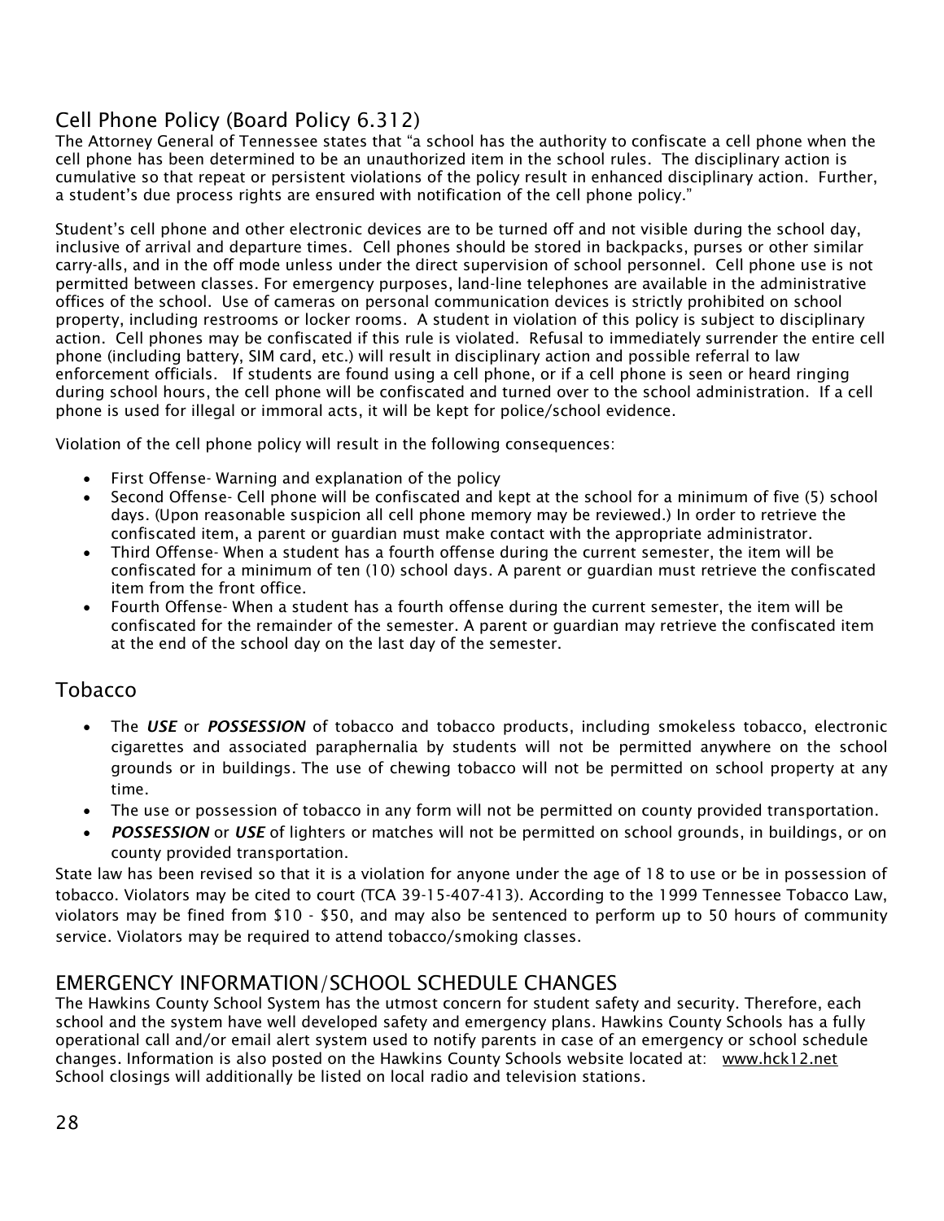## Cell Phone Policy (Board Policy 6.312)

The Attorney General of Tennessee states that "a school has the authority to confiscate a cell phone when the cell phone has been determined to be an unauthorized item in the school rules. The disciplinary action is cumulative so that repeat or persistent violations of the policy result in enhanced disciplinary action. Further, a student's due process rights are ensured with notification of the cell phone policy."

Student's cell phone and other electronic devices are to be turned off and not visible during the school day, inclusive of arrival and departure times. Cell phones should be stored in backpacks, purses or other similar carry-alls, and in the off mode unless under the direct supervision of school personnel. Cell phone use is not permitted between classes. For emergency purposes, land-line telephones are available in the administrative offices of the school. Use of cameras on personal communication devices is strictly prohibited on school property, including restrooms or locker rooms. A student in violation of this policy is subject to disciplinary action. Cell phones may be confiscated if this rule is violated. Refusal to immediately surrender the entire cell phone (including battery, SIM card, etc.) will result in disciplinary action and possible referral to law enforcement officials. If students are found using a cell phone, or if a cell phone is seen or heard ringing during school hours, the cell phone will be confiscated and turned over to the school administration. If a cell phone is used for illegal or immoral acts, it will be kept for police/school evidence.

Violation of the cell phone policy will result in the following consequences:

- First Offense- Warning and explanation of the policy
- Second Offense- Cell phone will be confiscated and kept at the school for a minimum of five (5) school days. (Upon reasonable suspicion all cell phone memory may be reviewed.) In order to retrieve the confiscated item, a parent or guardian must make contact with the appropriate administrator.
- Third Offense- When a student has a fourth offense during the current semester, the item will be confiscated for a minimum of ten (10) school days. A parent or guardian must retrieve the confiscated item from the front office.
- Fourth Offense- When a student has a fourth offense during the current semester, the item will be confiscated for the remainder of the semester. A parent or guardian may retrieve the confiscated item at the end of the school day on the last day of the semester.

## Tobacco

- The ***USE*** or ***POSSESSION*** of tobacco and tobacco products, including smokeless tobacco, electronic cigarettes and associated paraphernalia by students will not be permitted anywhere on the school grounds or in buildings. The use of chewing tobacco will not be permitted on school property at any time.
- The use or possession of tobacco in any form will not be permitted on county provided transportation.
- ***POSSESSION*** or ***USE*** of lighters or matches will not be permitted on school grounds, in buildings, or on county provided transportation.

State law has been revised so that it is a violation for anyone under the age of 18 to use or be in possession of tobacco. Violators may be cited to court (TCA 39-15-407-413). According to the 1999 Tennessee Tobacco Law, violators may be fined from $10 - $50, and may also be sentenced to perform up to 50 hours of community service. Violators may be required to attend tobacco/smoking classes.

## EMERGENCY INFORMATION/SCHOOL SCHEDULE CHANGES

The Hawkins County School System has the utmost concern for student safety and security. Therefore, each school and the system have well developed safety and emergency plans. Hawkins County Schools has a fully operational call and/or email alert system used to notify parents in case of an emergency or school schedule changes. Information is also posted on the Hawkins County Schools website located at: www.hck12.net School closings will additionally be listed on local radio and television stations.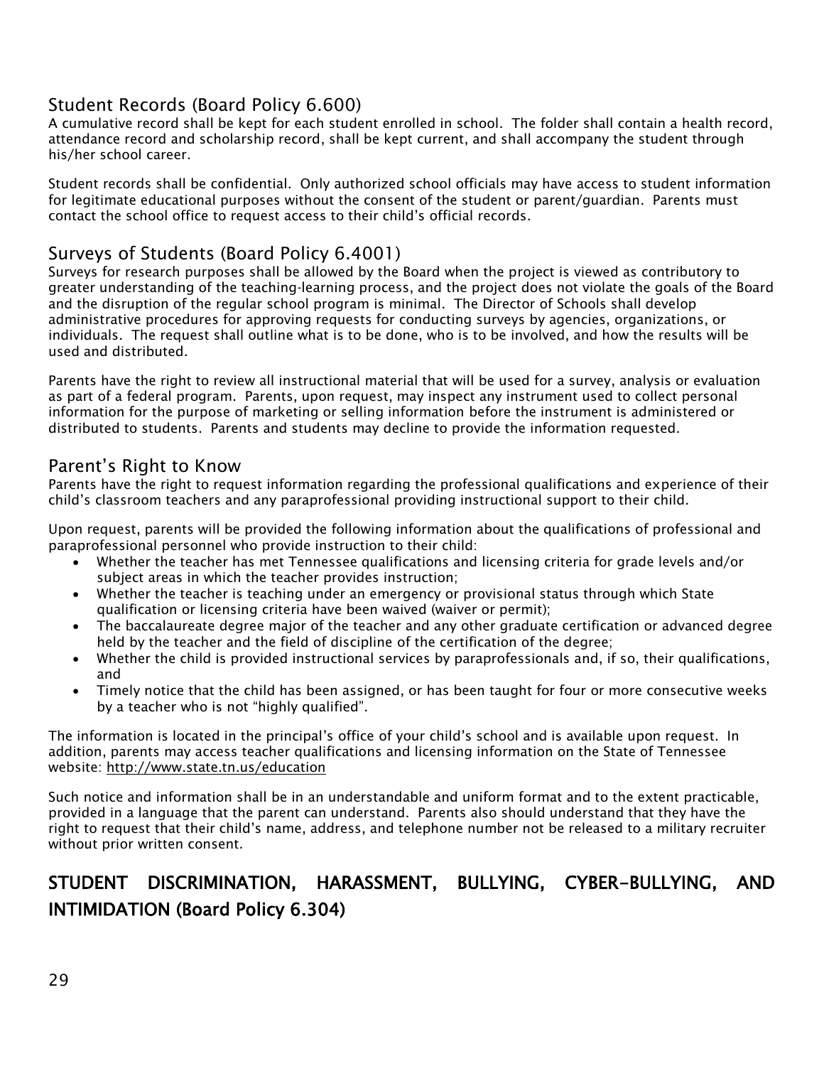## Student Records (Board Policy 6.600)

A cumulative record shall be kept for each student enrolled in school. The folder shall contain a health record, attendance record and scholarship record, shall be kept current, and shall accompany the student through his/her school career.

Student records shall be confidential. Only authorized school officials may have access to student information for legitimate educational purposes without the consent of the student or parent/guardian. Parents must contact the school office to request access to their child's official records.

## Surveys of Students (Board Policy 6.4001)

Surveys for research purposes shall be allowed by the Board when the project is viewed as contributory to greater understanding of the teaching-learning process, and the project does not violate the goals of the Board and the disruption of the regular school program is minimal. The Director of Schools shall develop administrative procedures for approving requests for conducting surveys by agencies, organizations, or individuals. The request shall outline what is to be done, who is to be involved, and how the results will be used and distributed.

Parents have the right to review all instructional material that will be used for a survey, analysis or evaluation as part of a federal program. Parents, upon request, may inspect any instrument used to collect personal information for the purpose of marketing or selling information before the instrument is administered or distributed to students. Parents and students may decline to provide the information requested.

## Parent's Right to Know

Parents have the right to request information regarding the professional qualifications and experience of their child's classroom teachers and any paraprofessional providing instructional support to their child.

Upon request, parents will be provided the following information about the qualifications of professional and paraprofessional personnel who provide instruction to their child:

- Whether the teacher has met Tennessee qualifications and licensing criteria for grade levels and/or subject areas in which the teacher provides instruction;
- Whether the teacher is teaching under an emergency or provisional status through which State qualification or licensing criteria have been waived (waiver or permit);
- The baccalaureate degree major of the teacher and any other graduate certification or advanced degree held by the teacher and the field of discipline of the certification of the degree;
- Whether the child is provided instructional services by paraprofessionals and, if so, their qualifications, and
- Timely notice that the child has been assigned, or has been taught for four or more consecutive weeks by a teacher who is not "highly qualified".

The information is located in the principal's office of your child's school and is available upon request. In addition, parents may access teacher qualifications and licensing information on the State of Tennessee website: http://www.state.tn.us/education

Such notice and information shall be in an understandable and uniform format and to the extent practicable, provided in a language that the parent can understand. Parents also should understand that they have the right to request that their child's name, address, and telephone number not be released to a military recruiter without prior written consent.

# STUDENT DISCRIMINATION, HARASSMENT, BULLYING, CYBER-BULLYING, AND INTIMIDATION (Board Policy 6.304)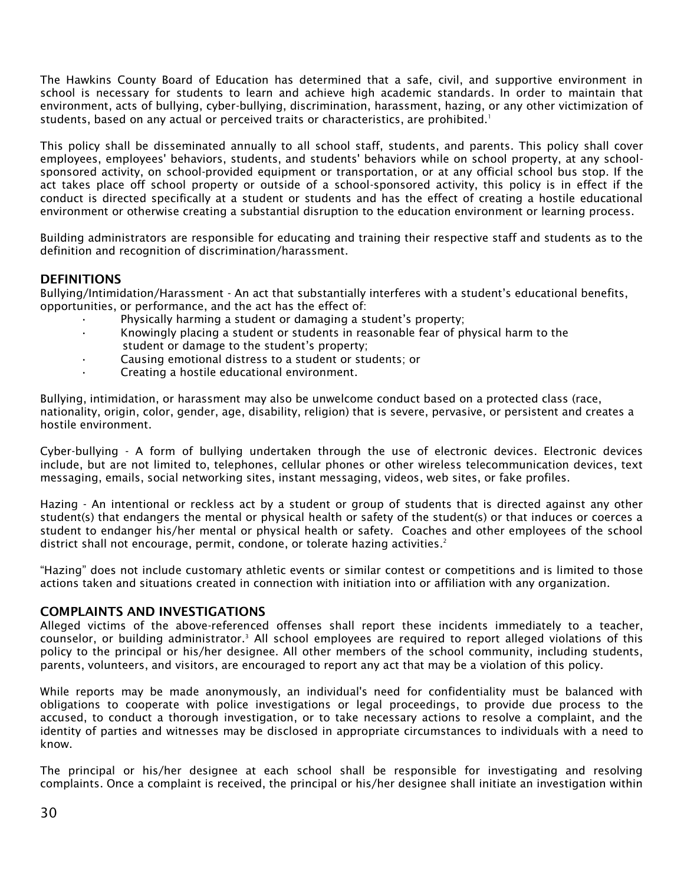The Hawkins County Board of Education has determined that a safe, civil, and supportive environment in school is necessary for students to learn and achieve high academic standards. In order to maintain that environment, acts of bullying, cyber-bullying, discrimination, harassment, hazing, or any other victimization of students, based on any actual or perceived traits or characteristics, are prohibited.[1]

This policy shall be disseminated annually to all school staff, students, and parents. This policy shall cover employees, employees' behaviors, students, and students' behaviors while on school property, at any school-sponsored activity, on school-provided equipment or transportation, or at any official school bus stop. If the act takes place off school property or outside of a school-sponsored activity, this policy is in effect if the conduct is directed specifically at a student or students and has the effect of creating a hostile educational environment or otherwise creating a substantial disruption to the education environment or learning process.

Building administrators are responsible for educating and training their respective staff and students as to the definition and recognition of discrimination/harassment.

## DEFINITIONS

Bullying/Intimidation/Harassment - An act that substantially interferes with a student's educational benefits, opportunities, or performance, and the act has the effect of:

- Physically harming a student or damaging a student's property;
- Knowingly placing a student or students in reasonable fear of physical harm to the student or damage to the student's property;
- Causing emotional distress to a student or students; or
- Creating a hostile educational environment.

Bullying, intimidation, or harassment may also be unwelcome conduct based on a protected class (race, nationality, origin, color, gender, age, disability, religion) that is severe, pervasive, or persistent and creates a hostile environment.

Cyber-bullying - A form of bullying undertaken through the use of electronic devices. Electronic devices include, but are not limited to, telephones, cellular phones or other wireless telecommunication devices, text messaging, emails, social networking sites, instant messaging, videos, web sites, or fake profiles.

Hazing - An intentional or reckless act by a student or group of students that is directed against any other student(s) that endangers the mental or physical health or safety of the student(s) or that induces or coerces a student to endanger his/her mental or physical health or safety. Coaches and other employees of the school district shall not encourage, permit, condone, or tolerate hazing activities.[2]

"Hazing" does not include customary athletic events or similar contest or competitions and is limited to those actions taken and situations created in connection with initiation into or affiliation with any organization.

## COMPLAINTS AND INVESTIGATIONS

Alleged victims of the above-referenced offenses shall report these incidents immediately to a teacher, counselor, or building administrator.[3] All school employees are required to report alleged violations of this policy to the principal or his/her designee. All other members of the school community, including students, parents, volunteers, and visitors, are encouraged to report any act that may be a violation of this policy.

While reports may be made anonymously, an individual's need for confidentiality must be balanced with obligations to cooperate with police investigations or legal proceedings, to provide due process to the accused, to conduct a thorough investigation, or to take necessary actions to resolve a complaint, and the identity of parties and witnesses may be disclosed in appropriate circumstances to individuals with a need to know.

The principal or his/her designee at each school shall be responsible for investigating and resolving complaints. Once a complaint is received, the principal or his/her designee shall initiate an investigation within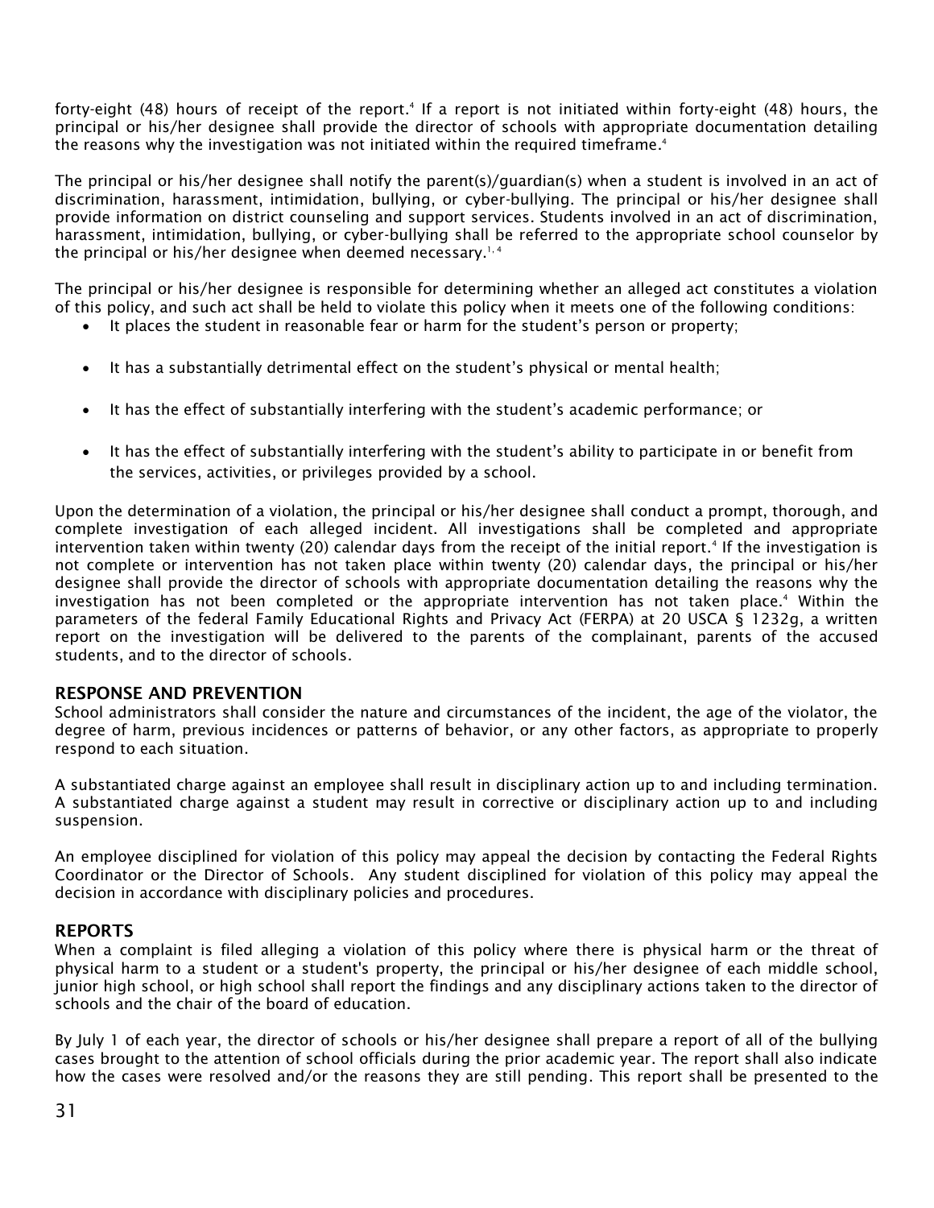forty-eight (48) hours of receipt of the report.[4] If a report is not initiated within forty-eight (48) hours, the principal or his/her designee shall provide the director of schools with appropriate documentation detailing the reasons why the investigation was not initiated within the required timeframe.[4]

The principal or his/her designee shall notify the parent(s)/guardian(s) when a student is involved in an act of discrimination, harassment, intimidation, bullying, or cyber-bullying. The principal or his/her designee shall provide information on district counseling and support services. Students involved in an act of discrimination, harassment, intimidation, bullying, or cyber-bullying shall be referred to the appropriate school counselor by the principal or his/her designee when deemed necessary.[1, 4]

The principal or his/her designee is responsible for determining whether an alleged act constitutes a violation of this policy, and such act shall be held to violate this policy when it meets one of the following conditions:

- It places the student in reasonable fear or harm for the student's person or property;
- It has a substantially detrimental effect on the student's physical or mental health;
- It has the effect of substantially interfering with the student's academic performance; or
- It has the effect of substantially interfering with the student's ability to participate in or benefit from the services, activities, or privileges provided by a school.

Upon the determination of a violation, the principal or his/her designee shall conduct a prompt, thorough, and complete investigation of each alleged incident. All investigations shall be completed and appropriate intervention taken within twenty (20) calendar days from the receipt of the initial report.[4] If the investigation is not complete or intervention has not taken place within twenty (20) calendar days, the principal or his/her designee shall provide the director of schools with appropriate documentation detailing the reasons why the investigation has not been completed or the appropriate intervention has not taken place.[4] Within the parameters of the federal Family Educational Rights and Privacy Act (FERPA) at 20 USCA § 1232g, a written report on the investigation will be delivered to the parents of the complainant, parents of the accused students, and to the director of schools.

## RESPONSE AND PREVENTION

School administrators shall consider the nature and circumstances of the incident, the age of the violator, the degree of harm, previous incidences or patterns of behavior, or any other factors, as appropriate to properly respond to each situation.

A substantiated charge against an employee shall result in disciplinary action up to and including termination. A substantiated charge against a student may result in corrective or disciplinary action up to and including suspension.

An employee disciplined for violation of this policy may appeal the decision by contacting the Federal Rights Coordinator or the Director of Schools. Any student disciplined for violation of this policy may appeal the decision in accordance with disciplinary policies and procedures.

## REPORTS

When a complaint is filed alleging a violation of this policy where there is physical harm or the threat of physical harm to a student or a student's property, the principal or his/her designee of each middle school, junior high school, or high school shall report the findings and any disciplinary actions taken to the director of schools and the chair of the board of education.

By July 1 of each year, the director of schools or his/her designee shall prepare a report of all of the bullying cases brought to the attention of school officials during the prior academic year. The report shall also indicate how the cases were resolved and/or the reasons they are still pending. This report shall be presented to the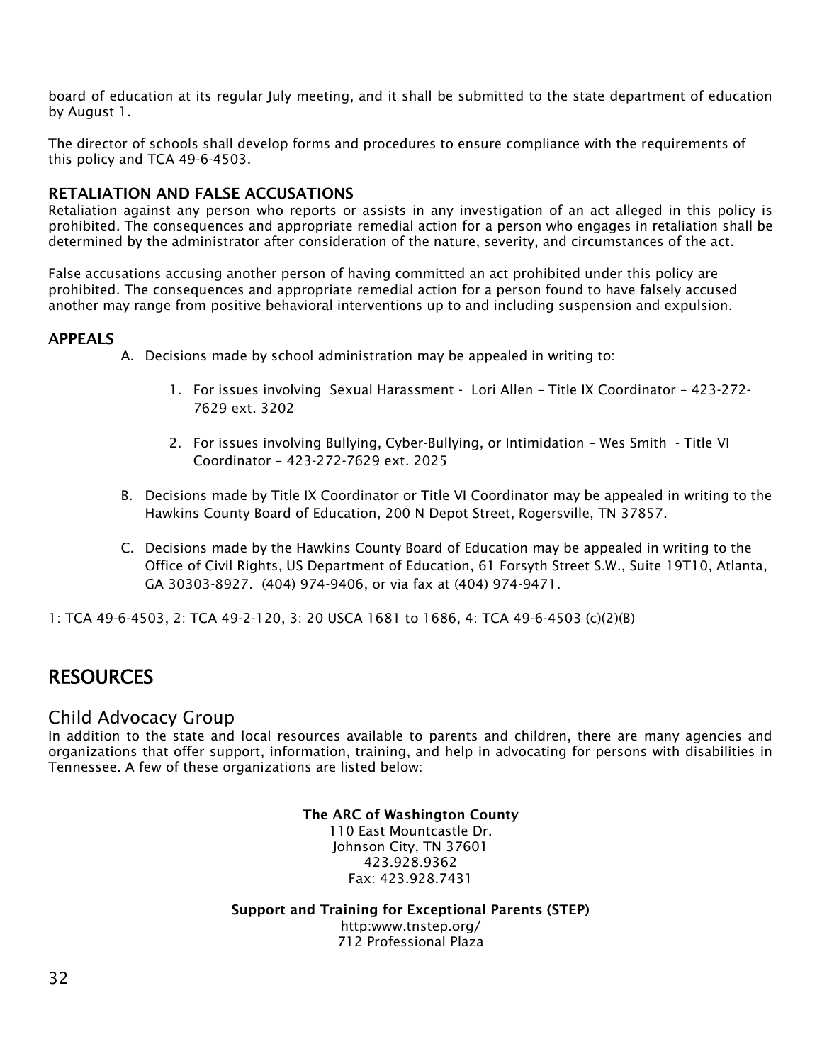board of education at its regular July meeting, and it shall be submitted to the state department of education by August 1.

The director of schools shall develop forms and procedures to ensure compliance with the requirements of this policy and TCA 49-6-4503.

### RETALIATION AND FALSE ACCUSATIONS

Retaliation against any person who reports or assists in any investigation of an act alleged in this policy is prohibited. The consequences and appropriate remedial action for a person who engages in retaliation shall be determined by the administrator after consideration of the nature, severity, and circumstances of the act.

False accusations accusing another person of having committed an act prohibited under this policy are prohibited. The consequences and appropriate remedial action for a person found to have falsely accused another may range from positive behavioral interventions up to and including suspension and expulsion.

### APPEALS

A. Decisions made by school administration may be appealed in writing to:

    1. For issues involving Sexual Harassment - Lori Allen – Title IX Coordinator – 423-272-7629 ext. 3202

    2. For issues involving Bullying, Cyber-Bullying, or Intimidation – Wes Smith - Title VI Coordinator – 423-272-7629 ext. 2025

B. Decisions made by Title IX Coordinator or Title VI Coordinator may be appealed in writing to the Hawkins County Board of Education, 200 N Depot Street, Rogersville, TN 37857.

C. Decisions made by the Hawkins County Board of Education may be appealed in writing to the Office of Civil Rights, US Department of Education, 61 Forsyth Street S.W., Suite 19T10, Atlanta, GA 30303-8927. (404) 974-9406, or via fax at (404) 974-9471.

1: TCA 49-6-4503, 2: TCA 49-2-120, 3: 20 USCA 1681 to 1686, 4: TCA 49-6-4503 (c)(2)(B)

# RESOURCES

## Child Advocacy Group

In addition to the state and local resources available to parents and children, there are many agencies and organizations that offer support, information, training, and help in advocating for persons with disabilities in Tennessee. A few of these organizations are listed below:

**The ARC of Washington County**
110 East Mountcastle Dr.
Johnson City, TN 37601
423.928.9362
Fax: 423.928.7431

**Support and Training for Exceptional Parents (STEP)**
http:www.tnstep.org/
712 Professional Plaza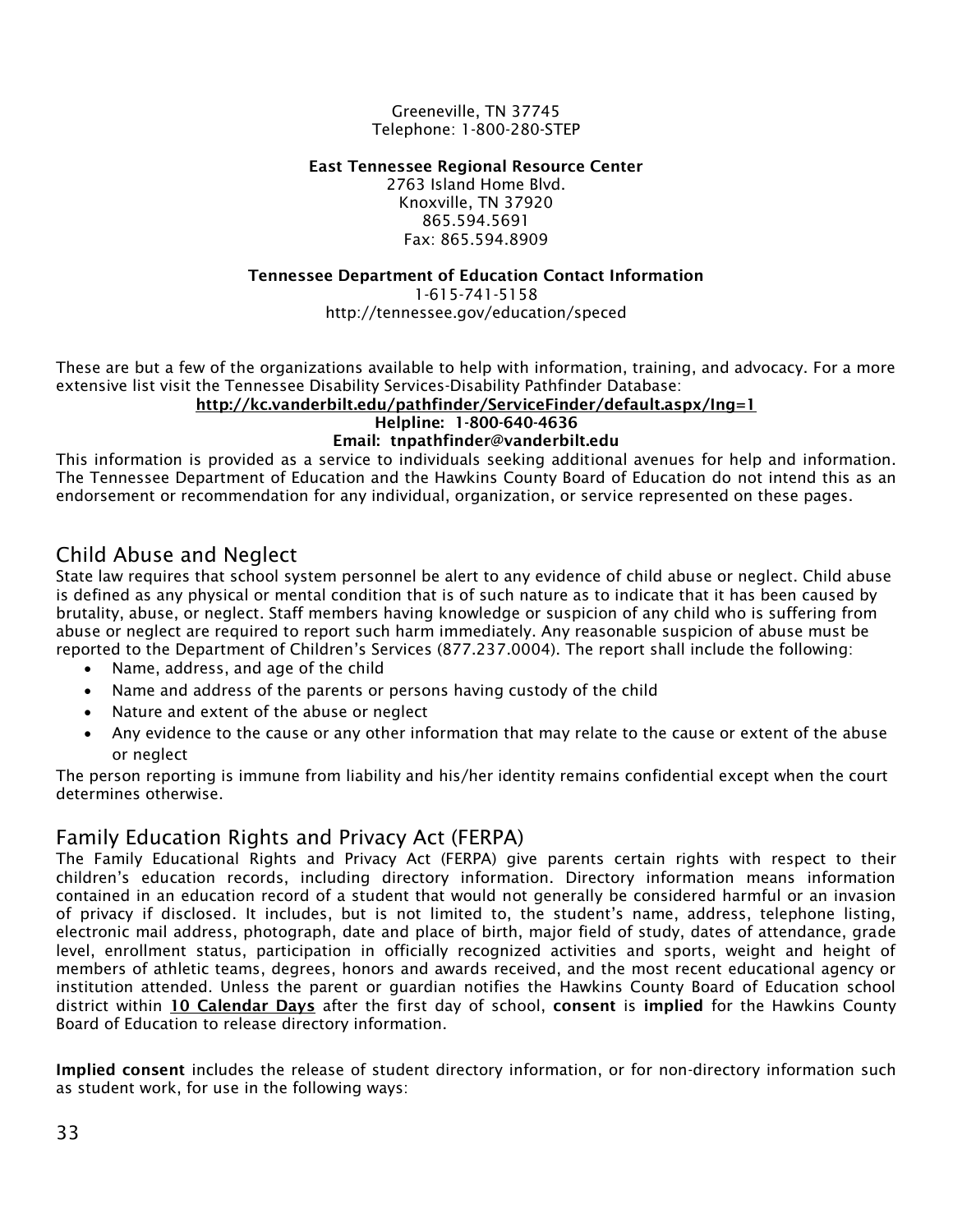Greeneville, TN 37745
Telephone: 1-800-280-STEP

**East Tennessee Regional Resource Center**
2763 Island Home Blvd.
Knoxville, TN 37920
865.594.5691
Fax: 865.594.8909

**Tennessee Department of Education Contact Information**
1-615-741-5158
http://tennessee.gov/education/speced

These are but a few of the organizations available to help with information, training, and advocacy. For a more extensive list visit the Tennessee Disability Services-Disability Pathfinder Database:

**http://kc.vanderbilt.edu/pathfinder/ServiceFinder/default.aspx/lng=1**
**Helpline: 1-800-640-4636**
**Email: tnpathfinder@vanderbilt.edu**

This information is provided as a service to individuals seeking additional avenues for help and information. The Tennessee Department of Education and the Hawkins County Board of Education do not intend this as an endorsement or recommendation for any individual, organization, or service represented on these pages.

## Child Abuse and Neglect

State law requires that school system personnel be alert to any evidence of child abuse or neglect. Child abuse is defined as any physical or mental condition that is of such nature as to indicate that it has been caused by brutality, abuse, or neglect. Staff members having knowledge or suspicion of any child who is suffering from abuse or neglect are required to report such harm immediately. Any reasonable suspicion of abuse must be reported to the Department of Children's Services (877.237.0004). The report shall include the following:

- Name, address, and age of the child
- Name and address of the parents or persons having custody of the child
- Nature and extent of the abuse or neglect
- Any evidence to the cause or any other information that may relate to the cause or extent of the abuse or neglect

The person reporting is immune from liability and his/her identity remains confidential except when the court determines otherwise.

## Family Education Rights and Privacy Act (FERPA)

The Family Educational Rights and Privacy Act (FERPA) give parents certain rights with respect to their children's education records, including directory information. Directory information means information contained in an education record of a student that would not generally be considered harmful or an invasion of privacy if disclosed. It includes, but is not limited to, the student's name, address, telephone listing, electronic mail address, photograph, date and place of birth, major field of study, dates of attendance, grade level, enrollment status, participation in officially recognized activities and sports, weight and height of members of athletic teams, degrees, honors and awards received, and the most recent educational agency or institution attended. Unless the parent or guardian notifies the Hawkins County Board of Education school district within **10 Calendar Days** after the first day of school, **consent** is **implied** for the Hawkins County Board of Education to release directory information.

**Implied consent** includes the release of student directory information, or for non-directory information such as student work, for use in the following ways: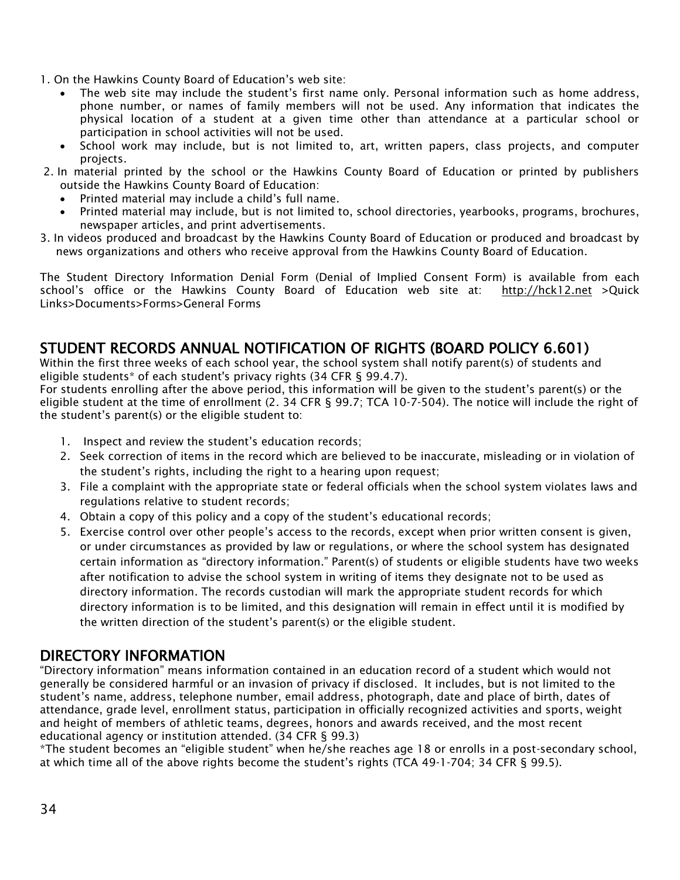1. On the Hawkins County Board of Education's web site:
   - The web site may include the student's first name only. Personal information such as home address, phone number, or names of family members will not be used. Any information that indicates the physical location of a student at a given time other than attendance at a particular school or participation in school activities will not be used.
   - School work may include, but is not limited to, art, written papers, class projects, and computer projects.
2. In material printed by the school or the Hawkins County Board of Education or printed by publishers outside the Hawkins County Board of Education:
   - Printed material may include a child's full name.
   - Printed material may include, but is not limited to, school directories, yearbooks, programs, brochures, newspaper articles, and print advertisements.
3. In videos produced and broadcast by the Hawkins County Board of Education or produced and broadcast by news organizations and others who receive approval from the Hawkins County Board of Education.

The Student Directory Information Denial Form (Denial of Implied Consent Form) is available from each school's office or the Hawkins County Board of Education web site at: http://hck12.net >Quick Links>Documents>Forms>General Forms

## STUDENT RECORDS ANNUAL NOTIFICATION OF RIGHTS (BOARD POLICY 6.601)

Within the first three weeks of each school year, the school system shall notify parent(s) of students and eligible students* of each student's privacy rights (34 CFR § 99.4.7).
For students enrolling after the above period, this information will be given to the student's parent(s) or the eligible student at the time of enrollment (2. 34 CFR § 99.7; TCA 10-7-504). The notice will include the right of the student's parent(s) or the eligible student to:

1. Inspect and review the student's education records;
2. Seek correction of items in the record which are believed to be inaccurate, misleading or in violation of the student's rights, including the right to a hearing upon request;
3. File a complaint with the appropriate state or federal officials when the school system violates laws and regulations relative to student records;
4. Obtain a copy of this policy and a copy of the student's educational records;
5. Exercise control over other people's access to the records, except when prior written consent is given, or under circumstances as provided by law or regulations, or where the school system has designated certain information as "directory information." Parent(s) of students or eligible students have two weeks after notification to advise the school system in writing of items they designate not to be used as directory information. The records custodian will mark the appropriate student records for which directory information is to be limited, and this designation will remain in effect until it is modified by the written direction of the student's parent(s) or the eligible student.

## DIRECTORY INFORMATION

"Directory information" means information contained in an education record of a student which would not generally be considered harmful or an invasion of privacy if disclosed. It includes, but is not limited to the student's name, address, telephone number, email address, photograph, date and place of birth, dates of attendance, grade level, enrollment status, participation in officially recognized activities and sports, weight and height of members of athletic teams, degrees, honors and awards received, and the most recent educational agency or institution attended. (34 CFR § 99.3)
*The student becomes an "eligible student" when he/she reaches age 18 or enrolls in a post-secondary school, at which time all of the above rights become the student's rights (TCA 49-1-704; 34 CFR § 99.5).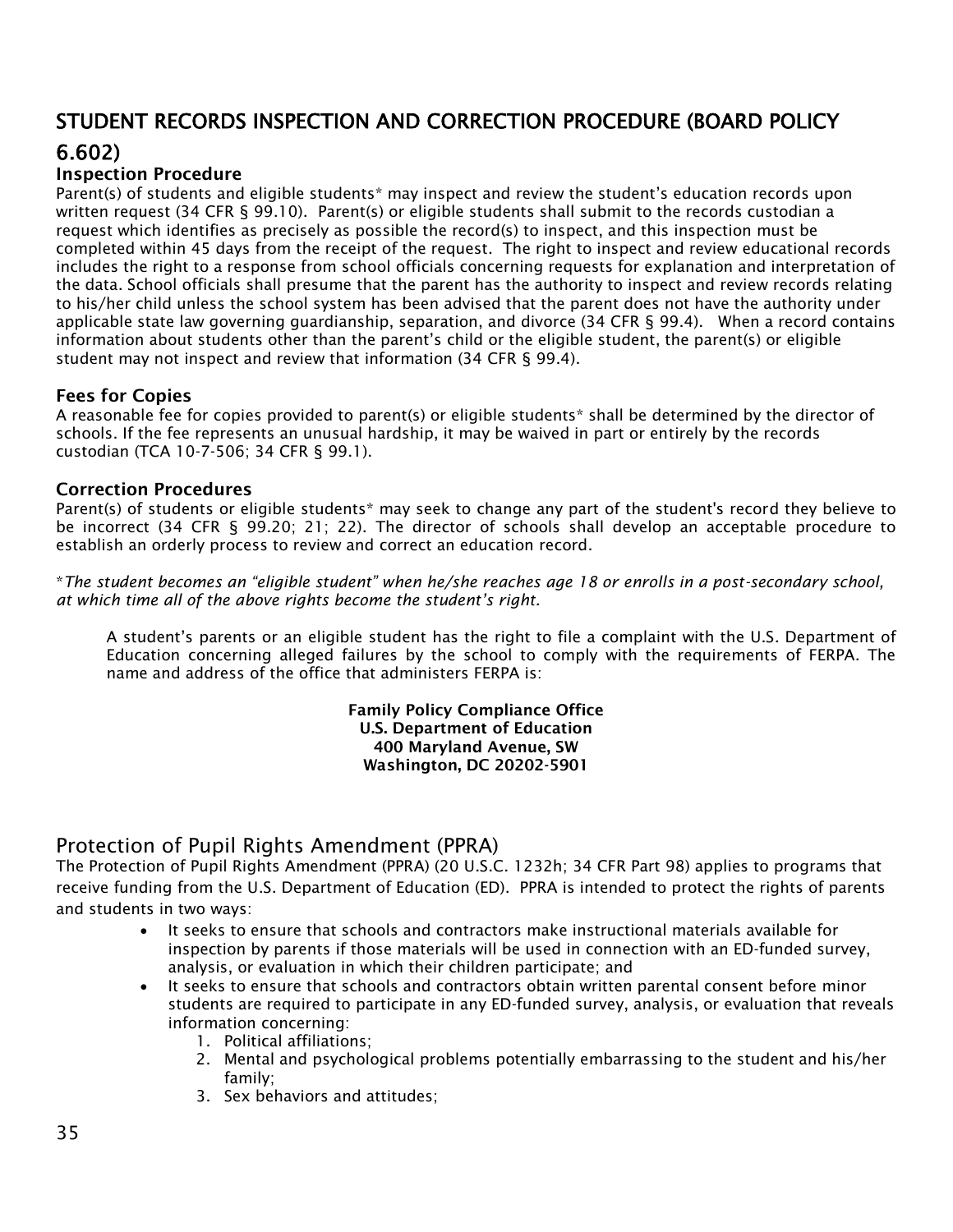## STUDENT RECORDS INSPECTION AND CORRECTION PROCEDURE (BOARD POLICY 6.602)

### Inspection Procedure

Parent(s) of students and eligible students* may inspect and review the student's education records upon written request (34 CFR § 99.10). Parent(s) or eligible students shall submit to the records custodian a request which identifies as precisely as possible the record(s) to inspect, and this inspection must be completed within 45 days from the receipt of the request. The right to inspect and review educational records includes the right to a response from school officials concerning requests for explanation and interpretation of the data. School officials shall presume that the parent has the authority to inspect and review records relating to his/her child unless the school system has been advised that the parent does not have the authority under applicable state law governing guardianship, separation, and divorce (34 CFR § 99.4). When a record contains information about students other than the parent's child or the eligible student, the parent(s) or eligible student may not inspect and review that information (34 CFR § 99.4).

### Fees for Copies

A reasonable fee for copies provided to parent(s) or eligible students* shall be determined by the director of schools. If the fee represents an unusual hardship, it may be waived in part or entirely by the records custodian (TCA 10-7-506; 34 CFR § 99.1).

### Correction Procedures

Parent(s) of students or eligible students* may seek to change any part of the student's record they believe to be incorrect (34 CFR § 99.20; 21; 22). The director of schools shall develop an acceptable procedure to establish an orderly process to review and correct an education record.

*\*The student becomes an "eligible student" when he/she reaches age 18 or enrolls in a post-secondary school, at which time all of the above rights become the student's right.*

A student's parents or an eligible student has the right to file a complaint with the U.S. Department of Education concerning alleged failures by the school to comply with the requirements of FERPA. The name and address of the office that administers FERPA is:

**Family Policy Compliance Office**
**U.S. Department of Education**
**400 Maryland Avenue, SW**
**Washington, DC 20202-5901**

## Protection of Pupil Rights Amendment (PPRA)

The Protection of Pupil Rights Amendment (PPRA) (20 U.S.C. 1232h; 34 CFR Part 98) applies to programs that receive funding from the U.S. Department of Education (ED). PPRA is intended to protect the rights of parents and students in two ways:

- It seeks to ensure that schools and contractors make instructional materials available for inspection by parents if those materials will be used in connection with an ED-funded survey, analysis, or evaluation in which their children participate; and
- It seeks to ensure that schools and contractors obtain written parental consent before minor students are required to participate in any ED-funded survey, analysis, or evaluation that reveals information concerning:
  1. Political affiliations;
  2. Mental and psychological problems potentially embarrassing to the student and his/her family;
  3. Sex behaviors and attitudes;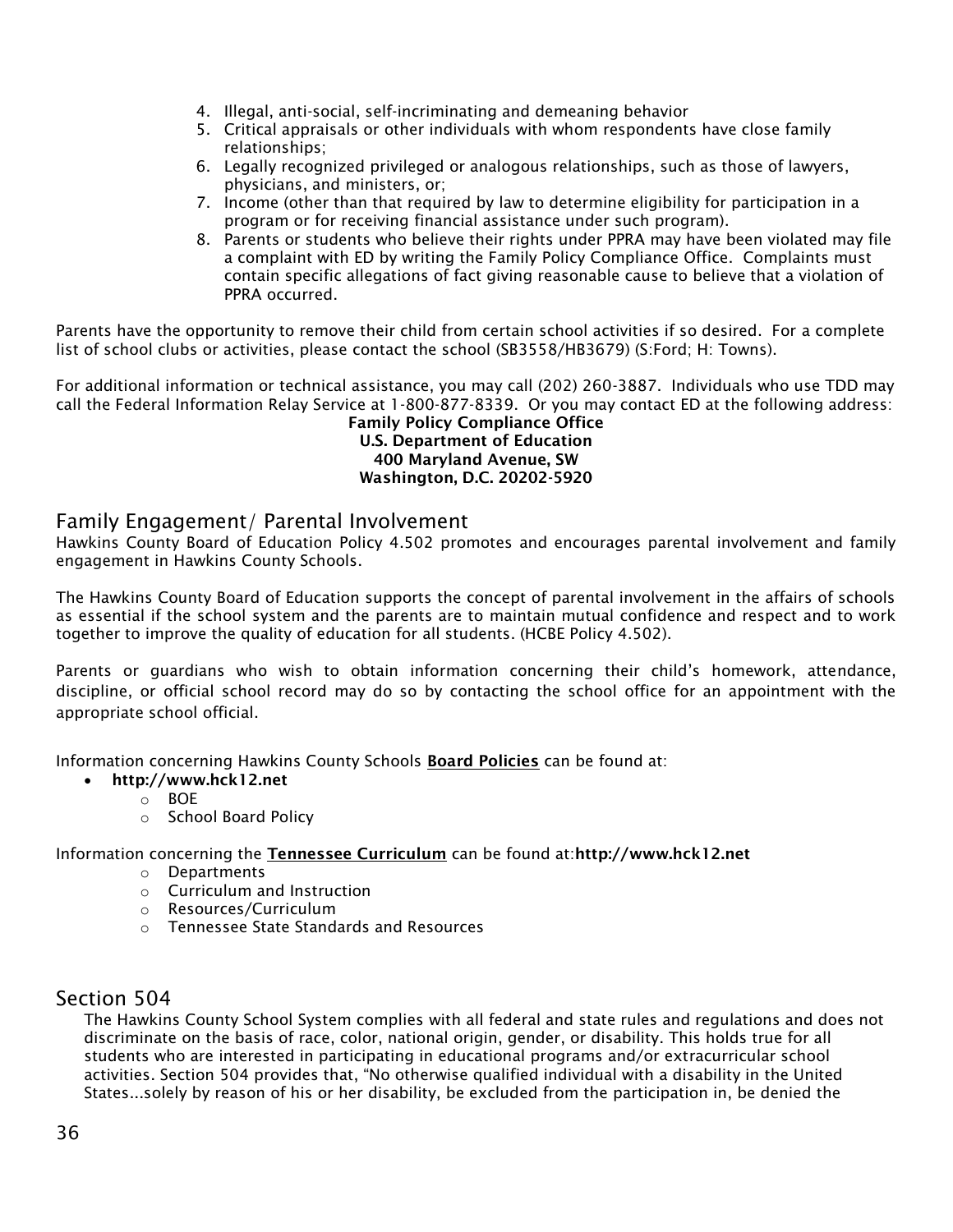4. Illegal, anti-social, self-incriminating and demeaning behavior
5. Critical appraisals or other individuals with whom respondents have close family relationships;
6. Legally recognized privileged or analogous relationships, such as those of lawyers, physicians, and ministers, or;
7. Income (other than that required by law to determine eligibility for participation in a program or for receiving financial assistance under such program).
8. Parents or students who believe their rights under PPRA may have been violated may file a complaint with ED by writing the Family Policy Compliance Office. Complaints must contain specific allegations of fact giving reasonable cause to believe that a violation of PPRA occurred.

Parents have the opportunity to remove their child from certain school activities if so desired. For a complete list of school clubs or activities, please contact the school (SB3558/HB3679) (S:Ford; H: Towns).

For additional information or technical assistance, you may call (202) 260-3887. Individuals who use TDD may call the Federal Information Relay Service at 1-800-877-8339. Or you may contact ED at the following address:

**Family Policy Compliance Office**
**U.S. Department of Education**
**400 Maryland Avenue, SW**
**Washington, D.C. 20202-5920**

## Family Engagement/ Parental Involvement

Hawkins County Board of Education Policy 4.502 promotes and encourages parental involvement and family engagement in Hawkins County Schools.

The Hawkins County Board of Education supports the concept of parental involvement in the affairs of schools as essential if the school system and the parents are to maintain mutual confidence and respect and to work together to improve the quality of education for all students. (HCBE Policy 4.502).

Parents or guardians who wish to obtain information concerning their child's homework, attendance, discipline, or official school record may do so by contacting the school office for an appointment with the appropriate school official.

Information concerning Hawkins County Schools **Board Policies** can be found at:

- **http://www.hck12.net**
  - BOE
  - School Board Policy

Information concerning the **Tennessee Curriculum** can be found at:**http://www.hck12.net**

- Departments
- Curriculum and Instruction
- Resources/Curriculum
- Tennessee State Standards and Resources

## Section 504

The Hawkins County School System complies with all federal and state rules and regulations and does not discriminate on the basis of race, color, national origin, gender, or disability. This holds true for all students who are interested in participating in educational programs and/or extracurricular school activities. Section 504 provides that, "No otherwise qualified individual with a disability in the United States...solely by reason of his or her disability, be excluded from the participation in, be denied the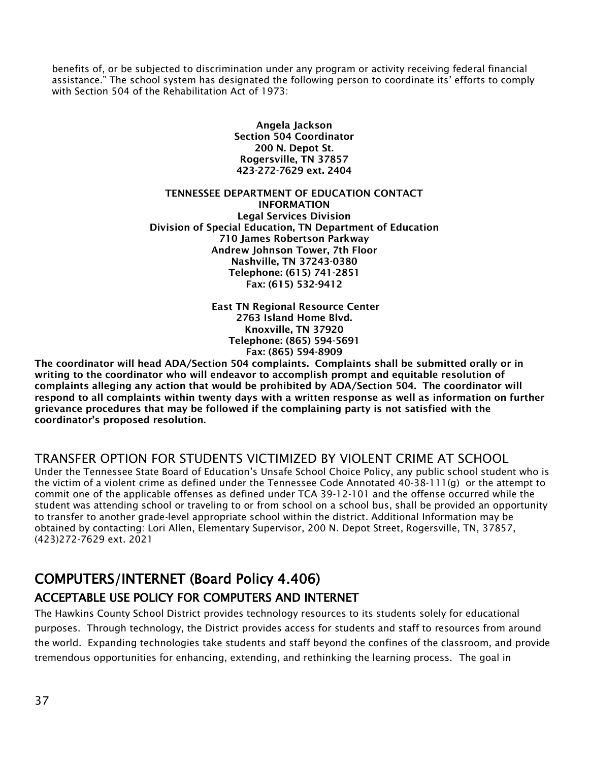benefits of, or be subjected to discrimination under any program or activity receiving federal financial assistance." The school system has designated the following person to coordinate its' efforts to comply with Section 504 of the Rehabilitation Act of 1973:

**Angela Jackson**
**Section 504 Coordinator**
**200 N. Depot St.**
**Rogersville, TN 37857**
**423-272-7629 ext. 2404**

**TENNESSEE DEPARTMENT OF EDUCATION CONTACT INFORMATION**
**Legal Services Division**
**Division of Special Education, TN Department of Education**
**710 James Robertson Parkway**
**Andrew Johnson Tower, 7th Floor**
**Nashville, TN 37243-0380**
**Telephone: (615) 741-2851**
**Fax: (615) 532-9412**

**East TN Regional Resource Center**
**2763 Island Home Blvd.**
**Knoxville, TN 37920**
**Telephone: (865) 594-5691**
**Fax: (865) 594-8909**

**The coordinator will head ADA/Section 504 complaints. Complaints shall be submitted orally or in writing to the coordinator who will endeavor to accomplish prompt and equitable resolution of complaints alleging any action that would be prohibited by ADA/Section 504. The coordinator will respond to all complaints within twenty days with a written response as well as information on further grievance procedures that may be followed if the complaining party is not satisfied with the coordinator's proposed resolution.**

### TRANSFER OPTION FOR STUDENTS VICTIMIZED BY VIOLENT CRIME AT SCHOOL

Under the Tennessee State Board of Education's Unsafe School Choice Policy, any public school student who is the victim of a violent crime as defined under the Tennessee Code Annotated 40-38-111(g) or the attempt to commit one of the applicable offenses as defined under TCA 39-12-101 and the offense occurred while the student was attending school or traveling to or from school on a school bus, shall be provided an opportunity to transfer to another grade-level appropriate school within the district. Additional Information may be obtained by contacting: Lori Allen, Elementary Supervisor, 200 N. Depot Street, Rogersville, TN, 37857, (423)272-7629 ext. 2021

## COMPUTERS/INTERNET (Board Policy 4.406)

### ACCEPTABLE USE POLICY FOR COMPUTERS AND INTERNET

The Hawkins County School District provides technology resources to its students solely for educational purposes. Through technology, the District provides access for students and staff to resources from around the world. Expanding technologies take students and staff beyond the confines of the classroom, and provide tremendous opportunities for enhancing, extending, and rethinking the learning process. The goal in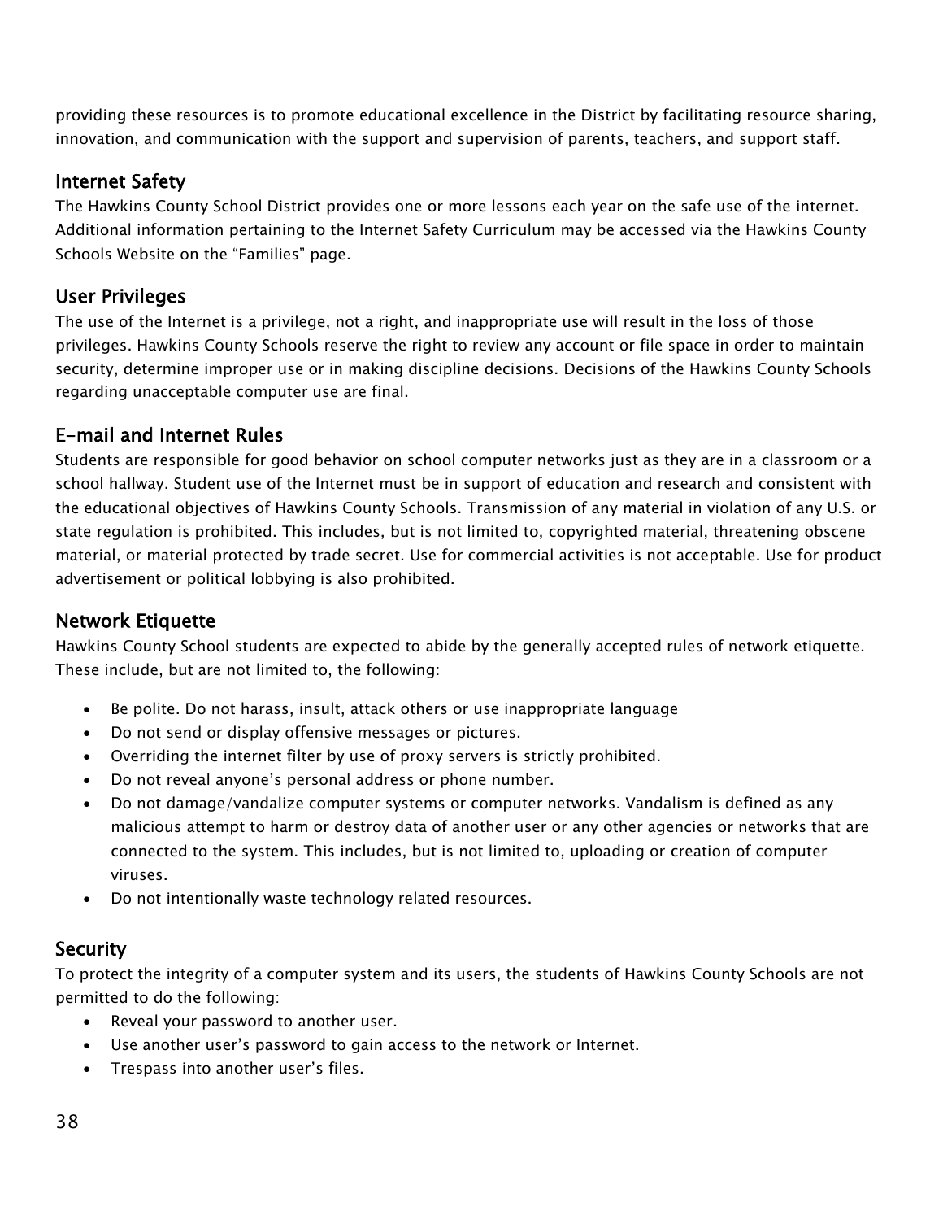providing these resources is to promote educational excellence in the District by facilitating resource sharing, innovation, and communication with the support and supervision of parents, teachers, and support staff.

## Internet Safety

The Hawkins County School District provides one or more lessons each year on the safe use of the internet. Additional information pertaining to the Internet Safety Curriculum may be accessed via the Hawkins County Schools Website on the "Families" page.

## User Privileges

The use of the Internet is a privilege, not a right, and inappropriate use will result in the loss of those privileges. Hawkins County Schools reserve the right to review any account or file space in order to maintain security, determine improper use or in making discipline decisions. Decisions of the Hawkins County Schools regarding unacceptable computer use are final.

## E-mail and Internet Rules

Students are responsible for good behavior on school computer networks just as they are in a classroom or a school hallway. Student use of the Internet must be in support of education and research and consistent with the educational objectives of Hawkins County Schools. Transmission of any material in violation of any U.S. or state regulation is prohibited. This includes, but is not limited to, copyrighted material, threatening obscene material, or material protected by trade secret. Use for commercial activities is not acceptable. Use for product advertisement or political lobbying is also prohibited.

## Network Etiquette

Hawkins County School students are expected to abide by the generally accepted rules of network etiquette. These include, but are not limited to, the following:

- Be polite. Do not harass, insult, attack others or use inappropriate language
- Do not send or display offensive messages or pictures.
- Overriding the internet filter by use of proxy servers is strictly prohibited.
- Do not reveal anyone's personal address or phone number.
- Do not damage/vandalize computer systems or computer networks. Vandalism is defined as any malicious attempt to harm or destroy data of another user or any other agencies or networks that are connected to the system. This includes, but is not limited to, uploading or creation of computer viruses.
- Do not intentionally waste technology related resources.

## Security

To protect the integrity of a computer system and its users, the students of Hawkins County Schools are not permitted to do the following:

- Reveal your password to another user.
- Use another user's password to gain access to the network or Internet.
- Trespass into another user's files.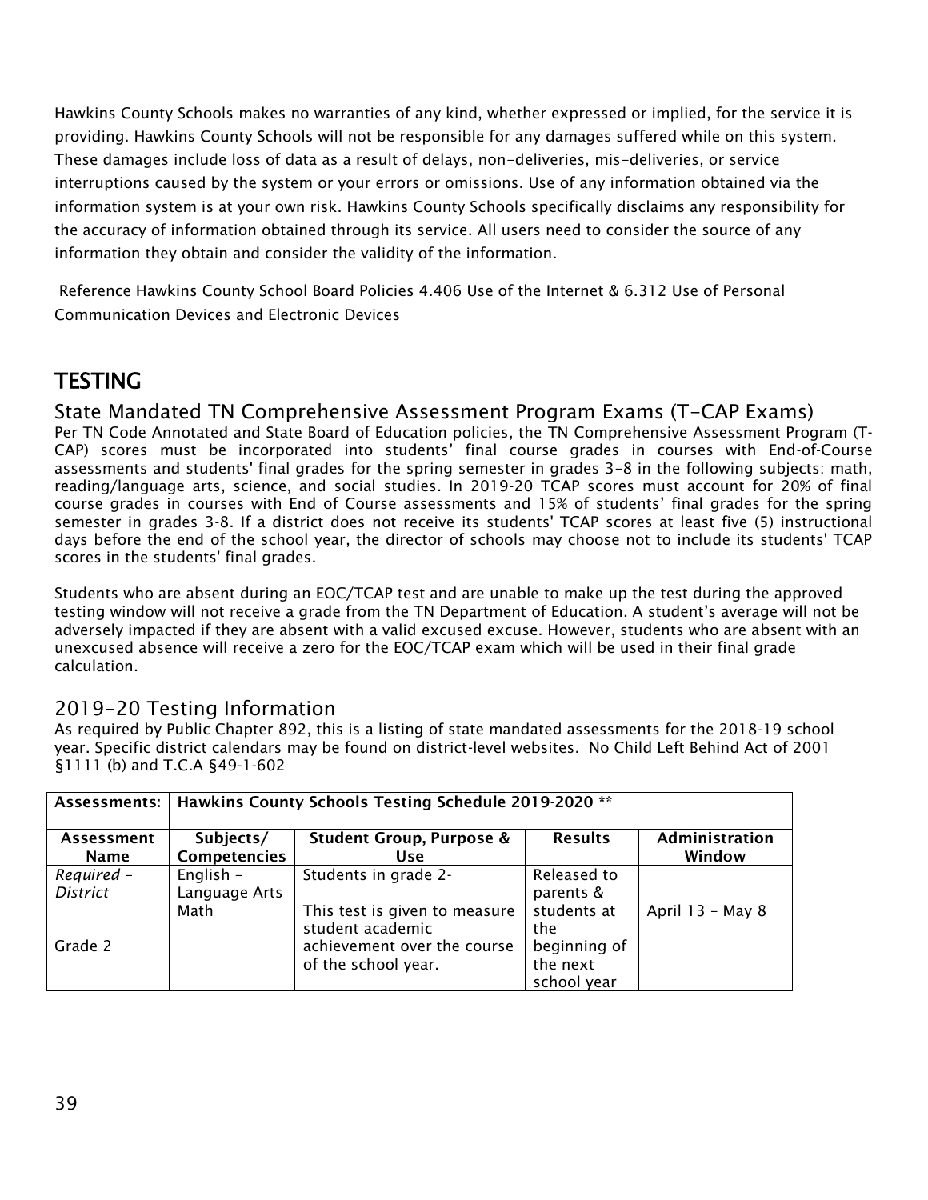Hawkins County Schools makes no warranties of any kind, whether expressed or implied, for the service it is providing. Hawkins County Schools will not be responsible for any damages suffered while on this system. These damages include loss of data as a result of delays, non-deliveries, mis-deliveries, or service interruptions caused by the system or your errors or omissions. Use of any information obtained via the information system is at your own risk. Hawkins County Schools specifically disclaims any responsibility for the accuracy of information obtained through its service. All users need to consider the source of any information they obtain and consider the validity of the information.

Reference Hawkins County School Board Policies 4.406 Use of the Internet & 6.312 Use of Personal Communication Devices and Electronic Devices

# TESTING

## State Mandated TN Comprehensive Assessment Program Exams (T-CAP Exams)

Per TN Code Annotated and State Board of Education policies, the TN Comprehensive Assessment Program (T-CAP) scores must be incorporated into students' final course grades in courses with End-of-Course assessments and students' final grades for the spring semester in grades 3-8 in the following subjects: math, reading/language arts, science, and social studies. In 2019-20 TCAP scores must account for 20% of final course grades in courses with End of Course assessments and 15% of students' final grades for the spring semester in grades 3-8. If a district does not receive its students' TCAP scores at least five (5) instructional days before the end of the school year, the director of schools may choose not to include its students' TCAP scores in the students' final grades.

Students who are absent during an EOC/TCAP test and are unable to make up the test during the approved testing window will not receive a grade from the TN Department of Education. A student's average will not be adversely impacted if they are absent with a valid excused excuse. However, students who are absent with an unexcused absence will receive a zero for the EOC/TCAP exam which will be used in their final grade calculation.

## 2019-20 Testing Information

As required by Public Chapter 892, this is a listing of state mandated assessments for the 2018-19 school year. Specific district calendars may be found on district-level websites. No Child Left Behind Act of 2001 §1111 (b) and T.C.A §49-1-602

| **Assessments:** | **Hawkins County Schools Testing Schedule 2019-2020 \*\*** | | | |
|---|---|---|---|---|
| **Assessment Name** | **Subjects/ Competencies** | **Student Group, Purpose & Use** | **Results** | **Administration Window** |
| *Required – District*<br><br>Grade 2 | English – Language Arts<br>Math | Students in grade 2-<br><br>This test is given to measure student academic achievement over the course of the school year. | Released to parents & students at the beginning of the next school year | April 13 – May 8 |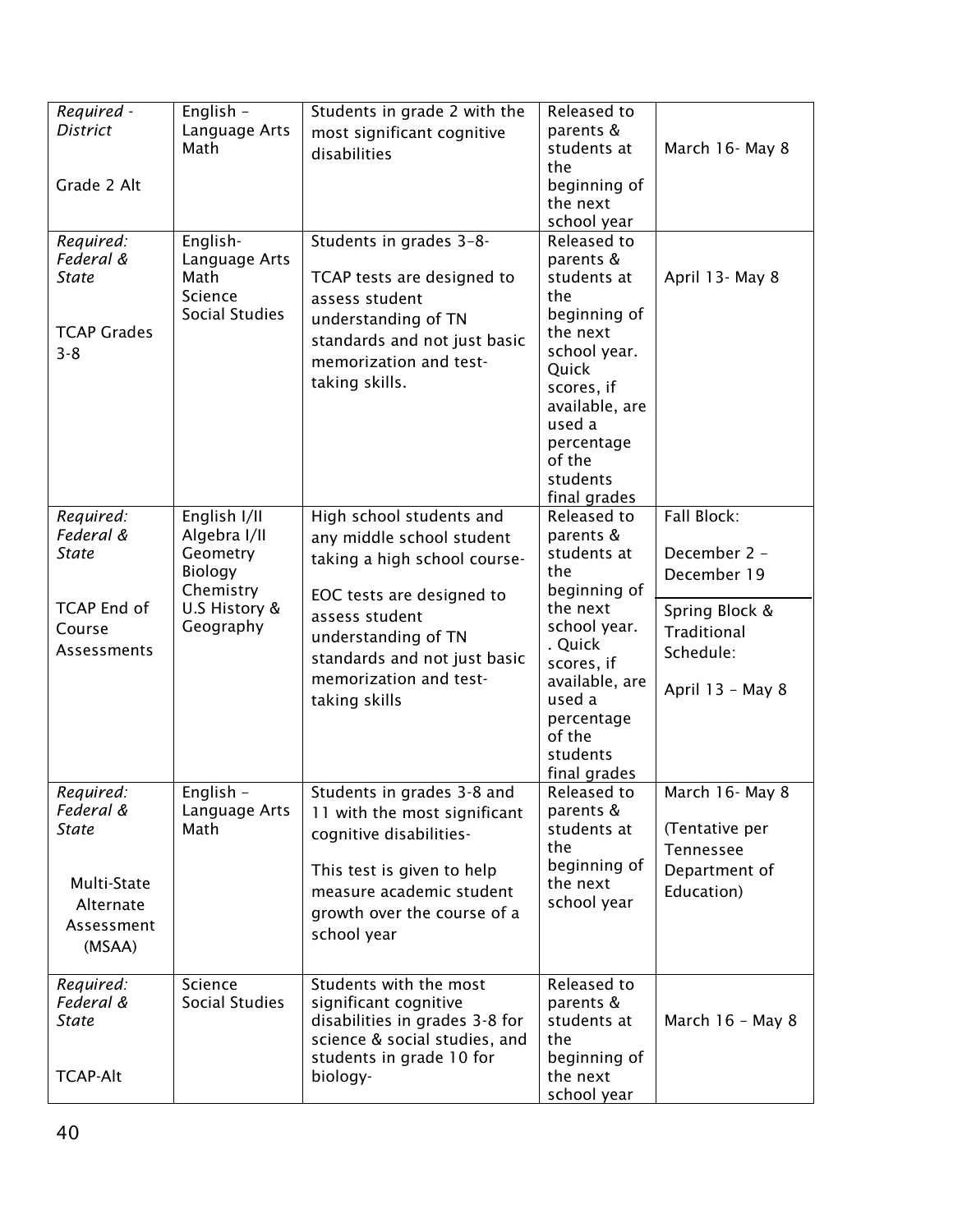| *Required - District*<br><br>Grade 2 Alt | English – Language Arts<br>Math | Students in grade 2 with the most significant cognitive disabilities | Released to parents & students at the beginning of the next school year | March 16- May 8 |
|---|---|---|---|---|
| *Required: Federal & State*<br><br>TCAP Grades 3-8 | English-Language Arts<br>Math<br>Science<br>Social Studies | Students in grades 3–8-<br><br>TCAP tests are designed to assess student understanding of TN standards and not just basic memorization and test-taking skills. | Released to parents & students at the beginning of the next school year. Quick scores, if available, are used a percentage of the students final grades | April 13- May 8 |
| *Required: Federal & State*<br><br>TCAP End of Course Assessments | English I/II<br>Algebra I/II<br>Geometry<br>Biology<br>Chemistry<br>U.S History & Geography | High school students and any middle school student taking a high school course-<br><br>EOC tests are designed to assess student understanding of TN standards and not just basic memorization and test-taking skills | Released to parents & students at the beginning of the next school year. . Quick scores, if available, are used a percentage of the students final grades | Fall Block:<br><br>December 2 – December 19<br><br>Spring Block & Traditional Schedule:<br><br>April 13 – May 8 |
| *Required: Federal & State*<br><br>Multi-State Alternate Assessment (MSAA) | English – Language Arts<br>Math | Students in grades 3-8 and 11 with the most significant cognitive disabilities-<br><br>This test is given to help measure academic student growth over the course of a school year | Released to parents & students at the beginning of the next school year | March 16- May 8<br><br>(Tentative per Tennessee Department of Education) |
| *Required: Federal & State*<br><br>TCAP-Alt | Science<br>Social Studies | Students with the most significant cognitive disabilities in grades 3-8 for science & social studies, and students in grade 10 for biology- | Released to parents & students at the beginning of the next school year | March 16 – May 8 |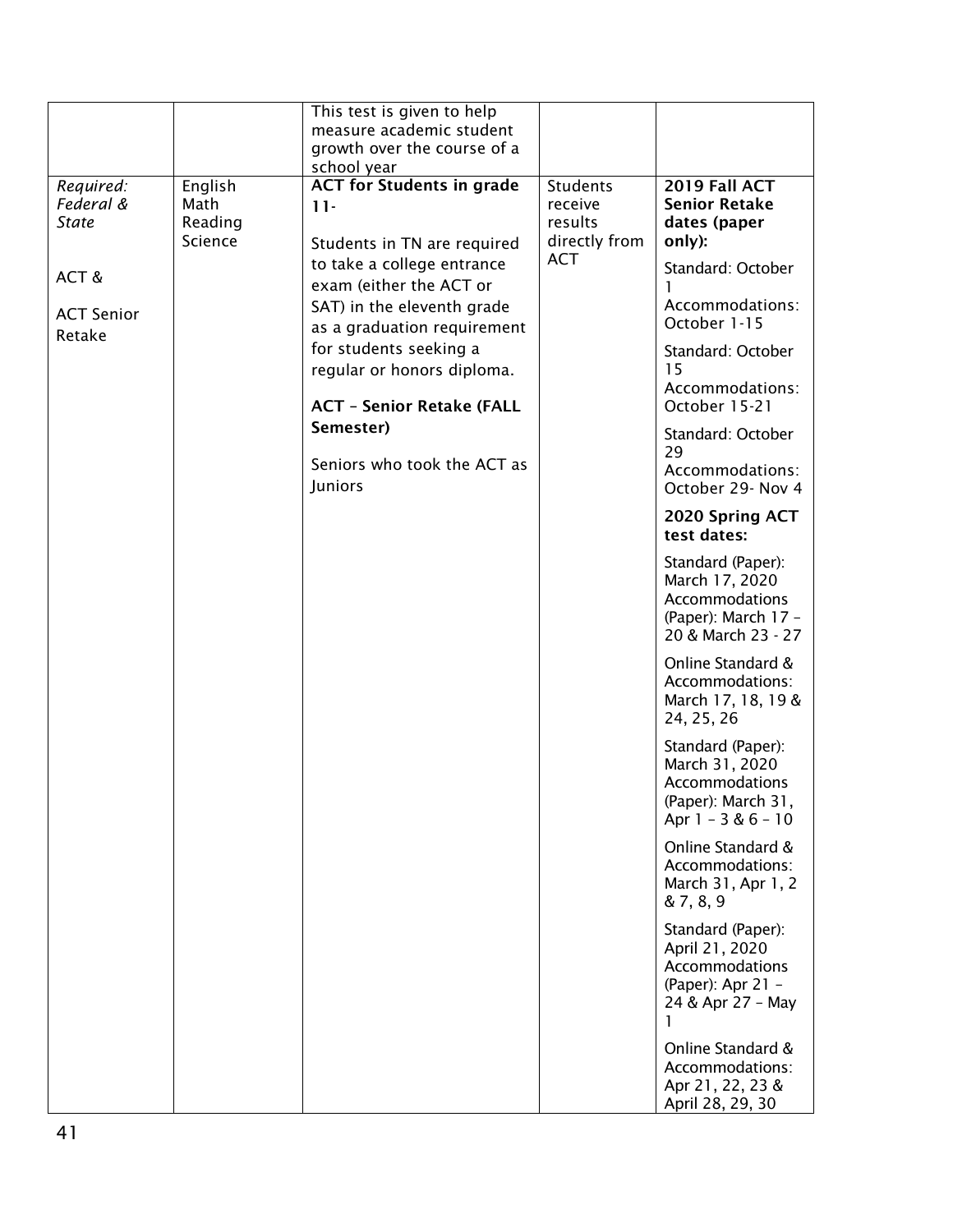| | | This test is given to help measure academic student growth over the course of a school year | | |
|---|---|---|---|---|
| *Required: Federal & State*<br><br>ACT &<br><br>ACT Senior Retake | English<br>Math<br>Reading<br>Science | **ACT for Students in grade 11-**<br><br>Students in TN are required to take a college entrance exam (either the ACT or SAT) in the eleventh grade as a graduation requirement for students seeking a regular or honors diploma.<br><br>**ACT – Senior Retake (FALL Semester)**<br><br>Seniors who took the ACT as Juniors | Students receive results directly from ACT | **2019 Fall ACT Senior Retake dates (paper only):**<br><br>Standard: October 1<br>Accommodations: October 1-15<br><br>Standard: October 15<br>Accommodations: October 15-21<br><br>Standard: October 29<br>Accommodations: October 29- Nov 4<br><br>**2020 Spring ACT test dates:**<br><br>Standard (Paper): March 17, 2020<br>Accommodations (Paper): March 17 – 20 & March 23 - 27<br><br>Online Standard & Accommodations: March 17, 18, 19 & 24, 25, 26<br><br>Standard (Paper): March 31, 2020<br>Accommodations (Paper): March 31, Apr 1 – 3 & 6 – 10<br><br>Online Standard & Accommodations: March 31, Apr 1, 2 & 7, 8, 9<br><br>Standard (Paper): April 21, 2020<br>Accommodations (Paper): Apr 21 – 24 & Apr 27 – May 1<br><br>Online Standard & Accommodations: Apr 21, 22, 23 & April 28, 29, 30 |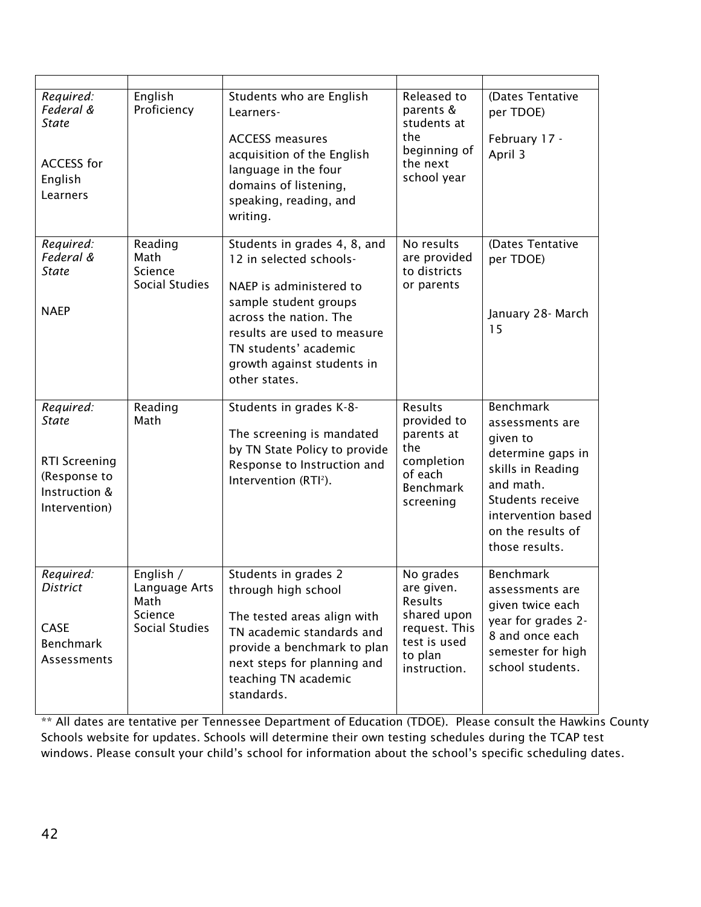| | | | | |
|---|---|---|---|---|
| *Required: Federal & State*<br><br>ACCESS for English Learners | English Proficiency | Students who are English Learners-<br><br>ACCESS measures acquisition of the English language in the four domains of listening, speaking, reading, and writing. | Released to parents & students at the beginning of the next school year | (Dates Tentative per TDOE)<br><br>February 17 - April 3 |
| *Required: Federal & State*<br><br>NAEP | Reading<br>Math<br>Science<br>Social Studies | Students in grades 4, 8, and 12 in selected schools-<br><br>NAEP is administered to sample student groups across the nation. The results are used to measure TN students' academic growth against students in other states. | No results are provided to districts or parents | (Dates Tentative per TDOE)<br><br>January 28- March 15 |
| *Required: State*<br><br>RTI Screening (Response to Instruction & Intervention) | Reading<br>Math | Students in grades K-8-<br><br>The screening is mandated by TN State Policy to provide Response to Instruction and Intervention (RTI[2]). | Results provided to parents at the completion of each Benchmark screening | Benchmark assessments are given to determine gaps in skills in Reading and math. Students receive intervention based on the results of those results. |
| *Required: District*<br><br>CASE Benchmark Assessments | English / Language Arts<br>Math<br>Science<br>Social Studies | Students in grades 2 through high school<br><br>The tested areas align with TN academic standards and provide a benchmark to plan next steps for planning and teaching TN academic standards. | No grades are given. Results shared upon request. This test is used to plan instruction. | Benchmark assessments are given twice each year for grades 2-8 and once each semester for high school students. |

** All dates are tentative per Tennessee Department of Education (TDOE). Please consult the Hawkins County Schools website for updates. Schools will determine their own testing schedules during the TCAP test windows. Please consult your child's school for information about the school's specific scheduling dates.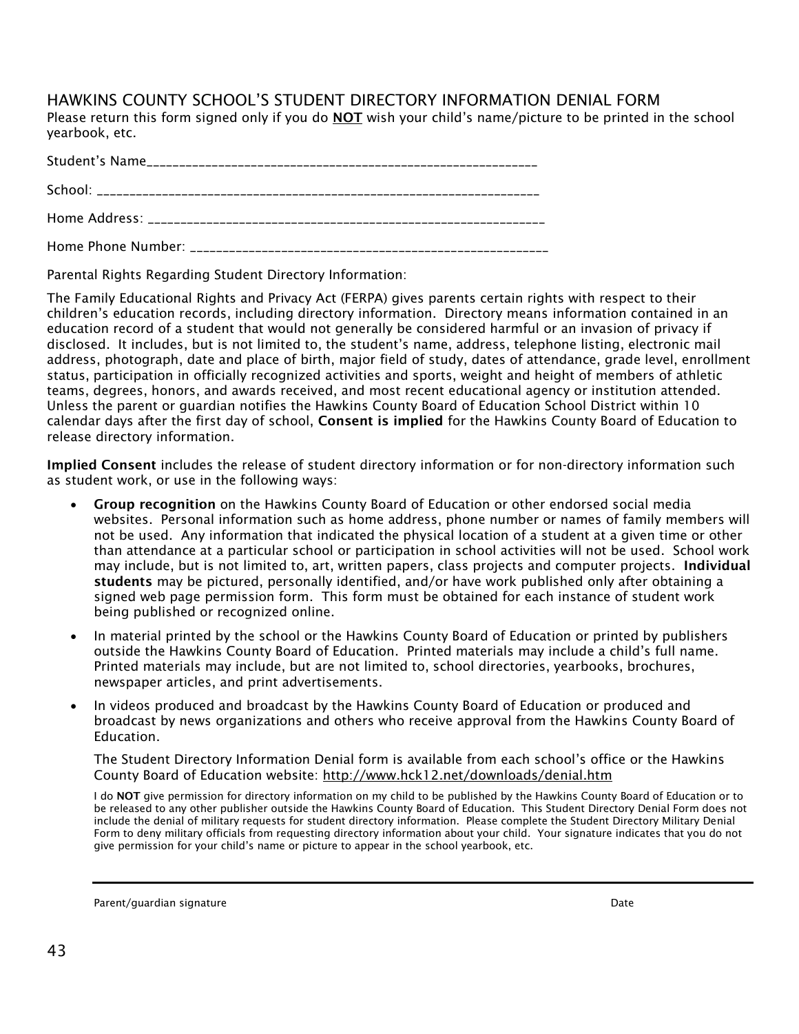# HAWKINS COUNTY SCHOOL'S STUDENT DIRECTORY INFORMATION DENIAL FORM

Please return this form signed only if you do **NOT** wish your child's name/picture to be printed in the school yearbook, etc.

Student's Name_____________________________________________________________

School: ___________________________________________________________________

Home Address: _____________________________________________________________

Home Phone Number: ________________________________________________________

Parental Rights Regarding Student Directory Information:

The Family Educational Rights and Privacy Act (FERPA) gives parents certain rights with respect to their children's education records, including directory information. Directory means information contained in an education record of a student that would not generally be considered harmful or an invasion of privacy if disclosed. It includes, but is not limited to, the student's name, address, telephone listing, electronic mail address, photograph, date and place of birth, major field of study, dates of attendance, grade level, enrollment status, participation in officially recognized activities and sports, weight and height of members of athletic teams, degrees, honors, and awards received, and most recent educational agency or institution attended. Unless the parent or guardian notifies the Hawkins County Board of Education School District within 10 calendar days after the first day of school, **Consent is implied** for the Hawkins County Board of Education to release directory information.

**Implied Consent** includes the release of student directory information or for non-directory information such as student work, or use in the following ways:

- **Group recognition** on the Hawkins County Board of Education or other endorsed social media websites. Personal information such as home address, phone number or names of family members will not be used. Any information that indicated the physical location of a student at a given time or other than attendance at a particular school or participation in school activities will not be used. School work may include, but is not limited to, art, written papers, class projects and computer projects. **Individual students** may be pictured, personally identified, and/or have work published only after obtaining a signed web page permission form. This form must be obtained for each instance of student work being published or recognized online.
- In material printed by the school or the Hawkins County Board of Education or printed by publishers outside the Hawkins County Board of Education. Printed materials may include a child's full name. Printed materials may include, but are not limited to, school directories, yearbooks, brochures, newspaper articles, and print advertisements.
- In videos produced and broadcast by the Hawkins County Board of Education or produced and broadcast by news organizations and others who receive approval from the Hawkins County Board of Education.

  The Student Directory Information Denial form is available from each school's office or the Hawkins County Board of Education website: http://www.hck12.net/downloads/denial.htm

  I do **NOT** give permission for directory information on my child to be published by the Hawkins County Board of Education or to be released to any other publisher outside the Hawkins County Board of Education. This Student Directory Denial Form does not include the denial of military requests for student directory information. Please complete the Student Directory Military Denial Form to deny military officials from requesting directory information about your child. Your signature indicates that you do not give permission for your child's name or picture to appear in the school yearbook, etc.

___________________________________________________________________________

Parent/guardian signature                                                                 Date